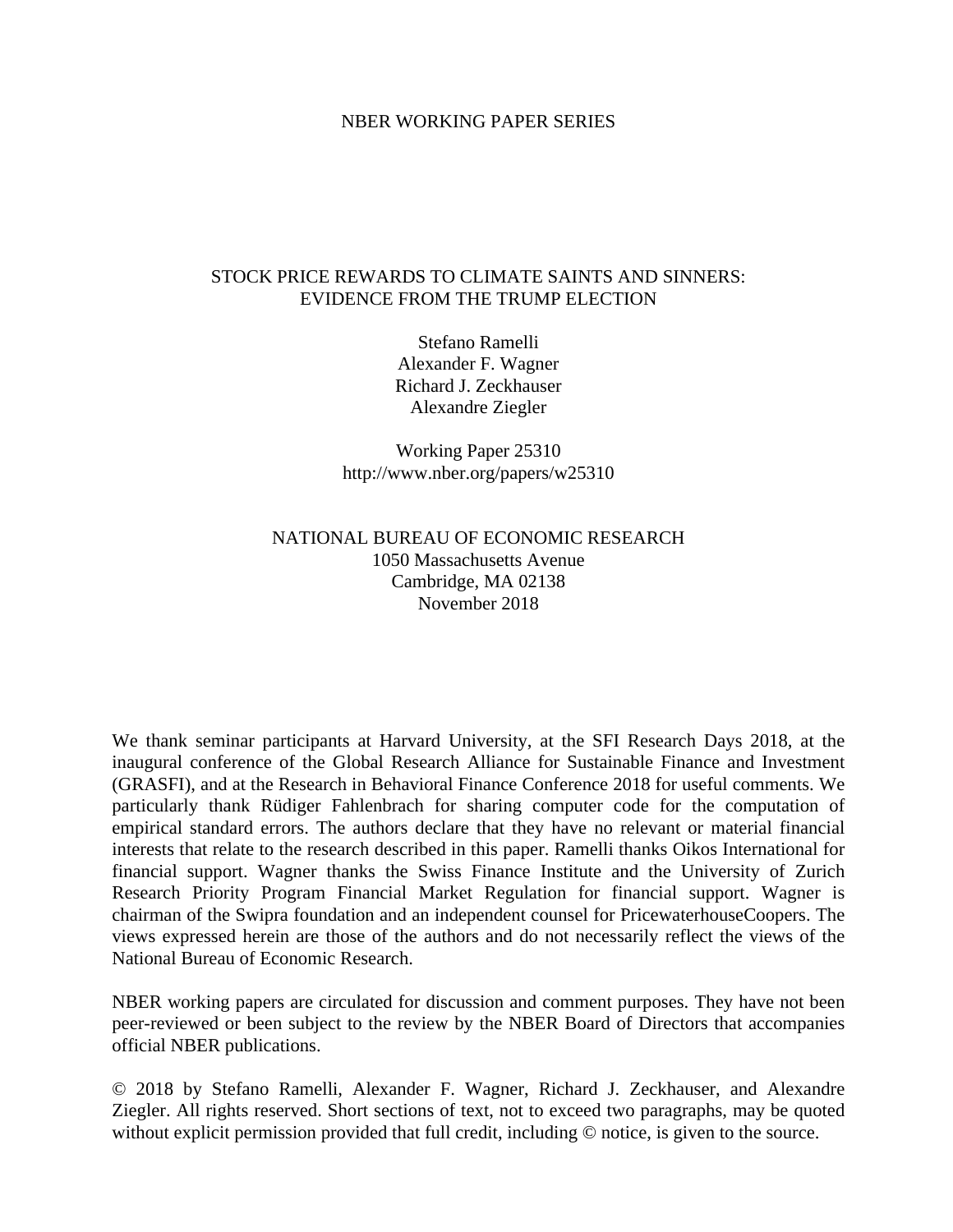NBER WORKING PAPER SERIES

# STOCK PRICE REWARDS TO CLIMATE SAINTS AND SINNERS: EVIDENCE FROM THE TRUMP ELECTION

Stefano Ramelli
Alexander F. Wagner
Richard J. Zeckhauser
Alexandre Ziegler

Working Paper 25310
http://www.nber.org/papers/w25310

NATIONAL BUREAU OF ECONOMIC RESEARCH
1050 Massachusetts Avenue
Cambridge, MA 02138
November 2018

We thank seminar participants at Harvard University, at the SFI Research Days 2018, at the inaugural conference of the Global Research Alliance for Sustainable Finance and Investment (GRASFI), and at the Research in Behavioral Finance Conference 2018 for useful comments. We particularly thank Rüdiger Fahlenbrach for sharing computer code for the computation of empirical standard errors. The authors declare that they have no relevant or material financial interests that relate to the research described in this paper. Ramelli thanks Oikos International for financial support. Wagner thanks the Swiss Finance Institute and the University of Zurich Research Priority Program Financial Market Regulation for financial support. Wagner is chairman of the Swipra foundation and an independent counsel for PricewaterhouseCoopers. The views expressed herein are those of the authors and do not necessarily reflect the views of the National Bureau of Economic Research.

NBER working papers are circulated for discussion and comment purposes. They have not been peer-reviewed or been subject to the review by the NBER Board of Directors that accompanies official NBER publications.

© 2018 by Stefano Ramelli, Alexander F. Wagner, Richard J. Zeckhauser, and Alexandre Ziegler. All rights reserved. Short sections of text, not to exceed two paragraphs, may be quoted without explicit permission provided that full credit, including © notice, is given to the source.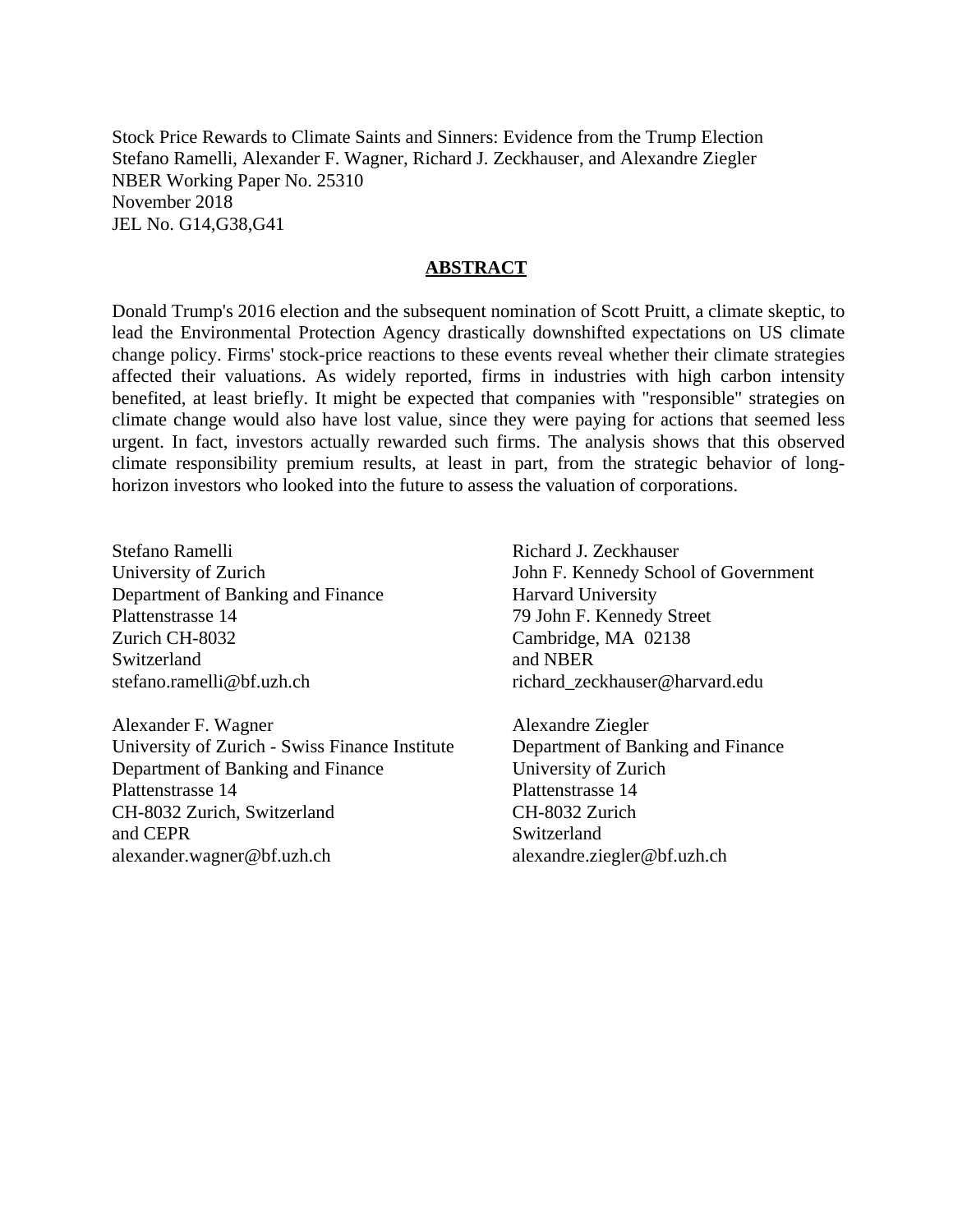Stock Price Rewards to Climate Saints and Sinners: Evidence from the Trump Election
Stefano Ramelli, Alexander F. Wagner, Richard J. Zeckhauser, and Alexandre Ziegler
NBER Working Paper No. 25310
November 2018
JEL No. G14,G38,G41

## ABSTRACT

Donald Trump's 2016 election and the subsequent nomination of Scott Pruitt, a climate skeptic, to lead the Environmental Protection Agency drastically downshifted expectations on US climate change policy. Firms' stock-price reactions to these events reveal whether their climate strategies affected their valuations. As widely reported, firms in industries with high carbon intensity benefited, at least briefly. It might be expected that companies with "responsible" strategies on climate change would also have lost value, since they were paying for actions that seemed less urgent. In fact, investors actually rewarded such firms. The analysis shows that this observed climate responsibility premium results, at least in part, from the strategic behavior of long-horizon investors who looked into the future to assess the valuation of corporations.

Stefano Ramelli
University of Zurich
Department of Banking and Finance
Plattenstrasse 14
Zurich CH-8032
Switzerland
stefano.ramelli@bf.uzh.ch

Alexander F. Wagner
University of Zurich - Swiss Finance Institute
Department of Banking and Finance
Plattenstrasse 14
CH-8032 Zurich, Switzerland
and CEPR
alexander.wagner@bf.uzh.ch

Richard J. Zeckhauser
John F. Kennedy School of Government
Harvard University
79 John F. Kennedy Street
Cambridge, MA 02138
and NBER
richard_zeckhauser@harvard.edu

Alexandre Ziegler
Department of Banking and Finance
University of Zurich
Plattenstrasse 14
CH-8032 Zurich
Switzerland
alexandre.ziegler@bf.uzh.ch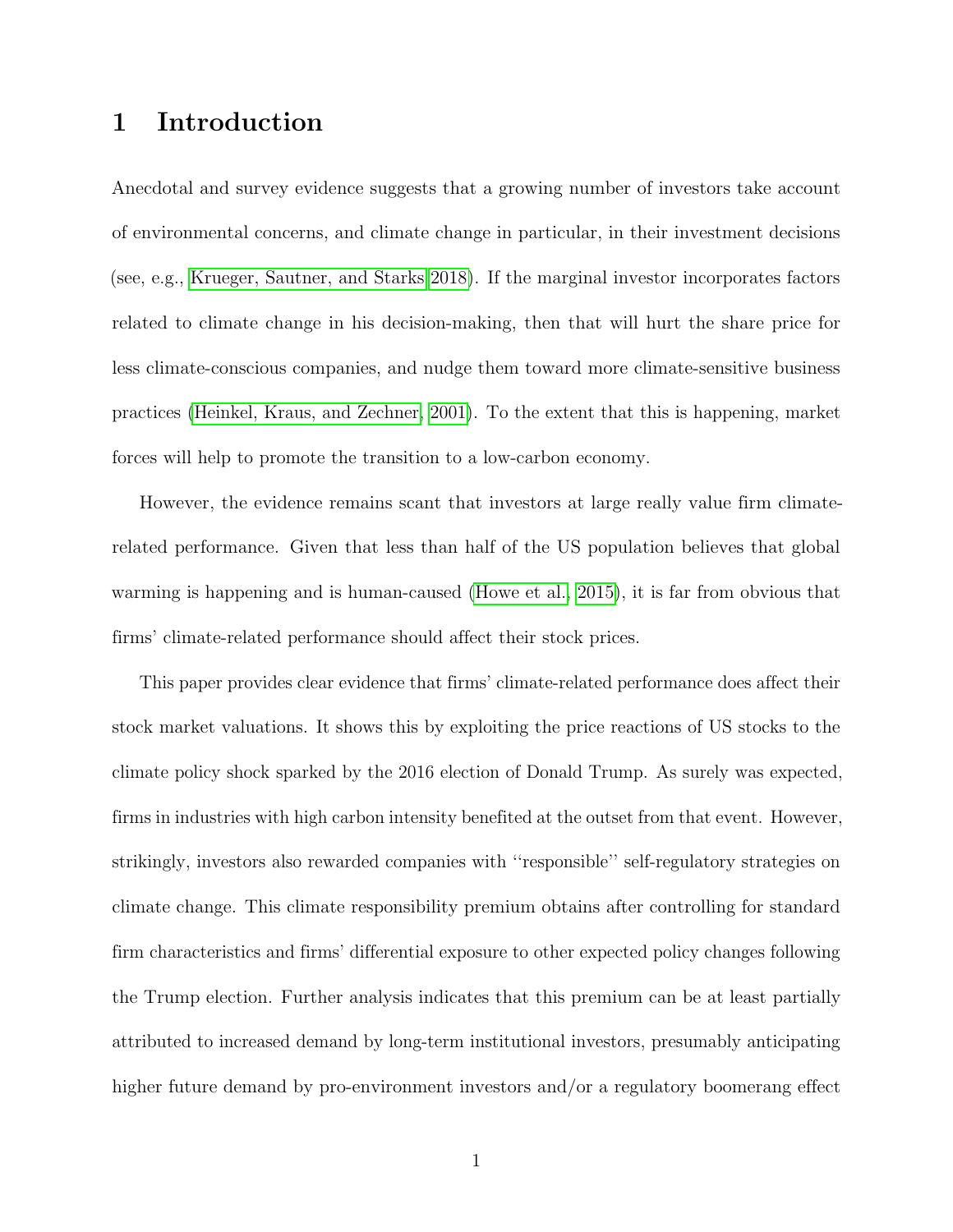# 1 Introduction

Anecdotal and survey evidence suggests that a growing number of investors take account of environmental concerns, and climate change in particular, in their investment decisions (see, e.g., Krueger, Sautner, and Starks 2018). If the marginal investor incorporates factors related to climate change in his decision-making, then that will hurt the share price for less climate-conscious companies, and nudge them toward more climate-sensitive business practices (Heinkel, Kraus, and Zechner, 2001). To the extent that this is happening, market forces will help to promote the transition to a low-carbon economy.

However, the evidence remains scant that investors at large really value firm climate-related performance. Given that less than half of the US population believes that global warming is happening and is human-caused (Howe et al., 2015), it is far from obvious that firms' climate-related performance should affect their stock prices.

This paper provides clear evidence that firms' climate-related performance does affect their stock market valuations. It shows this by exploiting the price reactions of US stocks to the climate policy shock sparked by the 2016 election of Donald Trump. As surely was expected, firms in industries with high carbon intensity benefited at the outset from that event. However, strikingly, investors also rewarded companies with "responsible" self-regulatory strategies on climate change. This climate responsibility premium obtains after controlling for standard firm characteristics and firms' differential exposure to other expected policy changes following the Trump election. Further analysis indicates that this premium can be at least partially attributed to increased demand by long-term institutional investors, presumably anticipating higher future demand by pro-environment investors and/or a regulatory boomerang effect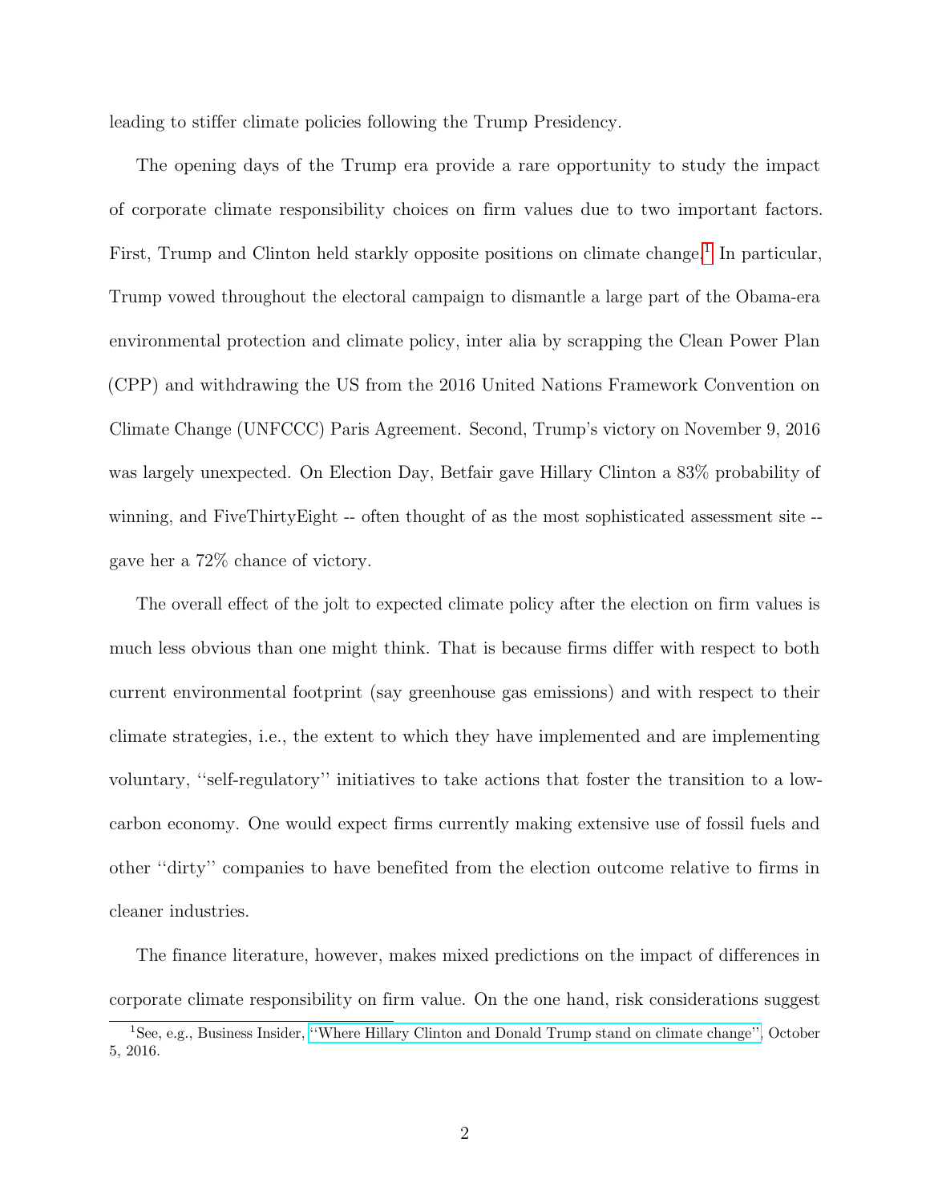leading to stiffer climate policies following the Trump Presidency.

The opening days of the Trump era provide a rare opportunity to study the impact of corporate climate responsibility choices on firm values due to two important factors. First, Trump and Clinton held starkly opposite positions on climate change.[1] In particular, Trump vowed throughout the electoral campaign to dismantle a large part of the Obama-era environmental protection and climate policy, inter alia by scrapping the Clean Power Plan (CPP) and withdrawing the US from the 2016 United Nations Framework Convention on Climate Change (UNFCCC) Paris Agreement. Second, Trump's victory on November 9, 2016 was largely unexpected. On Election Day, Betfair gave Hillary Clinton a 83% probability of winning, and FiveThirtyEight -- often thought of as the most sophisticated assessment site -- gave her a 72% chance of victory.

The overall effect of the jolt to expected climate policy after the election on firm values is much less obvious than one might think. That is because firms differ with respect to both current environmental footprint (say greenhouse gas emissions) and with respect to their climate strategies, i.e., the extent to which they have implemented and are implementing voluntary, ''self-regulatory'' initiatives to take actions that foster the transition to a low-carbon economy. One would expect firms currently making extensive use of fossil fuels and other ''dirty'' companies to have benefited from the election outcome relative to firms in cleaner industries.

The finance literature, however, makes mixed predictions on the impact of differences in corporate climate responsibility on firm value. On the one hand, risk considerations suggest

[1] See, e.g., Business Insider, ''Where Hillary Clinton and Donald Trump stand on climate change'', October 5, 2016.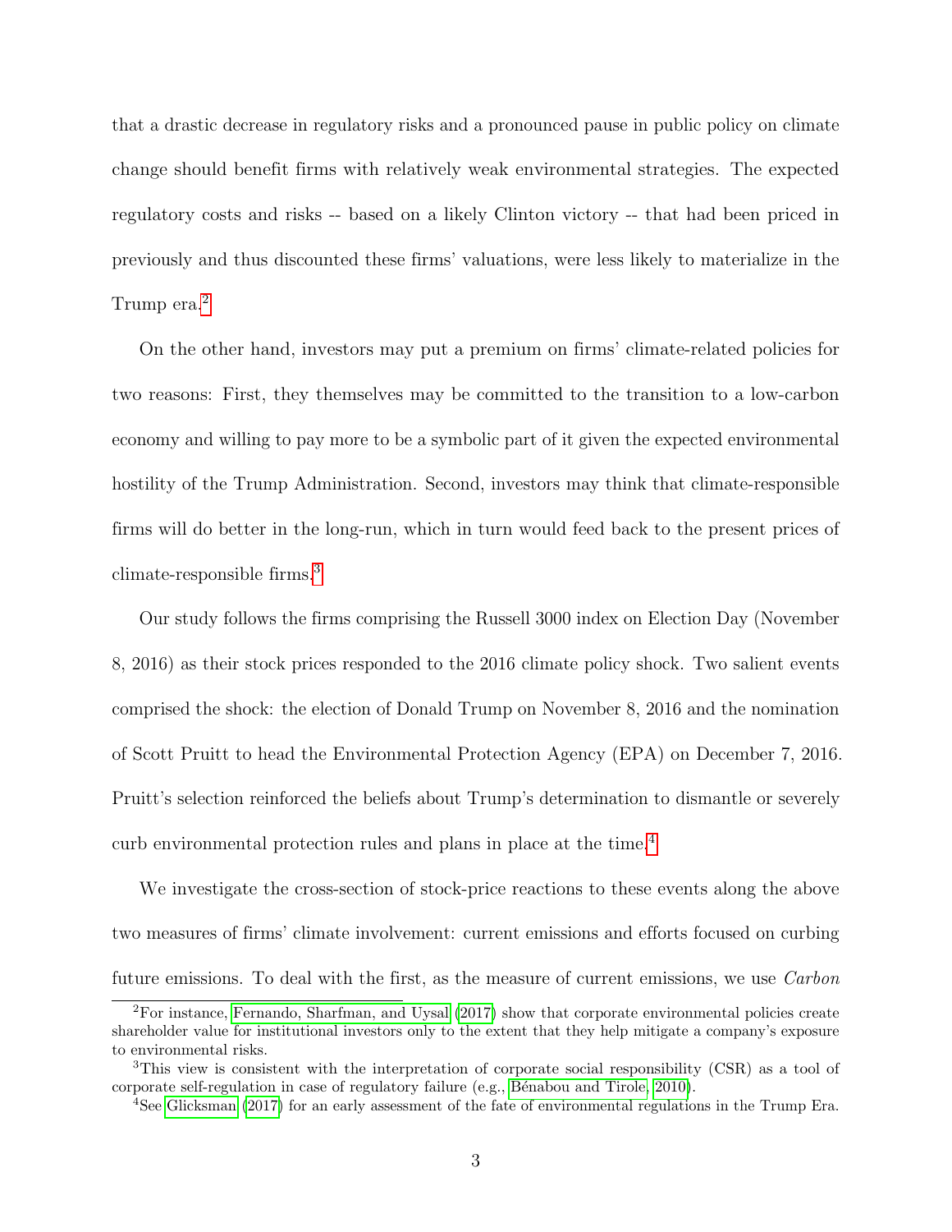that a drastic decrease in regulatory risks and a pronounced pause in public policy on climate change should benefit firms with relatively weak environmental strategies. The expected regulatory costs and risks -- based on a likely Clinton victory -- that had been priced in previously and thus discounted these firms' valuations, were less likely to materialize in the Trump era.[2]

On the other hand, investors may put a premium on firms' climate-related policies for two reasons: First, they themselves may be committed to the transition to a low-carbon economy and willing to pay more to be a symbolic part of it given the expected environmental hostility of the Trump Administration. Second, investors may think that climate-responsible firms will do better in the long-run, which in turn would feed back to the present prices of climate-responsible firms.[3]

Our study follows the firms comprising the Russell 3000 index on Election Day (November 8, 2016) as their stock prices responded to the 2016 climate policy shock. Two salient events comprised the shock: the election of Donald Trump on November 8, 2016 and the nomination of Scott Pruitt to head the Environmental Protection Agency (EPA) on December 7, 2016. Pruitt's selection reinforced the beliefs about Trump's determination to dismantle or severely curb environmental protection rules and plans in place at the time.[4]

We investigate the cross-section of stock-price reactions to these events along the above two measures of firms' climate involvement: current emissions and efforts focused on curbing future emissions. To deal with the first, as the measure of current emissions, we use *Carbon*

---

[2] For instance, Fernando, Sharfman, and Uysal (2017) show that corporate environmental policies create shareholder value for institutional investors only to the extent that they help mitigate a company's exposure to environmental risks.

[3] This view is consistent with the interpretation of corporate social responsibility (CSR) as a tool of corporate self-regulation in case of regulatory failure (e.g., Bénabou and Tirole, 2010).

[4] See Glicksman (2017) for an early assessment of the fate of environmental regulations in the Trump Era.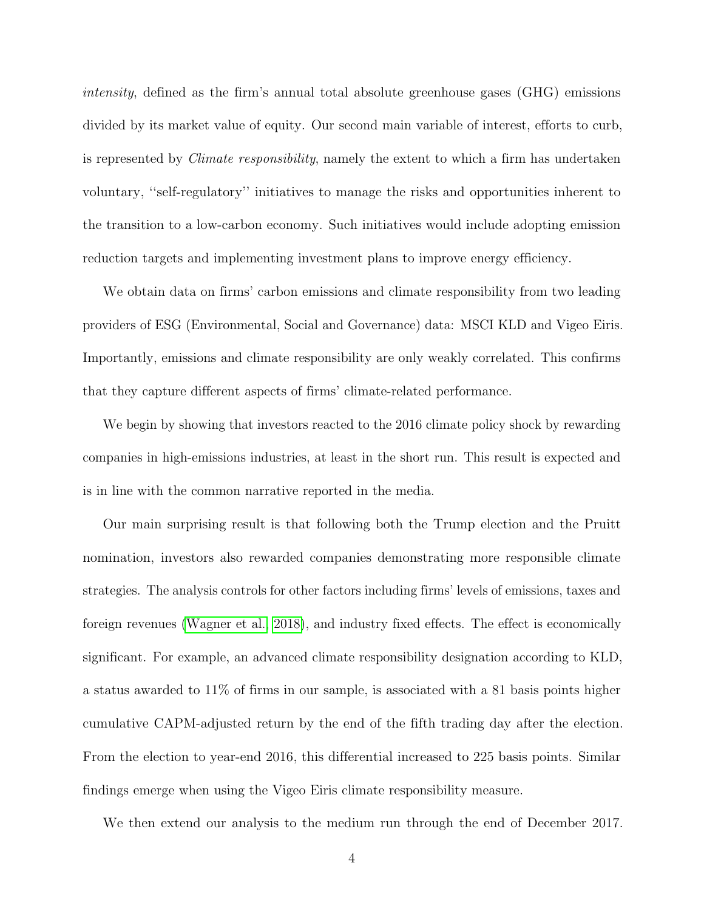*intensity*, defined as the firm's annual total absolute greenhouse gases (GHG) emissions divided by its market value of equity. Our second main variable of interest, efforts to curb, is represented by *Climate responsibility*, namely the extent to which a firm has undertaken voluntary, ''self-regulatory'' initiatives to manage the risks and opportunities inherent to the transition to a low-carbon economy. Such initiatives would include adopting emission reduction targets and implementing investment plans to improve energy efficiency.

We obtain data on firms' carbon emissions and climate responsibility from two leading providers of ESG (Environmental, Social and Governance) data: MSCI KLD and Vigeo Eiris. Importantly, emissions and climate responsibility are only weakly correlated. This confirms that they capture different aspects of firms' climate-related performance.

We begin by showing that investors reacted to the 2016 climate policy shock by rewarding companies in high-emissions industries, at least in the short run. This result is expected and is in line with the common narrative reported in the media.

Our main surprising result is that following both the Trump election and the Pruitt nomination, investors also rewarded companies demonstrating more responsible climate strategies. The analysis controls for other factors including firms' levels of emissions, taxes and foreign revenues (Wagner et al., 2018), and industry fixed effects. The effect is economically significant. For example, an advanced climate responsibility designation according to KLD, a status awarded to 11% of firms in our sample, is associated with a 81 basis points higher cumulative CAPM-adjusted return by the end of the fifth trading day after the election. From the election to year-end 2016, this differential increased to 225 basis points. Similar findings emerge when using the Vigeo Eiris climate responsibility measure.

We then extend our analysis to the medium run through the end of December 2017.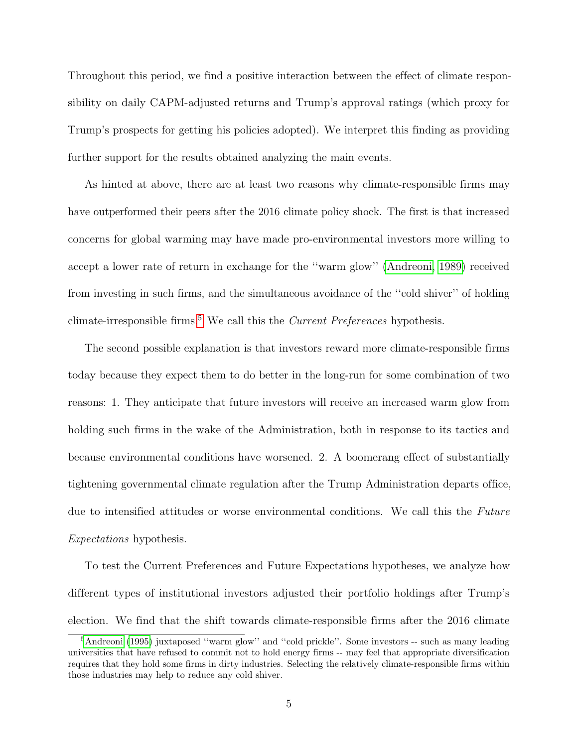Throughout this period, we find a positive interaction between the effect of climate responsibility on daily CAPM-adjusted returns and Trump's approval ratings (which proxy for Trump's prospects for getting his policies adopted). We interpret this finding as providing further support for the results obtained analyzing the main events.

As hinted at above, there are at least two reasons why climate-responsible firms may have outperformed their peers after the 2016 climate policy shock. The first is that increased concerns for global warming may have made pro-environmental investors more willing to accept a lower rate of return in exchange for the "warm glow" (Andreoni, 1989) received from investing in such firms, and the simultaneous avoidance of the "cold shiver" of holding climate-irresponsible firms.[5] We call this the *Current Preferences* hypothesis.

The second possible explanation is that investors reward more climate-responsible firms today because they expect them to do better in the long-run for some combination of two reasons: 1. They anticipate that future investors will receive an increased warm glow from holding such firms in the wake of the Administration, both in response to its tactics and because environmental conditions have worsened. 2. A boomerang effect of substantially tightening governmental climate regulation after the Trump Administration departs office, due to intensified attitudes or worse environmental conditions. We call this the *Future Expectations* hypothesis.

To test the Current Preferences and Future Expectations hypotheses, we analyze how different types of institutional investors adjusted their portfolio holdings after Trump's election. We find that the shift towards climate-responsible firms after the 2016 climate

[5] Andreoni (1995) juxtaposed "warm glow" and "cold prickle". Some investors -- such as many leading universities that have refused to commit not to hold energy firms -- may feel that appropriate diversification requires that they hold some firms in dirty industries. Selecting the relatively climate-responsible firms within those industries may help to reduce any cold shiver.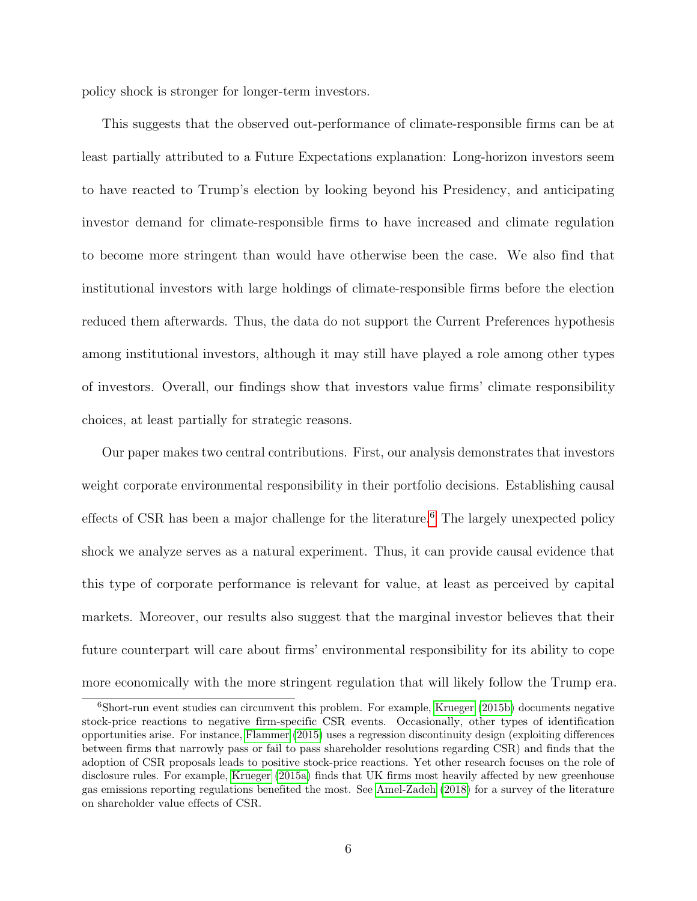policy shock is stronger for longer-term investors.

This suggests that the observed out-performance of climate-responsible firms can be at least partially attributed to a Future Expectations explanation: Long-horizon investors seem to have reacted to Trump's election by looking beyond his Presidency, and anticipating investor demand for climate-responsible firms to have increased and climate regulation to become more stringent than would have otherwise been the case. We also find that institutional investors with large holdings of climate-responsible firms before the election reduced them afterwards. Thus, the data do not support the Current Preferences hypothesis among institutional investors, although it may still have played a role among other types of investors. Overall, our findings show that investors value firms' climate responsibility choices, at least partially for strategic reasons.

Our paper makes two central contributions. First, our analysis demonstrates that investors weight corporate environmental responsibility in their portfolio decisions. Establishing causal effects of CSR has been a major challenge for the literature.[6] The largely unexpected policy shock we analyze serves as a natural experiment. Thus, it can provide causal evidence that this type of corporate performance is relevant for value, at least as perceived by capital markets. Moreover, our results also suggest that the marginal investor believes that their future counterpart will care about firms' environmental responsibility for its ability to cope more economically with the more stringent regulation that will likely follow the Trump era.

[6] Short-run event studies can circumvent this problem. For example, Krueger (2015b) documents negative stock-price reactions to negative firm-specific CSR events. Occasionally, other types of identification opportunities arise. For instance, Flammer (2015) uses a regression discontinuity design (exploiting differences between firms that narrowly pass or fail to pass shareholder resolutions regarding CSR) and finds that the adoption of CSR proposals leads to positive stock-price reactions. Yet other research focuses on the role of disclosure rules. For example, Krueger (2015a) finds that UK firms most heavily affected by new greenhouse gas emissions reporting regulations benefited the most. See Amel-Zadeh (2018) for a survey of the literature on shareholder value effects of CSR.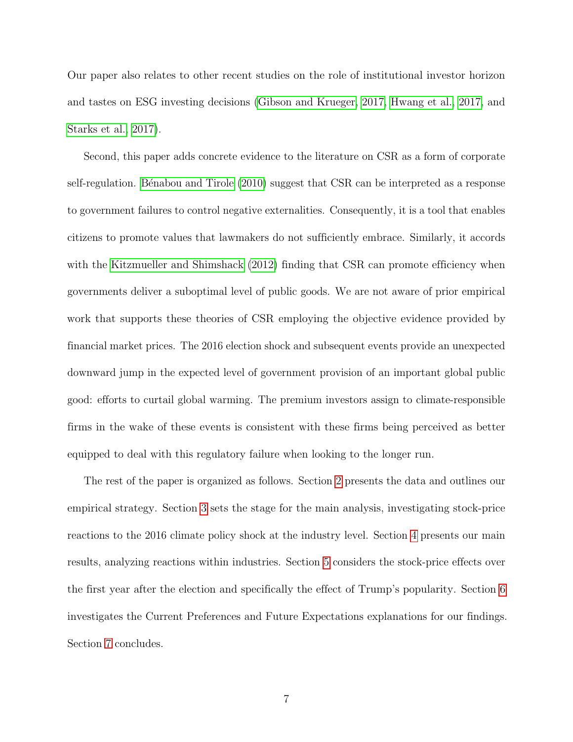Our paper also relates to other recent studies on the role of institutional investor horizon and tastes on ESG investing decisions (Gibson and Krueger, 2017, Hwang et al., 2017, and Starks et al., 2017).

Second, this paper adds concrete evidence to the literature on CSR as a form of corporate self-regulation. Bénabou and Tirole (2010) suggest that CSR can be interpreted as a response to government failures to control negative externalities. Consequently, it is a tool that enables citizens to promote values that lawmakers do not sufficiently embrace. Similarly, it accords with the Kitzmueller and Shimshack (2012) finding that CSR can promote efficiency when governments deliver a suboptimal level of public goods. We are not aware of prior empirical work that supports these theories of CSR employing the objective evidence provided by financial market prices. The 2016 election shock and subsequent events provide an unexpected downward jump in the expected level of government provision of an important global public good: efforts to curtail global warming. The premium investors assign to climate-responsible firms in the wake of these events is consistent with these firms being perceived as better equipped to deal with this regulatory failure when looking to the longer run.

The rest of the paper is organized as follows. Section 2 presents the data and outlines our empirical strategy. Section 3 sets the stage for the main analysis, investigating stock-price reactions to the 2016 climate policy shock at the industry level. Section 4 presents our main results, analyzing reactions within industries. Section 5 considers the stock-price effects over the first year after the election and specifically the effect of Trump's popularity. Section 6 investigates the Current Preferences and Future Expectations explanations for our findings. Section 7 concludes.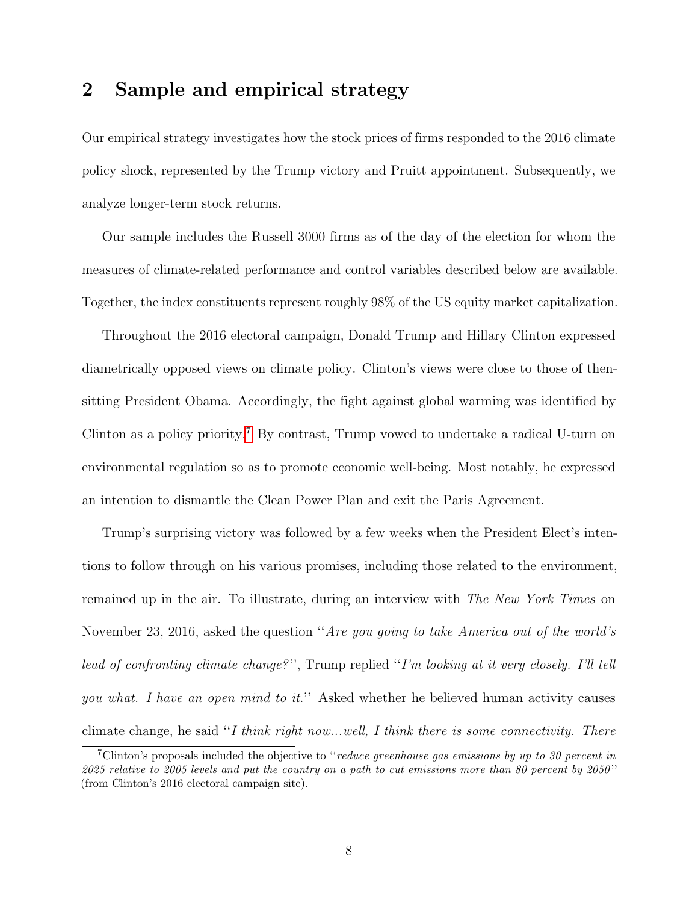## 2 Sample and empirical strategy

Our empirical strategy investigates how the stock prices of firms responded to the 2016 climate policy shock, represented by the Trump victory and Pruitt appointment. Subsequently, we analyze longer-term stock returns.

Our sample includes the Russell 3000 firms as of the day of the election for whom the measures of climate-related performance and control variables described below are available. Together, the index constituents represent roughly 98% of the US equity market capitalization.

Throughout the 2016 electoral campaign, Donald Trump and Hillary Clinton expressed diametrically opposed views on climate policy. Clinton's views were close to those of then-sitting President Obama. Accordingly, the fight against global warming was identified by Clinton as a policy priority.[7] By contrast, Trump vowed to undertake a radical U-turn on environmental regulation so as to promote economic well-being. Most notably, he expressed an intention to dismantle the Clean Power Plan and exit the Paris Agreement.

Trump's surprising victory was followed by a few weeks when the President Elect's intentions to follow through on his various promises, including those related to the environment, remained up in the air. To illustrate, during an interview with *The New York Times* on November 23, 2016, asked the question "*Are you going to take America out of the world's lead of confronting climate change?*", Trump replied "*I'm looking at it very closely. I'll tell you what. I have an open mind to it.*" Asked whether he believed human activity causes climate change, he said "*I think right now...well, I think there is some connectivity. There*

[7] Clinton's proposals included the objective to "*reduce greenhouse gas emissions by up to 30 percent in 2025 relative to 2005 levels and put the country on a path to cut emissions more than 80 percent by 2050*" (from Clinton's 2016 electoral campaign site).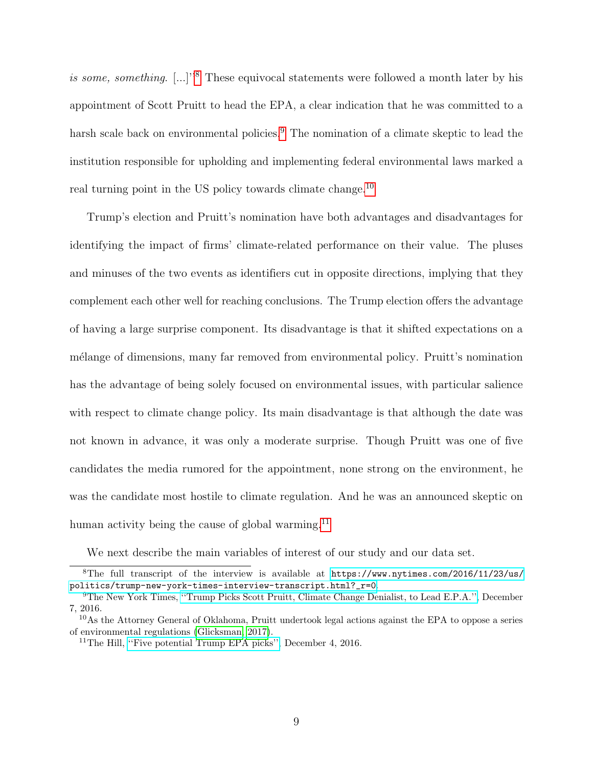*is some, something.* [...]''[8] These equivocal statements were followed a month later by his appointment of Scott Pruitt to head the EPA, a clear indication that he was committed to a harsh scale back on environmental policies.[9] The nomination of a climate skeptic to lead the institution responsible for upholding and implementing federal environmental laws marked a real turning point in the US policy towards climate change.[10]

Trump's election and Pruitt's nomination have both advantages and disadvantages for identifying the impact of firms' climate-related performance on their value. The pluses and minuses of the two events as identifiers cut in opposite directions, implying that they complement each other well for reaching conclusions. The Trump election offers the advantage of having a large surprise component. Its disadvantage is that it shifted expectations on a mélange of dimensions, many far removed from environmental policy. Pruitt's nomination has the advantage of being solely focused on environmental issues, with particular salience with respect to climate change policy. Its main disadvantage is that although the date was not known in advance, it was only a moderate surprise. Though Pruitt was one of five candidates the media rumored for the appointment, none strong on the environment, he was the candidate most hostile to climate regulation. And he was an announced skeptic on human activity being the cause of global warming.[11]

We next describe the main variables of interest of our study and our data set.

---

[8] The full transcript of the interview is available at https://www.nytimes.com/2016/11/23/us/politics/trump-new-york-times-interview-transcript.html?_r=0.

[9] The New York Times, "Trump Picks Scott Pruitt, Climate Change Denialist, to Lead E.P.A.", December 7, 2016.

[10] As the Attorney General of Oklahoma, Pruitt undertook legal actions against the EPA to oppose a series of environmental regulations (Glicksman, 2017).

[11] The Hill, "Five potential Trump EPA picks", December 4, 2016.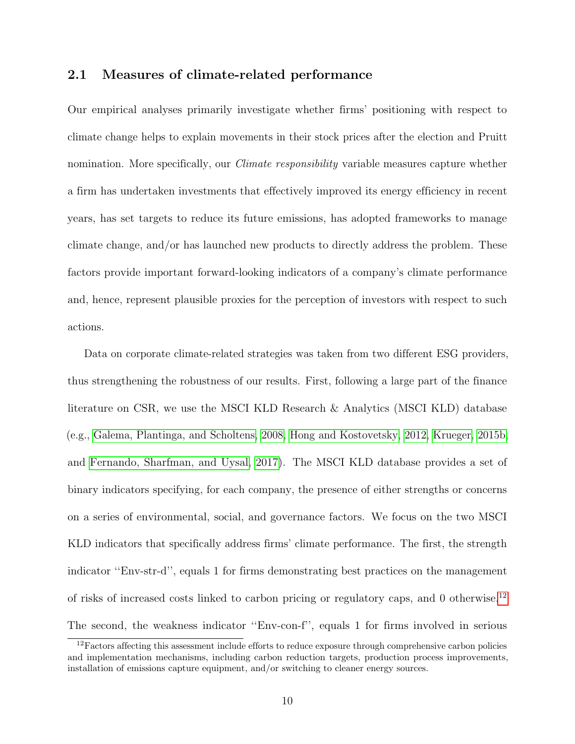### 2.1 Measures of climate-related performance

Our empirical analyses primarily investigate whether firms' positioning with respect to climate change helps to explain movements in their stock prices after the election and Pruitt nomination. More specifically, our *Climate responsibility* variable measures capture whether a firm has undertaken investments that effectively improved its energy efficiency in recent years, has set targets to reduce its future emissions, has adopted frameworks to manage climate change, and/or has launched new products to directly address the problem. These factors provide important forward-looking indicators of a company's climate performance and, hence, represent plausible proxies for the perception of investors with respect to such actions.

Data on corporate climate-related strategies was taken from two different ESG providers, thus strengthening the robustness of our results. First, following a large part of the finance literature on CSR, we use the MSCI KLD Research & Analytics (MSCI KLD) database (e.g., Galema, Plantinga, and Scholtens, 2008, Hong and Kostovetsky, 2012, Krueger, 2015b, and Fernando, Sharfman, and Uysal, 2017). The MSCI KLD database provides a set of binary indicators specifying, for each company, the presence of either strengths or concerns on a series of environmental, social, and governance factors. We focus on the two MSCI KLD indicators that specifically address firms' climate performance. The first, the strength indicator "Env-str-d", equals 1 for firms demonstrating best practices on the management of risks of increased costs linked to carbon pricing or regulatory caps, and 0 otherwise.[12] The second, the weakness indicator "Env-con-f", equals 1 for firms involved in serious

[12] Factors affecting this assessment include efforts to reduce exposure through comprehensive carbon policies and implementation mechanisms, including carbon reduction targets, production process improvements, installation of emissions capture equipment, and/or switching to cleaner energy sources.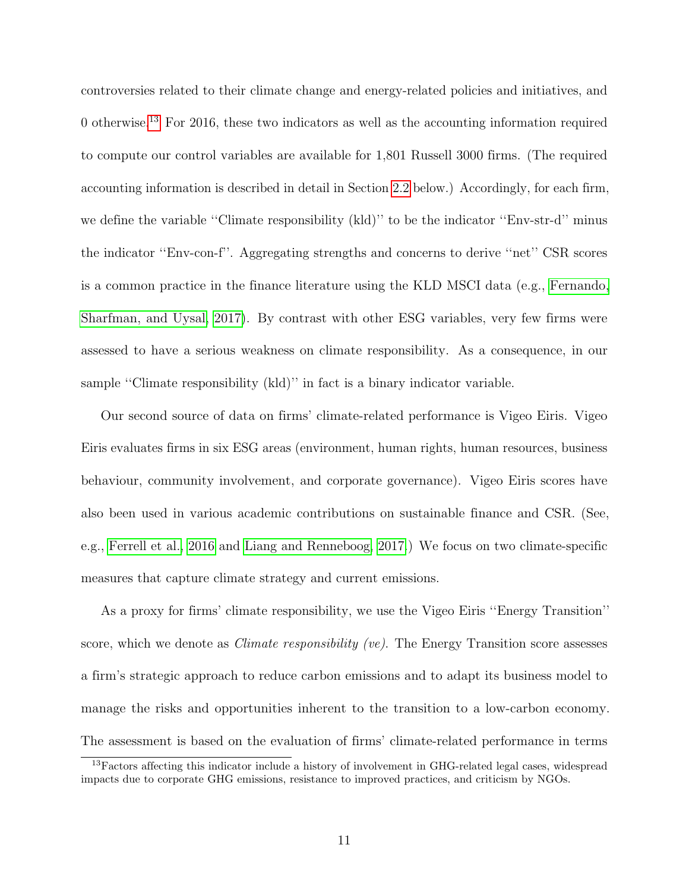controversies related to their climate change and energy-related policies and initiatives, and 0 otherwise.[13] For 2016, these two indicators as well as the accounting information required to compute our control variables are available for 1,801 Russell 3000 firms. (The required accounting information is described in detail in Section 2.2 below.) Accordingly, for each firm, we define the variable ''Climate responsibility (kld)'' to be the indicator ''Env-str-d'' minus the indicator ''Env-con-f''. Aggregating strengths and concerns to derive ''net'' CSR scores is a common practice in the finance literature using the KLD MSCI data (e.g., Fernando, Sharfman, and Uysal, 2017). By contrast with other ESG variables, very few firms were assessed to have a serious weakness on climate responsibility. As a consequence, in our sample ''Climate responsibility (kld)'' in fact is a binary indicator variable.

Our second source of data on firms' climate-related performance is Vigeo Eiris. Vigeo Eiris evaluates firms in six ESG areas (environment, human rights, human resources, business behaviour, community involvement, and corporate governance). Vigeo Eiris scores have also been used in various academic contributions on sustainable finance and CSR. (See, e.g., Ferrell et al., 2016 and Liang and Renneboog, 2017.) We focus on two climate-specific measures that capture climate strategy and current emissions.

As a proxy for firms' climate responsibility, we use the Vigeo Eiris ''Energy Transition'' score, which we denote as *Climate responsibility (ve)*. The Energy Transition score assesses a firm's strategic approach to reduce carbon emissions and to adapt its business model to manage the risks and opportunities inherent to the transition to a low-carbon economy. The assessment is based on the evaluation of firms' climate-related performance in terms

[13] Factors affecting this indicator include a history of involvement in GHG-related legal cases, widespread impacts due to corporate GHG emissions, resistance to improved practices, and criticism by NGOs.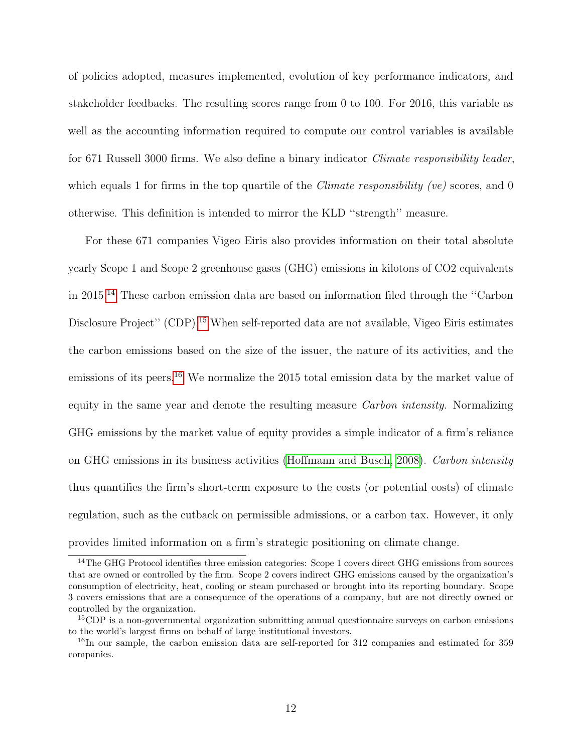of policies adopted, measures implemented, evolution of key performance indicators, and stakeholder feedbacks. The resulting scores range from 0 to 100. For 2016, this variable as well as the accounting information required to compute our control variables is available for 671 Russell 3000 firms. We also define a binary indicator *Climate responsibility leader*, which equals 1 for firms in the top quartile of the *Climate responsibility (ve)* scores, and 0 otherwise. This definition is intended to mirror the KLD "strength" measure.

For these 671 companies Vigeo Eiris also provides information on their total absolute yearly Scope 1 and Scope 2 greenhouse gases (GHG) emissions in kilotons of CO2 equivalents in 2015.[14] These carbon emission data are based on information filed through the "Carbon Disclosure Project" (CDP).[15] When self-reported data are not available, Vigeo Eiris estimates the carbon emissions based on the size of the issuer, the nature of its activities, and the emissions of its peers.[16] We normalize the 2015 total emission data by the market value of equity in the same year and denote the resulting measure *Carbon intensity*. Normalizing GHG emissions by the market value of equity provides a simple indicator of a firm's reliance on GHG emissions in its business activities (Hoffmann and Busch, 2008). *Carbon intensity* thus quantifies the firm's short-term exposure to the costs (or potential costs) of climate regulation, such as the cutback on permissible admissions, or a carbon tax. However, it only provides limited information on a firm's strategic positioning on climate change.

[14] The GHG Protocol identifies three emission categories: Scope 1 covers direct GHG emissions from sources that are owned or controlled by the firm. Scope 2 covers indirect GHG emissions caused by the organization's consumption of electricity, heat, cooling or steam purchased or brought into its reporting boundary. Scope 3 covers emissions that are a consequence of the operations of a company, but are not directly owned or controlled by the organization.

[15] CDP is a non-governmental organization submitting annual questionnaire surveys on carbon emissions to the world's largest firms on behalf of large institutional investors.

[16] In our sample, the carbon emission data are self-reported for 312 companies and estimated for 359 companies.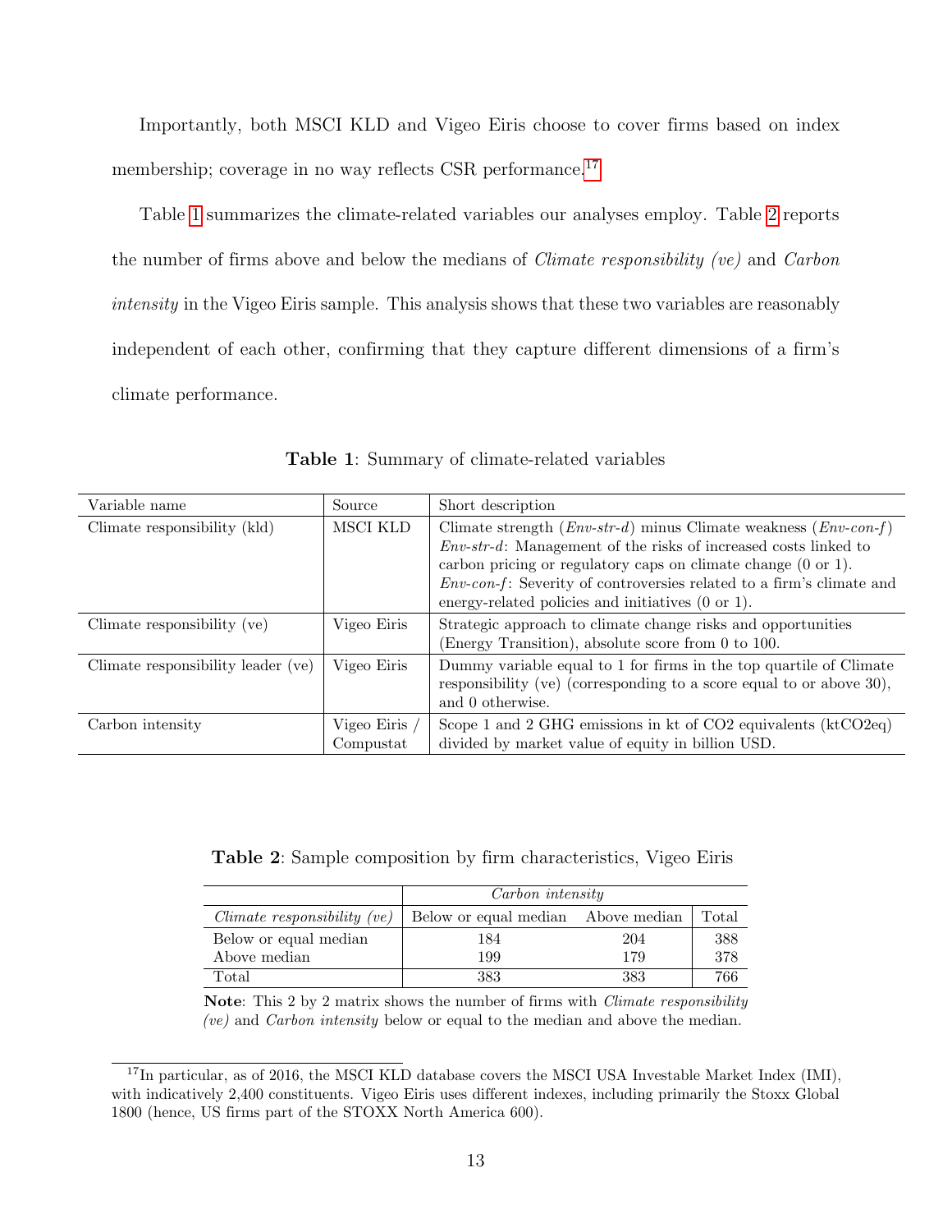Importantly, both MSCI KLD and Vigeo Eiris choose to cover firms based on index membership; coverage in no way reflects CSR performance.[17]

Table 1 summarizes the climate-related variables our analyses employ. Table 2 reports the number of firms above and below the medians of *Climate responsibility (ve)* and *Carbon intensity* in the Vigeo Eiris sample. This analysis shows that these two variables are reasonably independent of each other, confirming that they capture different dimensions of a firm's climate performance.

**Table 1**: Summary of climate-related variables

| Variable name | Source | Short description |
|---|---|---|
| Climate responsibility (kld) | MSCI KLD | Climate strength (*Env-str-d*) minus Climate weakness (*Env-con-f*) *Env-str-d*: Management of the risks of increased costs linked to carbon pricing or regulatory caps on climate change (0 or 1). *Env-con-f*: Severity of controversies related to a firm's climate and energy-related policies and initiatives (0 or 1). |
| Climate responsibility (ve) | Vigeo Eiris | Strategic approach to climate change risks and opportunities (Energy Transition), absolute score from 0 to 100. |
| Climate responsibility leader (ve) | Vigeo Eiris | Dummy variable equal to 1 for firms in the top quartile of Climate responsibility (ve) (corresponding to a score equal to or above 30), and 0 otherwise. |
| Carbon intensity | Vigeo Eiris / Compustat | Scope 1 and 2 GHG emissions in kt of CO2 equivalents (ktCO2eq) divided by market value of equity in billion USD. |

**Table 2**: Sample composition by firm characteristics, Vigeo Eiris

| | *Carbon intensity* | | |
|---|---|---|---|
| *Climate responsibility (ve)* | Below or equal median | Above median | Total |
| Below or equal median | 184 | 204 | 388 |
| Above median | 199 | 179 | 378 |
| Total | 383 | 383 | 766 |

**Note**: This 2 by 2 matrix shows the number of firms with *Climate responsibility (ve)* and *Carbon intensity* below or equal to the median and above the median.

[17] In particular, as of 2016, the MSCI KLD database covers the MSCI USA Investable Market Index (IMI), with indicatively 2,400 constituents. Vigeo Eiris uses different indexes, including primarily the Stoxx Global 1800 (hence, US firms part of the STOXX North America 600).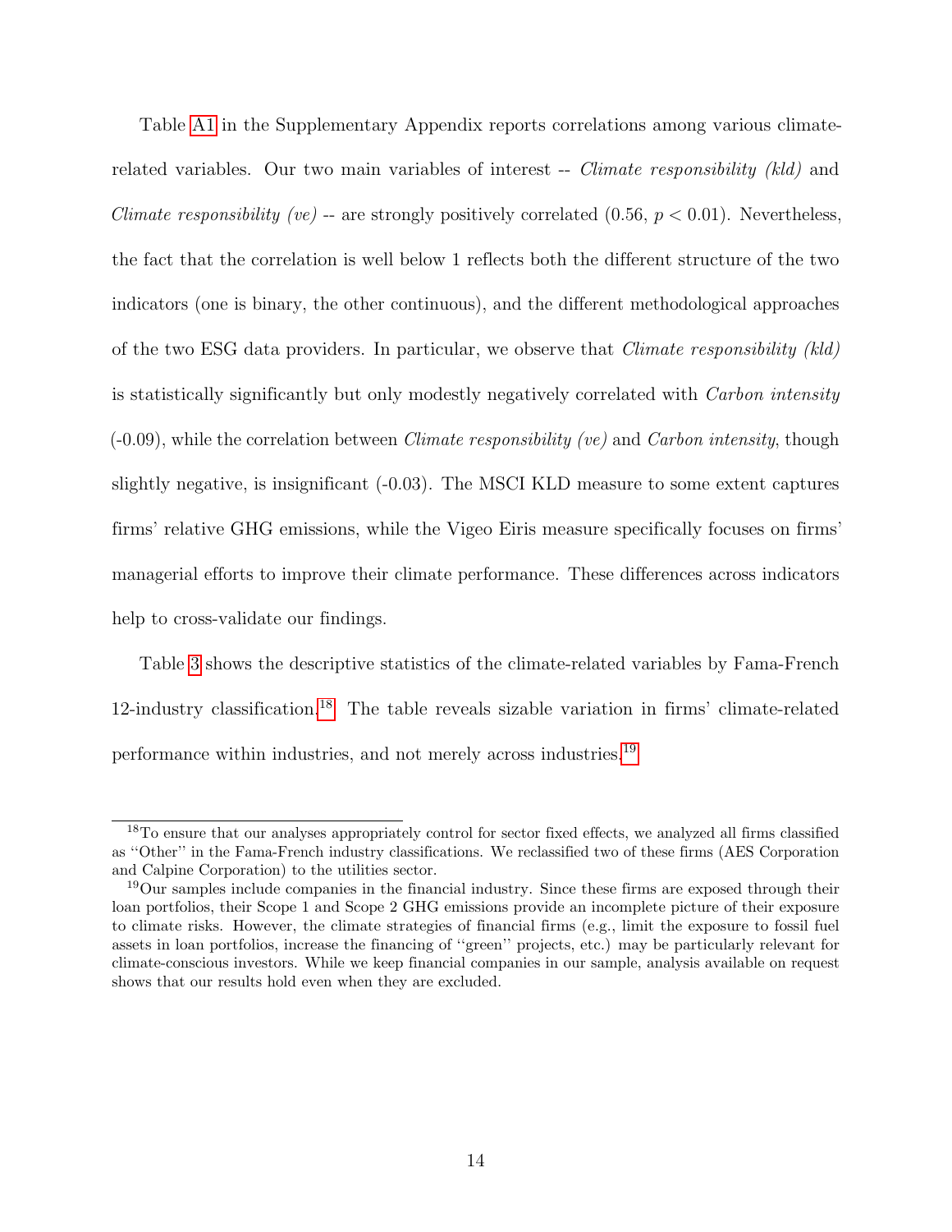Table A1 in the Supplementary Appendix reports correlations among various climate-related variables. Our two main variables of interest -- *Climate responsibility (kld)* and *Climate responsibility (ve)* -- are strongly positively correlated (0.56, $p < 0.01$). Nevertheless, the fact that the correlation is well below 1 reflects both the different structure of the two indicators (one is binary, the other continuous), and the different methodological approaches of the two ESG data providers. In particular, we observe that *Climate responsibility (kld)* is statistically significantly but only modestly negatively correlated with *Carbon intensity* (-0.09), while the correlation between *Climate responsibility (ve)* and *Carbon intensity*, though slightly negative, is insignificant (-0.03). The MSCI KLD measure to some extent captures firms' relative GHG emissions, while the Vigeo Eiris measure specifically focuses on firms' managerial efforts to improve their climate performance. These differences across indicators help to cross-validate our findings.

Table 3 shows the descriptive statistics of the climate-related variables by Fama-French 12-industry classification.[18] The table reveals sizable variation in firms' climate-related performance within industries, and not merely across industries.[19]

---

[18] To ensure that our analyses appropriately control for sector fixed effects, we analyzed all firms classified as ''Other'' in the Fama-French industry classifications. We reclassified two of these firms (AES Corporation and Calpine Corporation) to the utilities sector.

[19] Our samples include companies in the financial industry. Since these firms are exposed through their loan portfolios, their Scope 1 and Scope 2 GHG emissions provide an incomplete picture of their exposure to climate risks. However, the climate strategies of financial firms (e.g., limit the exposure to fossil fuel assets in loan portfolios, increase the financing of ''green'' projects, etc.) may be particularly relevant for climate-conscious investors. While we keep financial companies in our sample, analysis available on request shows that our results hold even when they are excluded.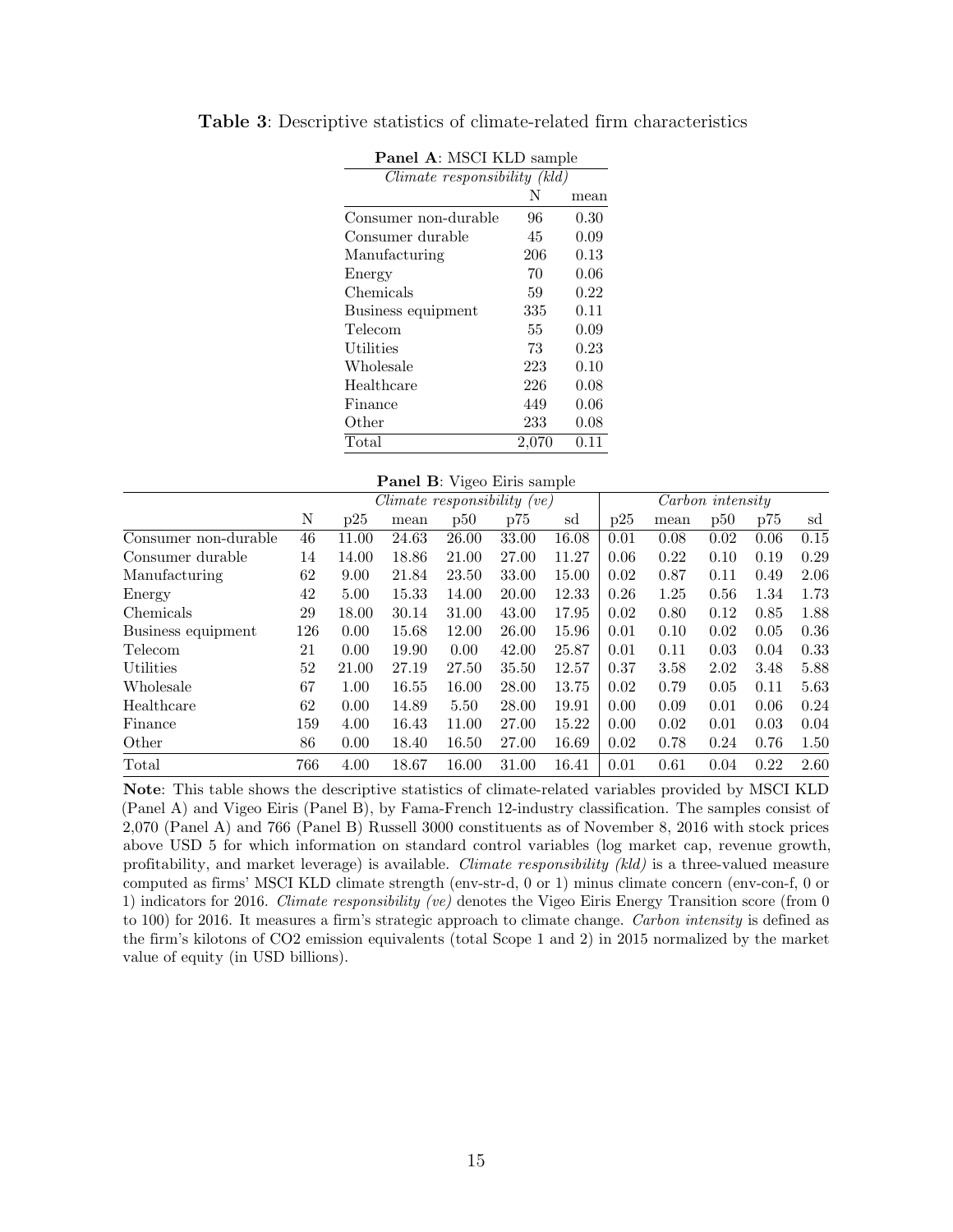**Table 3**: Descriptive statistics of climate-related firm characteristics

**Panel A**: MSCI KLD sample

| | *Climate responsibility (kld)* | |
|---|---|---|
| | N | mean |
| Consumer non-durable | 96 | 0.30 |
| Consumer durable | 45 | 0.09 |
| Manufacturing | 206 | 0.13 |
| Energy | 70 | 0.06 |
| Chemicals | 59 | 0.22 |
| Business equipment | 335 | 0.11 |
| Telecom | 55 | 0.09 |
| Utilities | 73 | 0.23 |
| Wholesale | 223 | 0.10 |
| Healthcare | 226 | 0.08 |
| Finance | 449 | 0.06 |
| Other | 233 | 0.08 |
| Total | 2,070 | 0.11 |

**Panel B**: Vigeo Eiris sample

| | *Climate responsibility (ve)* | | | | | | *Carbon intensity* | | | | |
|---|---|---|---|---|---|---|---|---|---|---|---|
| | N | p25 | mean | p50 | p75 | sd | p25 | mean | p50 | p75 | sd |
| Consumer non-durable | 46 | 11.00 | 24.63 | 26.00 | 33.00 | 16.08 | 0.01 | 0.08 | 0.02 | 0.06 | 0.15 |
| Consumer durable | 14 | 14.00 | 18.86 | 21.00 | 27.00 | 11.27 | 0.06 | 0.22 | 0.10 | 0.19 | 0.29 |
| Manufacturing | 62 | 9.00 | 21.84 | 23.50 | 33.00 | 15.00 | 0.02 | 0.87 | 0.11 | 0.49 | 2.06 |
| Energy | 42 | 5.00 | 15.33 | 14.00 | 20.00 | 12.33 | 0.26 | 1.25 | 0.56 | 1.34 | 1.73 |
| Chemicals | 29 | 18.00 | 30.14 | 31.00 | 43.00 | 17.95 | 0.02 | 0.80 | 0.12 | 0.85 | 1.88 |
| Business equipment | 126 | 0.00 | 15.68 | 12.00 | 26.00 | 15.96 | 0.01 | 0.10 | 0.02 | 0.05 | 0.36 |
| Telecom | 21 | 0.00 | 19.90 | 0.00 | 42.00 | 25.87 | 0.01 | 0.11 | 0.03 | 0.04 | 0.33 |
| Utilities | 52 | 21.00 | 27.19 | 27.50 | 35.50 | 12.57 | 0.37 | 3.58 | 2.02 | 3.48 | 5.88 |
| Wholesale | 67 | 1.00 | 16.55 | 16.00 | 28.00 | 13.75 | 0.02 | 0.79 | 0.05 | 0.11 | 5.63 |
| Healthcare | 62 | 0.00 | 14.89 | 5.50 | 28.00 | 19.91 | 0.00 | 0.09 | 0.01 | 0.06 | 0.24 |
| Finance | 159 | 4.00 | 16.43 | 11.00 | 27.00 | 15.22 | 0.00 | 0.02 | 0.01 | 0.03 | 0.04 |
| Other | 86 | 0.00 | 18.40 | 16.50 | 27.00 | 16.69 | 0.02 | 0.78 | 0.24 | 0.76 | 1.50 |
| Total | 766 | 4.00 | 18.67 | 16.00 | 31.00 | 16.41 | 0.01 | 0.61 | 0.04 | 0.22 | 2.60 |

**Note**: This table shows the descriptive statistics of climate-related variables provided by MSCI KLD (Panel A) and Vigeo Eiris (Panel B), by Fama-French 12-industry classification. The samples consist of 2,070 (Panel A) and 766 (Panel B) Russell 3000 constituents as of November 8, 2016 with stock prices above USD 5 for which information on standard control variables (log market cap, revenue growth, profitability, and market leverage) is available. *Climate responsibility (kld)* is a three-valued measure computed as firms' MSCI KLD climate strength (env-str-d, 0 or 1) minus climate concern (env-con-f, 0 or 1) indicators for 2016. *Climate responsibility (ve)* denotes the Vigeo Eiris Energy Transition score (from 0 to 100) for 2016. It measures a firm's strategic approach to climate change. *Carbon intensity* is defined as the firm's kilotons of CO2 emission equivalents (total Scope 1 and 2) in 2015 normalized by the market value of equity (in USD billions).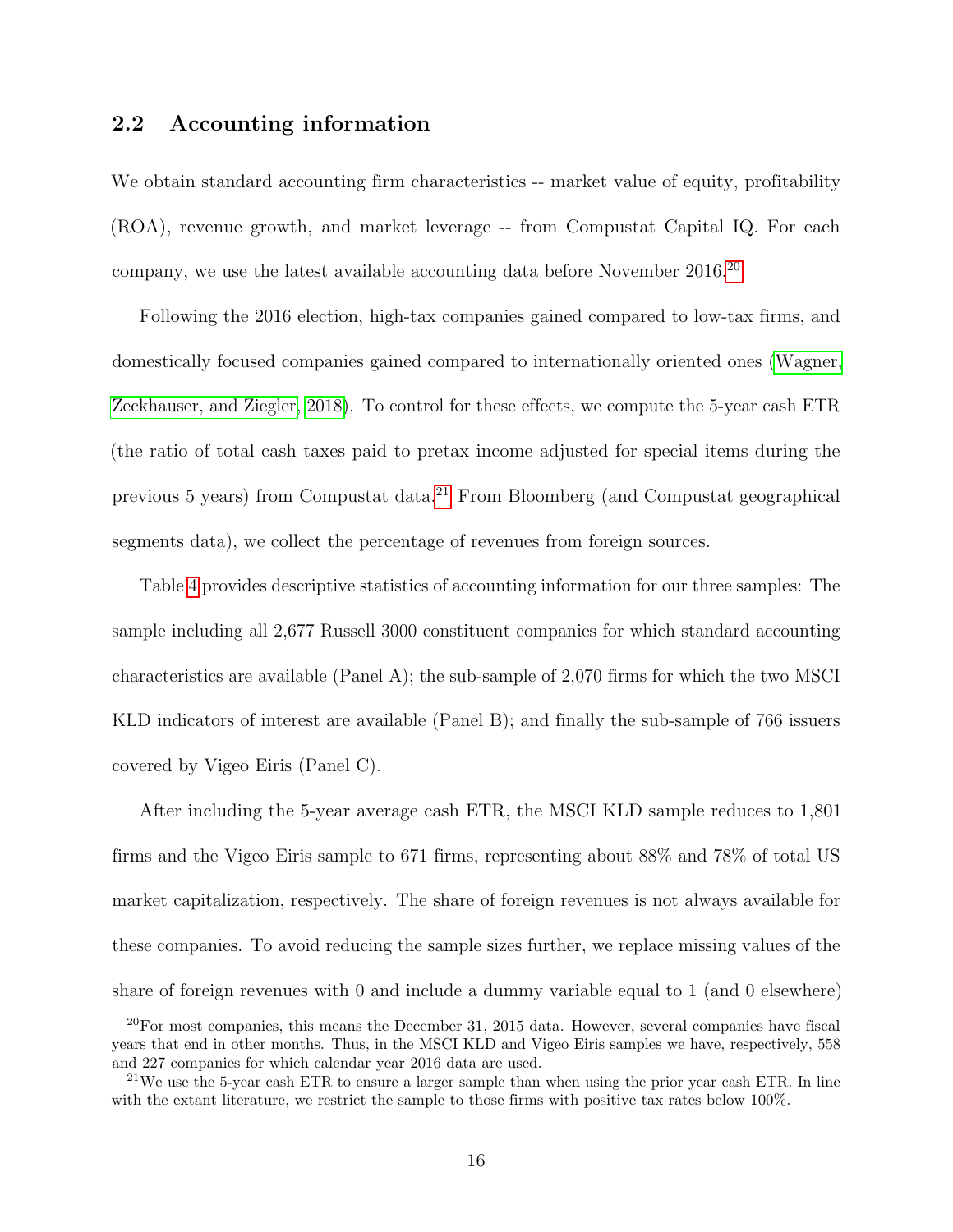## 2.2 Accounting information

We obtain standard accounting firm characteristics -- market value of equity, profitability (ROA), revenue growth, and market leverage -- from Compustat Capital IQ. For each company, we use the latest available accounting data before November 2016.[20]

Following the 2016 election, high-tax companies gained compared to low-tax firms, and domestically focused companies gained compared to internationally oriented ones (Wagner, Zeckhauser, and Ziegler, 2018). To control for these effects, we compute the 5-year cash ETR (the ratio of total cash taxes paid to pretax income adjusted for special items during the previous 5 years) from Compustat data.[21] From Bloomberg (and Compustat geographical segments data), we collect the percentage of revenues from foreign sources.

Table 4 provides descriptive statistics of accounting information for our three samples: The sample including all 2,677 Russell 3000 constituent companies for which standard accounting characteristics are available (Panel A); the sub-sample of 2,070 firms for which the two MSCI KLD indicators of interest are available (Panel B); and finally the sub-sample of 766 issuers covered by Vigeo Eiris (Panel C).

After including the 5-year average cash ETR, the MSCI KLD sample reduces to 1,801 firms and the Vigeo Eiris sample to 671 firms, representing about 88% and 78% of total US market capitalization, respectively. The share of foreign revenues is not always available for these companies. To avoid reducing the sample sizes further, we replace missing values of the share of foreign revenues with 0 and include a dummy variable equal to 1 (and 0 elsewhere)

[20] For most companies, this means the December 31, 2015 data. However, several companies have fiscal years that end in other months. Thus, in the MSCI KLD and Vigeo Eiris samples we have, respectively, 558 and 227 companies for which calendar year 2016 data are used.

[21] We use the 5-year cash ETR to ensure a larger sample than when using the prior year cash ETR. In line with the extant literature, we restrict the sample to those firms with positive tax rates below 100%.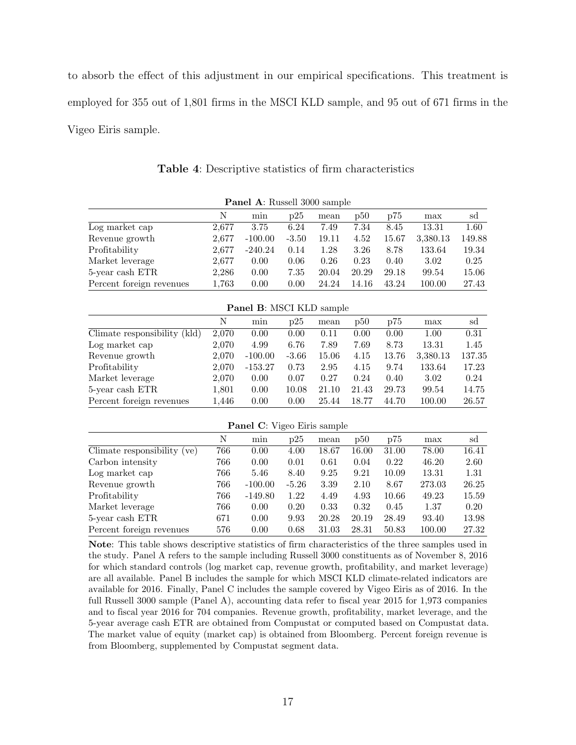to absorb the effect of this adjustment in our empirical specifications. This treatment is employed for 355 out of 1,801 firms in the MSCI KLD sample, and 95 out of 671 firms in the Vigeo Eiris sample.

**Table 4**: Descriptive statistics of firm characteristics

**Panel A**: Russell 3000 sample

| | N | min | p25 | mean | p50 | p75 | max | sd |
|---|---|---|---|---|---|---|---|---|
| Log market cap | 2,677 | 3.75 | 6.24 | 7.49 | 7.34 | 8.45 | 13.31 | 1.60 |
| Revenue growth | 2,677 | -100.00 | -3.50 | 19.11 | 4.52 | 15.67 | 3,380.13 | 149.88 |
| Profitability | 2,677 | -240.24 | 0.14 | 1.28 | 3.26 | 8.78 | 133.64 | 19.34 |
| Market leverage | 2,677 | 0.00 | 0.06 | 0.26 | 0.23 | 0.40 | 3.02 | 0.25 |
| 5-year cash ETR | 2,286 | 0.00 | 7.35 | 20.04 | 20.29 | 29.18 | 99.54 | 15.06 |
| Percent foreign revenues | 1,763 | 0.00 | 0.00 | 24.24 | 14.16 | 43.24 | 100.00 | 27.43 |

**Panel B**: MSCI KLD sample

| | N | min | p25 | mean | p50 | p75 | max | sd |
|---|---|---|---|---|---|---|---|---|
| Climate responsibility (kld) | 2,070 | 0.00 | 0.00 | 0.11 | 0.00 | 0.00 | 1.00 | 0.31 |
| Log market cap | 2,070 | 4.99 | 6.76 | 7.89 | 7.69 | 8.73 | 13.31 | 1.45 |
| Revenue growth | 2,070 | -100.00 | -3.66 | 15.06 | 4.15 | 13.76 | 3,380.13 | 137.35 |
| Profitability | 2,070 | -153.27 | 0.73 | 2.95 | 4.15 | 9.74 | 133.64 | 17.23 |
| Market leverage | 2,070 | 0.00 | 0.07 | 0.27 | 0.24 | 0.40 | 3.02 | 0.24 |
| 5-year cash ETR | 1,801 | 0.00 | 10.08 | 21.10 | 21.43 | 29.73 | 99.54 | 14.75 |
| Percent foreign revenues | 1,446 | 0.00 | 0.00 | 25.44 | 18.77 | 44.70 | 100.00 | 26.57 |

**Panel C**: Vigeo Eiris sample

| | N | min | p25 | mean | p50 | p75 | max | sd |
|---|---|---|---|---|---|---|---|---|
| Climate responsibility (ve) | 766 | 0.00 | 4.00 | 18.67 | 16.00 | 31.00 | 78.00 | 16.41 |
| Carbon intensity | 766 | 0.00 | 0.01 | 0.61 | 0.04 | 0.22 | 46.20 | 2.60 |
| Log market cap | 766 | 5.46 | 8.40 | 9.25 | 9.21 | 10.09 | 13.31 | 1.31 |
| Revenue growth | 766 | -100.00 | -5.26 | 3.39 | 2.10 | 8.67 | 273.03 | 26.25 |
| Profitability | 766 | -149.80 | 1.22 | 4.49 | 4.93 | 10.66 | 49.23 | 15.59 |
| Market leverage | 766 | 0.00 | 0.20 | 0.33 | 0.32 | 0.45 | 1.37 | 0.20 |
| 5-year cash ETR | 671 | 0.00 | 9.93 | 20.28 | 20.19 | 28.49 | 93.40 | 13.98 |
| Percent foreign revenues | 576 | 0.00 | 0.68 | 31.03 | 28.31 | 50.83 | 100.00 | 27.32 |

**Note**: This table shows descriptive statistics of firm characteristics of the three samples used in the study. Panel A refers to the sample including Russell 3000 constituents as of November 8, 2016 for which standard controls (log market cap, revenue growth, profitability, and market leverage) are all available. Panel B includes the sample for which MSCI KLD climate-related indicators are available for 2016. Finally, Panel C includes the sample covered by Vigeo Eiris as of 2016. In the full Russell 3000 sample (Panel A), accounting data refer to fiscal year 2015 for 1,973 companies and to fiscal year 2016 for 704 companies. Revenue growth, profitability, market leverage, and the 5-year average cash ETR are obtained from Compustat or computed based on Compustat data. The market value of equity (market cap) is obtained from Bloomberg. Percent foreign revenue is from Bloomberg, supplemented by Compustat segment data.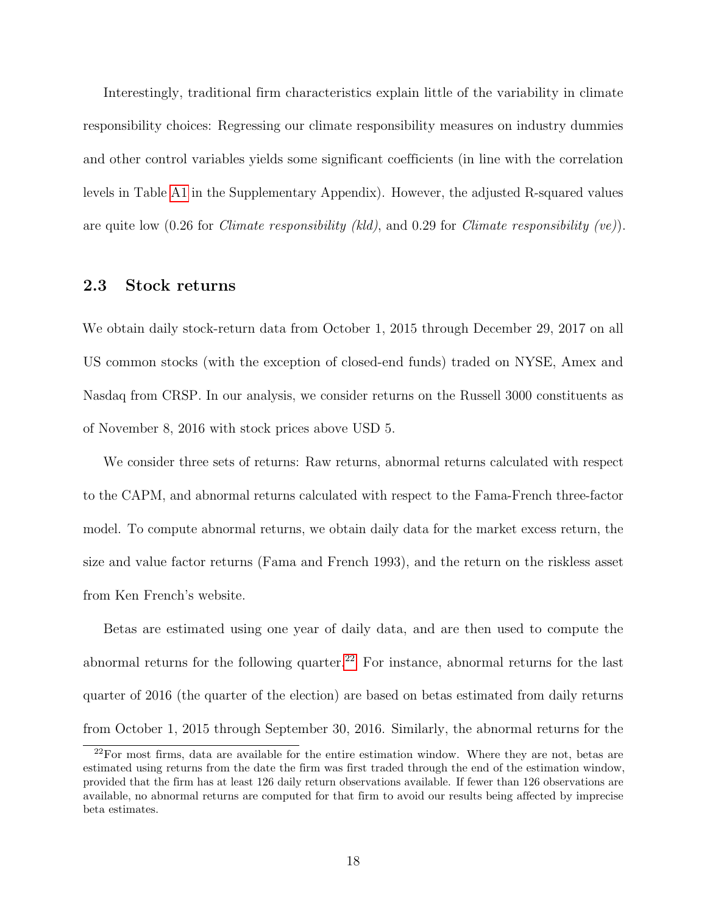Interestingly, traditional firm characteristics explain little of the variability in climate responsibility choices: Regressing our climate responsibility measures on industry dummies and other control variables yields some significant coefficients (in line with the correlation levels in Table A1 in the Supplementary Appendix). However, the adjusted R-squared values are quite low (0.26 for *Climate responsibility (kld)*, and 0.29 for *Climate responsibility (ve)*).

## 2.3 Stock returns

We obtain daily stock-return data from October 1, 2015 through December 29, 2017 on all US common stocks (with the exception of closed-end funds) traded on NYSE, Amex and Nasdaq from CRSP. In our analysis, we consider returns on the Russell 3000 constituents as of November 8, 2016 with stock prices above USD 5.

We consider three sets of returns: Raw returns, abnormal returns calculated with respect to the CAPM, and abnormal returns calculated with respect to the Fama-French three-factor model. To compute abnormal returns, we obtain daily data for the market excess return, the size and value factor returns (Fama and French 1993), and the return on the riskless asset from Ken French's website.

Betas are estimated using one year of daily data, and are then used to compute the abnormal returns for the following quarter.[22] For instance, abnormal returns for the last quarter of 2016 (the quarter of the election) are based on betas estimated from daily returns from October 1, 2015 through September 30, 2016. Similarly, the abnormal returns for the

[22] For most firms, data are available for the entire estimation window. Where they are not, betas are estimated using returns from the date the firm was first traded through the end of the estimation window, provided that the firm has at least 126 daily return observations available. If fewer than 126 observations are available, no abnormal returns are computed for that firm to avoid our results being affected by imprecise beta estimates.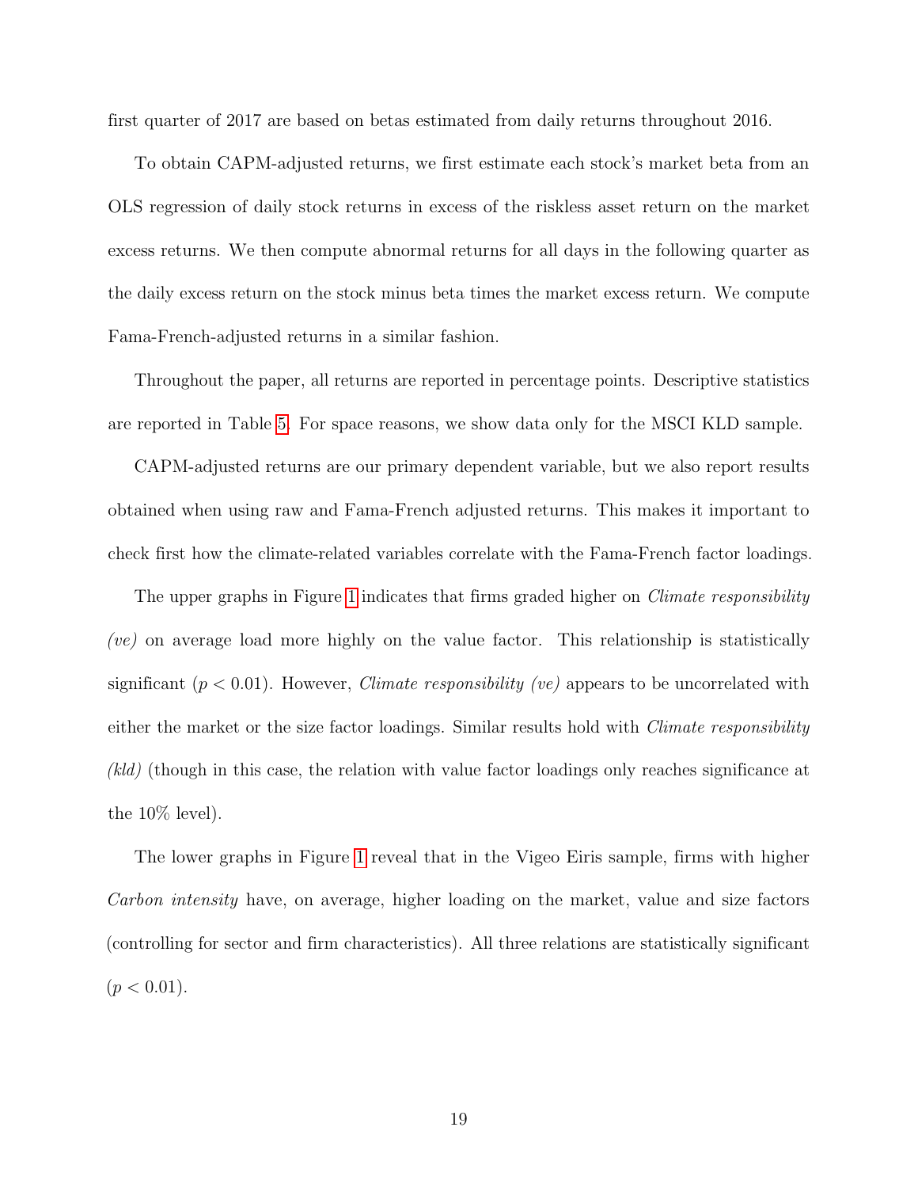first quarter of 2017 are based on betas estimated from daily returns throughout 2016.

To obtain CAPM-adjusted returns, we first estimate each stock's market beta from an OLS regression of daily stock returns in excess of the riskless asset return on the market excess returns. We then compute abnormal returns for all days in the following quarter as the daily excess return on the stock minus beta times the market excess return. We compute Fama-French-adjusted returns in a similar fashion.

Throughout the paper, all returns are reported in percentage points. Descriptive statistics are reported in Table 5. For space reasons, we show data only for the MSCI KLD sample.

CAPM-adjusted returns are our primary dependent variable, but we also report results obtained when using raw and Fama-French adjusted returns. This makes it important to check first how the climate-related variables correlate with the Fama-French factor loadings.

The upper graphs in Figure 1 indicates that firms graded higher on *Climate responsibility (ve)* on average load more highly on the value factor. This relationship is statistically significant ($p < 0.01$). However, *Climate responsibility (ve)* appears to be uncorrelated with either the market or the size factor loadings. Similar results hold with *Climate responsibility (kld)* (though in this case, the relation with value factor loadings only reaches significance at the 10% level).

The lower graphs in Figure 1 reveal that in the Vigeo Eiris sample, firms with higher *Carbon intensity* have, on average, higher loading on the market, value and size factors (controlling for sector and firm characteristics). All three relations are statistically significant ($p < 0.01$).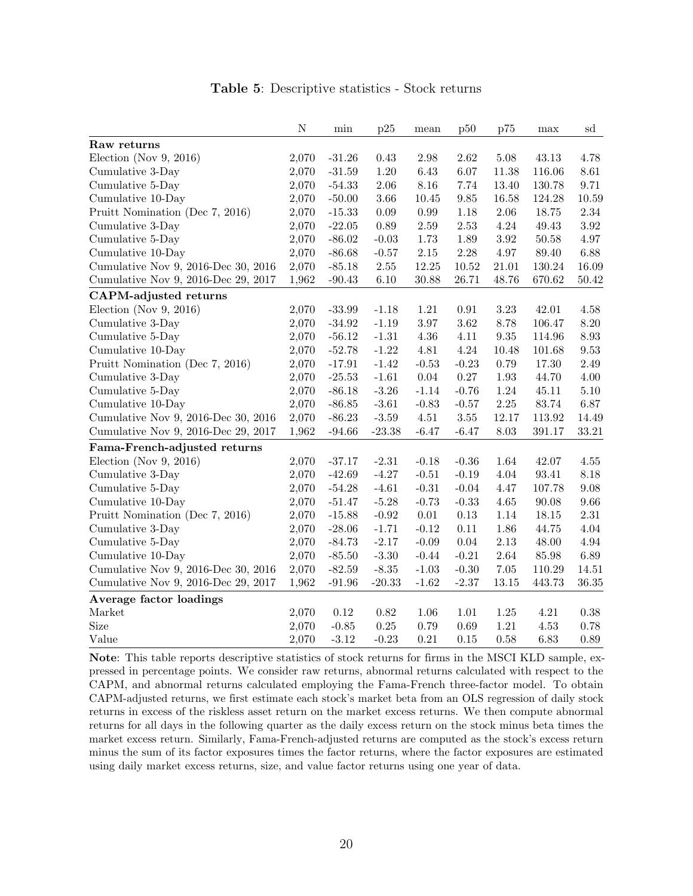**Table 5**: Descriptive statistics - Stock returns

| | N | min | p25 | mean | p50 | p75 | max | sd |
|---|---|---|---|---|---|---|---|---|
| **Raw returns** | | | | | | | | |
| Election (Nov 9, 2016) | 2,070 | -31.26 | 0.43 | 2.98 | 2.62 | 5.08 | 43.13 | 4.78 |
| Cumulative 3-Day | 2,070 | -31.59 | 1.20 | 6.43 | 6.07 | 11.38 | 116.06 | 8.61 |
| Cumulative 5-Day | 2,070 | -54.33 | 2.06 | 8.16 | 7.74 | 13.40 | 130.78 | 9.71 |
| Cumulative 10-Day | 2,070 | -50.00 | 3.66 | 10.45 | 9.85 | 16.58 | 124.28 | 10.59 |
| Pruitt Nomination (Dec 7, 2016) | 2,070 | -15.33 | 0.09 | 0.99 | 1.18 | 2.06 | 18.75 | 2.34 |
| Cumulative 3-Day | 2,070 | -22.05 | 0.89 | 2.59 | 2.53 | 4.24 | 49.43 | 3.92 |
| Cumulative 5-Day | 2,070 | -86.02 | -0.03 | 1.73 | 1.89 | 3.92 | 50.58 | 4.97 |
| Cumulative 10-Day | 2,070 | -86.68 | -0.57 | 2.15 | 2.28 | 4.97 | 89.40 | 6.88 |
| Cumulative Nov 9, 2016-Dec 30, 2016 | 2,070 | -85.18 | 2.55 | 12.25 | 10.52 | 21.01 | 130.24 | 16.09 |
| Cumulative Nov 9, 2016-Dec 29, 2017 | 1,962 | -90.43 | 6.10 | 30.88 | 26.71 | 48.76 | 670.62 | 50.42 |
| **CAPM-adjusted returns** | | | | | | | | |
| Election (Nov 9, 2016) | 2,070 | -33.99 | -1.18 | 1.21 | 0.91 | 3.23 | 42.01 | 4.58 |
| Cumulative 3-Day | 2,070 | -34.92 | -1.19 | 3.97 | 3.62 | 8.78 | 106.47 | 8.20 |
| Cumulative 5-Day | 2,070 | -56.12 | -1.31 | 4.36 | 4.11 | 9.35 | 114.96 | 8.93 |
| Cumulative 10-Day | 2,070 | -52.78 | -1.22 | 4.81 | 4.24 | 10.48 | 101.68 | 9.53 |
| Pruitt Nomination (Dec 7, 2016) | 2,070 | -17.91 | -1.42 | -0.53 | -0.23 | 0.79 | 17.30 | 2.49 |
| Cumulative 3-Day | 2,070 | -25.53 | -1.61 | 0.04 | 0.27 | 1.93 | 44.70 | 4.00 |
| Cumulative 5-Day | 2,070 | -86.18 | -3.26 | -1.14 | -0.76 | 1.24 | 45.11 | 5.10 |
| Cumulative 10-Day | 2,070 | -86.85 | -3.61 | -0.83 | -0.57 | 2.25 | 83.74 | 6.87 |
| Cumulative Nov 9, 2016-Dec 30, 2016 | 2,070 | -86.23 | -3.59 | 4.51 | 3.55 | 12.17 | 113.92 | 14.49 |
| Cumulative Nov 9, 2016-Dec 29, 2017 | 1,962 | -94.66 | -23.38 | -6.47 | -6.47 | 8.03 | 391.17 | 33.21 |
| **Fama-French-adjusted returns** | | | | | | | | |
| Election (Nov 9, 2016) | 2,070 | -37.17 | -2.31 | -0.18 | -0.36 | 1.64 | 42.07 | 4.55 |
| Cumulative 3-Day | 2,070 | -42.69 | -4.27 | -0.51 | -0.19 | 4.04 | 93.41 | 8.18 |
| Cumulative 5-Day | 2,070 | -54.28 | -4.61 | -0.31 | -0.04 | 4.47 | 107.78 | 9.08 |
| Cumulative 10-Day | 2,070 | -51.47 | -5.28 | -0.73 | -0.33 | 4.65 | 90.08 | 9.66 |
| Pruitt Nomination (Dec 7, 2016) | 2,070 | -15.88 | -0.92 | 0.01 | 0.13 | 1.14 | 18.15 | 2.31 |
| Cumulative 3-Day | 2,070 | -28.06 | -1.71 | -0.12 | 0.11 | 1.86 | 44.75 | 4.04 |
| Cumulative 5-Day | 2,070 | -84.73 | -2.17 | -0.09 | 0.04 | 2.13 | 48.00 | 4.94 |
| Cumulative 10-Day | 2,070 | -85.50 | -3.30 | -0.44 | -0.21 | 2.64 | 85.98 | 6.89 |
| Cumulative Nov 9, 2016-Dec 30, 2016 | 2,070 | -82.59 | -8.35 | -1.03 | -0.30 | 7.05 | 110.29 | 14.51 |
| Cumulative Nov 9, 2016-Dec 29, 2017 | 1,962 | -91.96 | -20.33 | -1.62 | -2.37 | 13.15 | 443.73 | 36.35 |
| **Average factor loadings** | | | | | | | | |
| Market | 2,070 | 0.12 | 0.82 | 1.06 | 1.01 | 1.25 | 4.21 | 0.38 |
| Size | 2,070 | -0.85 | 0.25 | 0.79 | 0.69 | 1.21 | 4.53 | 0.78 |
| Value | 2,070 | -3.12 | -0.23 | 0.21 | 0.15 | 0.58 | 6.83 | 0.89 |

**Note**: This table reports descriptive statistics of stock returns for firms in the MSCI KLD sample, expressed in percentage points. We consider raw returns, abnormal returns calculated with respect to the CAPM, and abnormal returns calculated employing the Fama-French three-factor model. To obtain CAPM-adjusted returns, we first estimate each stock's market beta from an OLS regression of daily stock returns in excess of the riskless asset return on the market excess returns. We then compute abnormal returns for all days in the following quarter as the daily excess return on the stock minus beta times the market excess return. Similarly, Fama-French-adjusted returns are computed as the stock's excess return minus the sum of its factor exposures times the factor returns, where the factor exposures are estimated using daily market excess returns, size, and value factor returns using one year of data.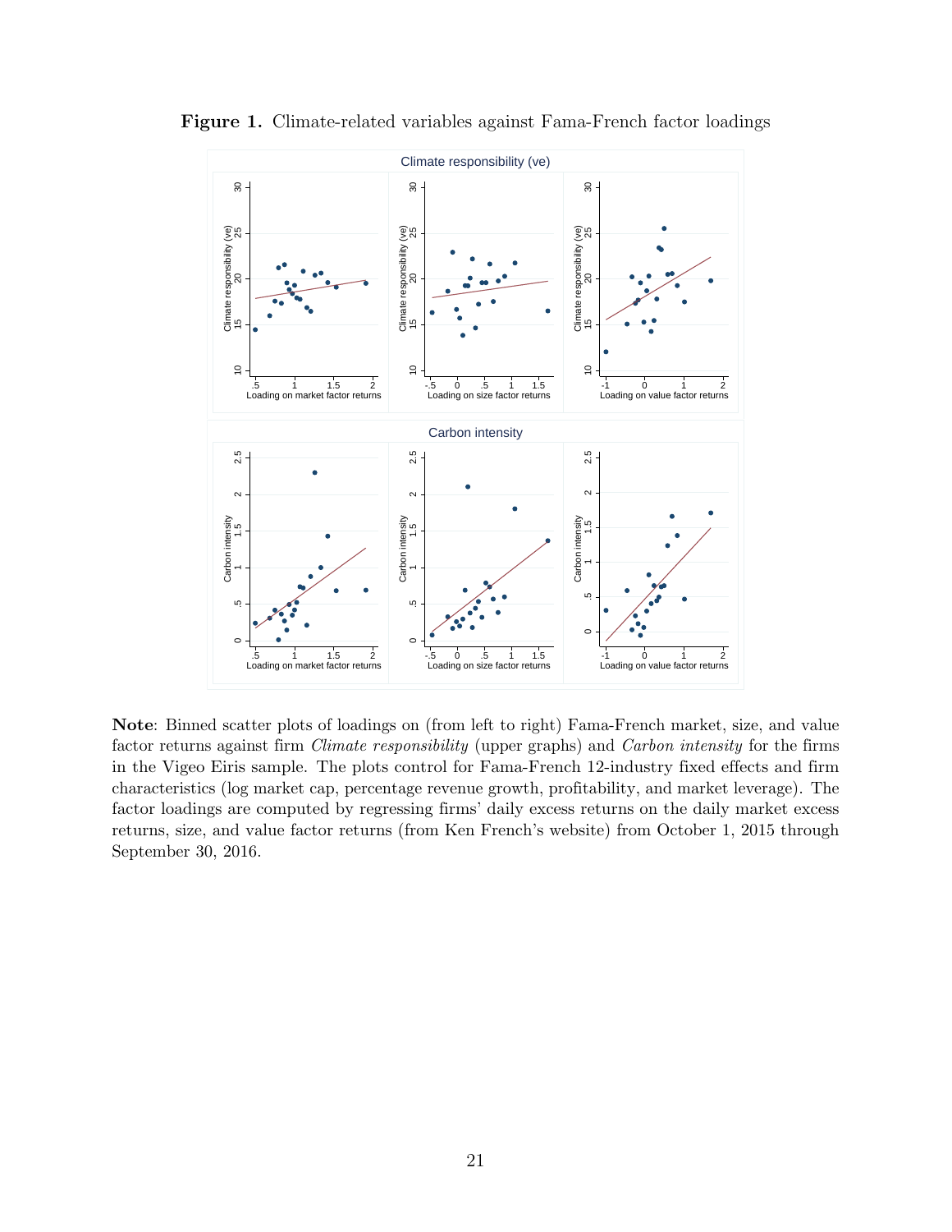**Figure 1.** Climate-related variables against Fama-French factor loadings

**Note**: Binned scatter plots of loadings on (from left to right) Fama-French market, size, and value factor returns against firm *Climate responsibility* (upper graphs) and *Carbon intensity* for the firms in the Vigeo Eiris sample. The plots control for Fama-French 12-industry fixed effects and firm characteristics (log market cap, percentage revenue growth, profitability, and market leverage). The factor loadings are computed by regressing firms' daily excess returns on the daily market excess returns, size, and value factor returns (from Ken French's website) from October 1, 2015 through September 30, 2016.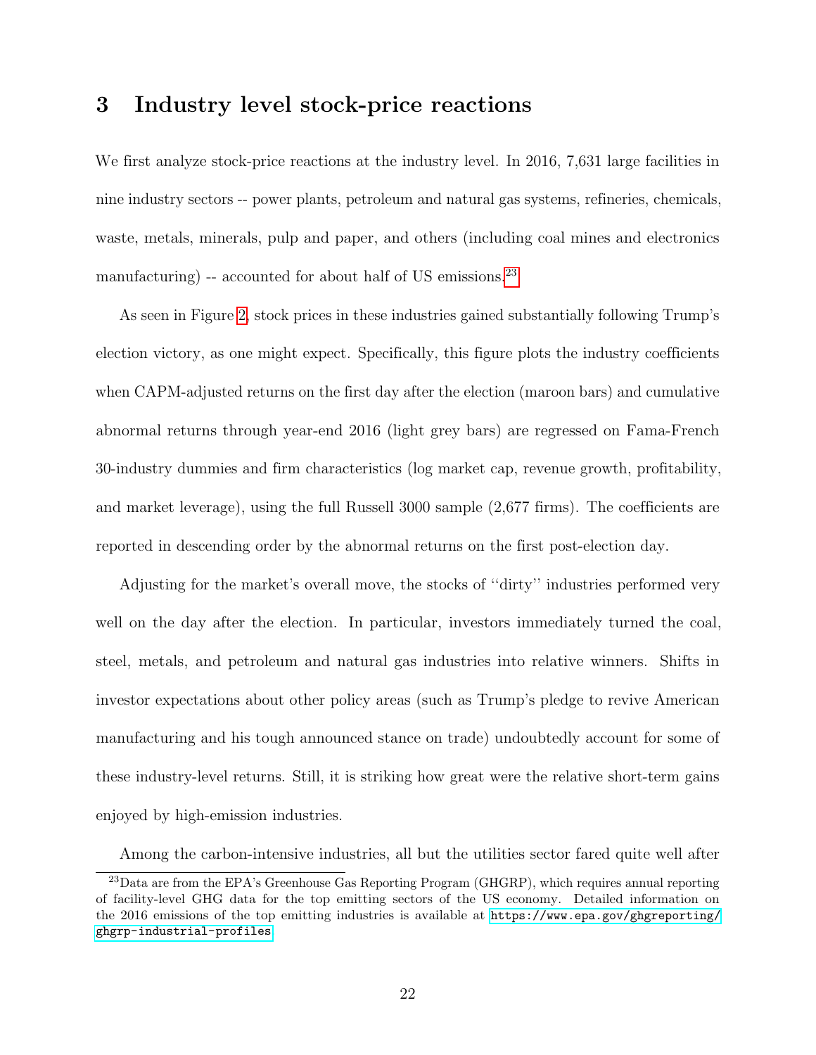# 3 Industry level stock-price reactions

We first analyze stock-price reactions at the industry level. In 2016, 7,631 large facilities in nine industry sectors -- power plants, petroleum and natural gas systems, refineries, chemicals, waste, metals, minerals, pulp and paper, and others (including coal mines and electronics manufacturing) -- accounted for about half of US emissions.[23]

As seen in Figure 2, stock prices in these industries gained substantially following Trump's election victory, as one might expect. Specifically, this figure plots the industry coefficients when CAPM-adjusted returns on the first day after the election (maroon bars) and cumulative abnormal returns through year-end 2016 (light grey bars) are regressed on Fama-French 30-industry dummies and firm characteristics (log market cap, revenue growth, profitability, and market leverage), using the full Russell 3000 sample (2,677 firms). The coefficients are reported in descending order by the abnormal returns on the first post-election day.

Adjusting for the market's overall move, the stocks of "dirty" industries performed very well on the day after the election. In particular, investors immediately turned the coal, steel, metals, and petroleum and natural gas industries into relative winners. Shifts in investor expectations about other policy areas (such as Trump's pledge to revive American manufacturing and his tough announced stance on trade) undoubtedly account for some of these industry-level returns. Still, it is striking how great were the relative short-term gains enjoyed by high-emission industries.

Among the carbon-intensive industries, all but the utilities sector fared quite well after

[23] Data are from the EPA's Greenhouse Gas Reporting Program (GHGRP), which requires annual reporting of facility-level GHG data for the top emitting sectors of the US economy. Detailed information on the 2016 emissions of the top emitting industries is available at https://www.epa.gov/ghgreporting/ghgrp-industrial-profiles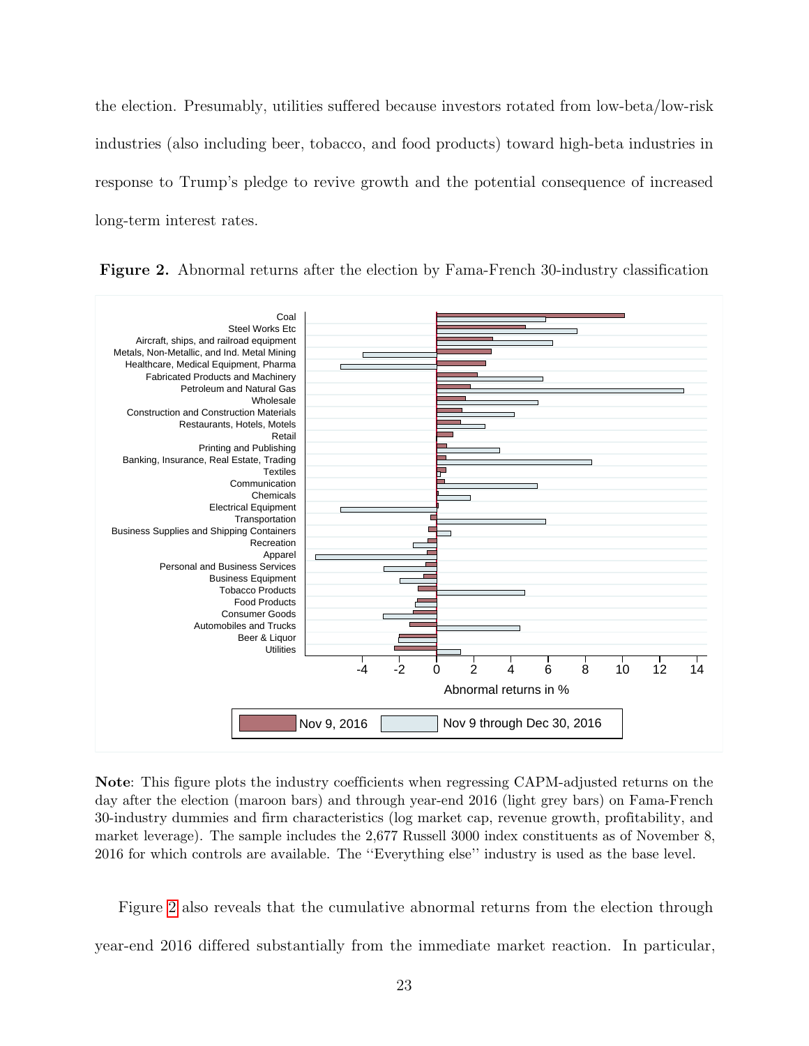the election. Presumably, utilities suffered because investors rotated from low-beta/low-risk industries (also including beer, tobacco, and food products) toward high-beta industries in response to Trump's pledge to revive growth and the potential consequence of increased long-term interest rates.

**Figure 2.** Abnormal returns after the election by Fama-French 30-industry classification

**Note**: This figure plots the industry coefficients when regressing CAPM-adjusted returns on the day after the election (maroon bars) and through year-end 2016 (light grey bars) on Fama-French 30-industry dummies and firm characteristics (log market cap, revenue growth, profitability, and market leverage). The sample includes the 2,677 Russell 3000 index constituents as of November 8, 2016 for which controls are available. The "Everything else" industry is used as the base level.

Figure 2 also reveals that the cumulative abnormal returns from the election through year-end 2016 differed substantially from the immediate market reaction. In particular,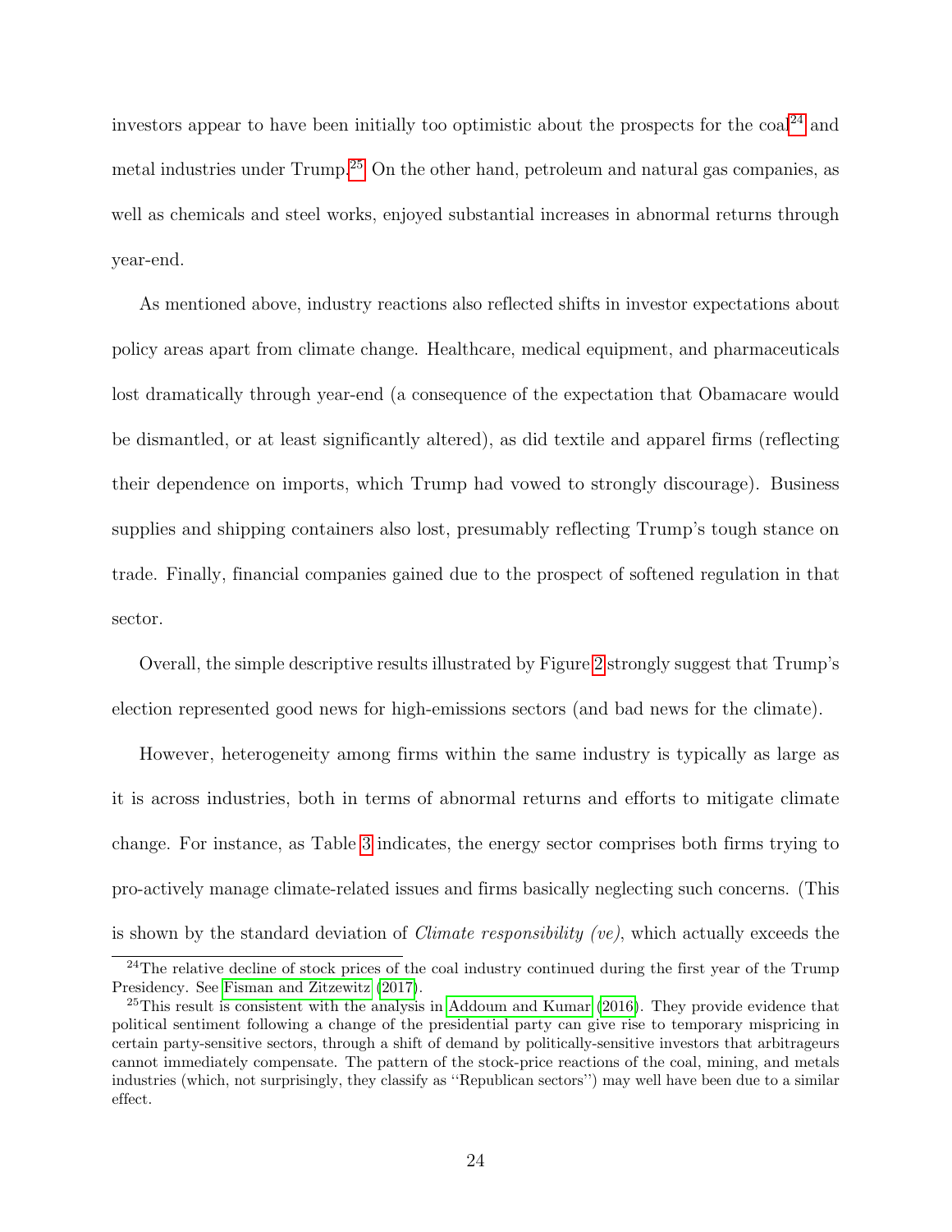investors appear to have been initially too optimistic about the prospects for the coal[24] and metal industries under Trump.[25] On the other hand, petroleum and natural gas companies, as well as chemicals and steel works, enjoyed substantial increases in abnormal returns through year-end.

As mentioned above, industry reactions also reflected shifts in investor expectations about policy areas apart from climate change. Healthcare, medical equipment, and pharmaceuticals lost dramatically through year-end (a consequence of the expectation that Obamacare would be dismantled, or at least significantly altered), as did textile and apparel firms (reflecting their dependence on imports, which Trump had vowed to strongly discourage). Business supplies and shipping containers also lost, presumably reflecting Trump's tough stance on trade. Finally, financial companies gained due to the prospect of softened regulation in that sector.

Overall, the simple descriptive results illustrated by Figure 2 strongly suggest that Trump's election represented good news for high-emissions sectors (and bad news for the climate).

However, heterogeneity among firms within the same industry is typically as large as it is across industries, both in terms of abnormal returns and efforts to mitigate climate change. For instance, as Table 3 indicates, the energy sector comprises both firms trying to pro-actively manage climate-related issues and firms basically neglecting such concerns. (This is shown by the standard deviation of *Climate responsibility (ve)*, which actually exceeds the

---

[24] The relative decline of stock prices of the coal industry continued during the first year of the Trump Presidency. See Fisman and Zitzewitz (2017).

[25] This result is consistent with the analysis in Addoum and Kumar (2016). They provide evidence that political sentiment following a change of the presidential party can give rise to temporary mispricing in certain party-sensitive sectors, through a shift of demand by politically-sensitive investors that arbitrageurs cannot immediately compensate. The pattern of the stock-price reactions of the coal, mining, and metals industries (which, not surprisingly, they classify as "Republican sectors") may well have been due to a similar effect.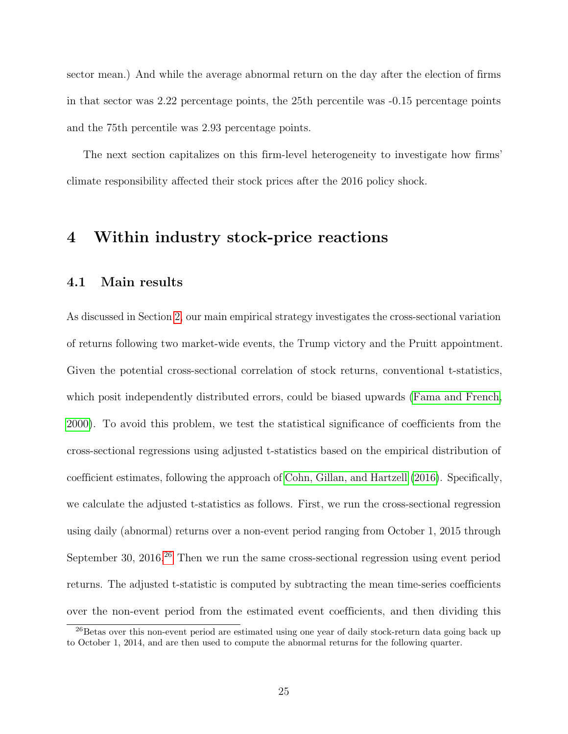sector mean.) And while the average abnormal return on the day after the election of firms in that sector was 2.22 percentage points, the 25th percentile was -0.15 percentage points and the 75th percentile was 2.93 percentage points.

The next section capitalizes on this firm-level heterogeneity to investigate how firms' climate responsibility affected their stock prices after the 2016 policy shock.

# 4 Within industry stock-price reactions

## 4.1 Main results

As discussed in Section 2, our main empirical strategy investigates the cross-sectional variation of returns following two market-wide events, the Trump victory and the Pruitt appointment. Given the potential cross-sectional correlation of stock returns, conventional t-statistics, which posit independently distributed errors, could be biased upwards (Fama and French, 2000). To avoid this problem, we test the statistical significance of coefficients from the cross-sectional regressions using adjusted t-statistics based on the empirical distribution of coefficient estimates, following the approach of Cohn, Gillan, and Hartzell (2016). Specifically, we calculate the adjusted t-statistics as follows. First, we run the cross-sectional regression using daily (abnormal) returns over a non-event period ranging from October 1, 2015 through September 30, 2016.[26] Then we run the same cross-sectional regression using event period returns. The adjusted t-statistic is computed by subtracting the mean time-series coefficients over the non-event period from the estimated event coefficients, and then dividing this

[26] Betas over this non-event period are estimated using one year of daily stock-return data going back up to October 1, 2014, and are then used to compute the abnormal returns for the following quarter.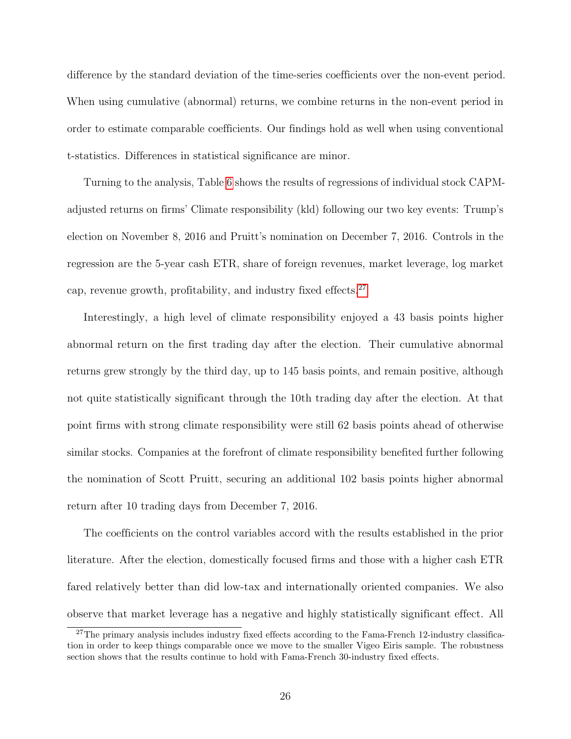difference by the standard deviation of the time-series coefficients over the non-event period. When using cumulative (abnormal) returns, we combine returns in the non-event period in order to estimate comparable coefficients. Our findings hold as well when using conventional t-statistics. Differences in statistical significance are minor.

Turning to the analysis, Table 6 shows the results of regressions of individual stock CAPM-adjusted returns on firms' Climate responsibility (kld) following our two key events: Trump's election on November 8, 2016 and Pruitt's nomination on December 7, 2016. Controls in the regression are the 5-year cash ETR, share of foreign revenues, market leverage, log market cap, revenue growth, profitability, and industry fixed effects.[27]

Interestingly, a high level of climate responsibility enjoyed a 43 basis points higher abnormal return on the first trading day after the election. Their cumulative abnormal returns grew strongly by the third day, up to 145 basis points, and remain positive, although not quite statistically significant through the 10th trading day after the election. At that point firms with strong climate responsibility were still 62 basis points ahead of otherwise similar stocks. Companies at the forefront of climate responsibility benefited further following the nomination of Scott Pruitt, securing an additional 102 basis points higher abnormal return after 10 trading days from December 7, 2016.

The coefficients on the control variables accord with the results established in the prior literature. After the election, domestically focused firms and those with a higher cash ETR fared relatively better than did low-tax and internationally oriented companies. We also observe that market leverage has a negative and highly statistically significant effect. All

[27] The primary analysis includes industry fixed effects according to the Fama-French 12-industry classification in order to keep things comparable once we move to the smaller Vigeo Eiris sample. The robustness section shows that the results continue to hold with Fama-French 30-industry fixed effects.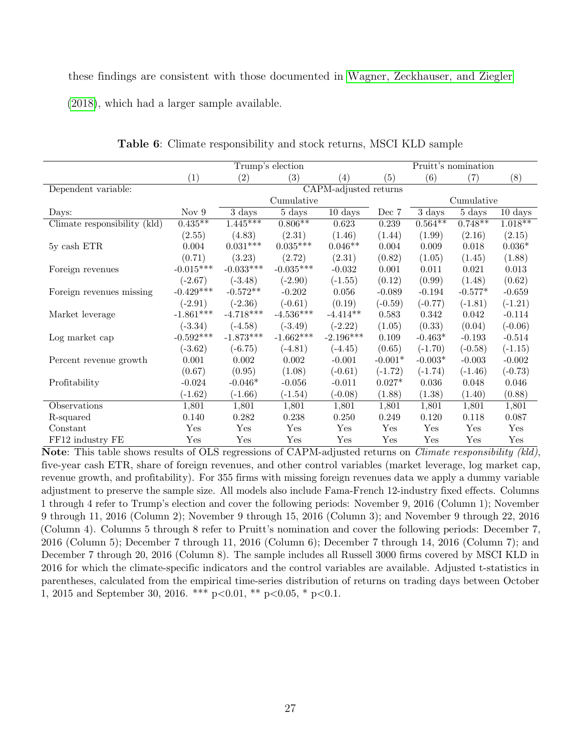these findings are consistent with those documented in Wagner, Zeckhauser, and Ziegler (2018), which had a larger sample available.

**Table 6**: Climate responsibility and stock returns, MSCI KLD sample

| | Trump's election | | | | Pruitt's nomination | | | |
|---|---|---|---|---|---|---|---|---|
| | (1) | (2) | (3) | (4) | (5) | (6) | (7) | (8) |
| Dependent variable: | CAPM-adjusted returns | | | | | | | |
| | | Cumulative | | | | Cumulative | | |
| Days: | Nov 9 | 3 days | 5 days | 10 days | Dec 7 | 3 days | 5 days | 10 days |
| Climate responsibility (kld) | 0.435** | 1.445*** | 0.806** | 0.623 | 0.239 | 0.564** | 0.748** | 1.018** |
| | (2.55) | (4.83) | (2.31) | (1.46) | (1.44) | (1.99) | (2.16) | (2.15) |
| 5y cash ETR | 0.004 | 0.031*** | 0.035*** | 0.046** | 0.004 | 0.009 | 0.018 | 0.036* |
| | (0.71) | (3.23) | (2.72) | (2.31) | (0.82) | (1.05) | (1.45) | (1.88) |
| Foreign revenues | -0.015*** | -0.033*** | -0.035*** | -0.032 | 0.001 | 0.011 | 0.021 | 0.013 |
| | (-2.67) | (-3.48) | (-2.90) | (-1.55) | (0.12) | (0.99) | (1.48) | (0.62) |
| Foreign revenues missing | -0.429*** | -0.572** | -0.202 | 0.056 | -0.089 | -0.194 | -0.577* | -0.659 |
| | (-2.91) | (-2.36) | (-0.61) | (0.19) | (-0.59) | (-0.77) | (-1.81) | (-1.21) |
| Market leverage | -1.861*** | -4.718*** | -4.536*** | -4.414** | 0.583 | 0.342 | 0.042 | -0.114 |
| | (-3.34) | (-4.58) | (-3.49) | (-2.22) | (1.05) | (0.33) | (0.04) | (-0.06) |
| Log market cap | -0.592*** | -1.873*** | -1.662*** | -2.196*** | 0.109 | -0.463* | -0.193 | -0.514 |
| | (-3.62) | (-6.75) | (-4.81) | (-4.45) | (0.65) | (-1.70) | (-0.58) | (-1.15) |
| Percent revenue growth | 0.001 | 0.002 | 0.002 | -0.001 | -0.001* | -0.003* | -0.003 | -0.002 |
| | (0.67) | (0.95) | (1.08) | (-0.61) | (-1.72) | (-1.74) | (-1.46) | (-0.73) |
| Profitability | -0.024 | -0.046* | -0.056 | -0.011 | 0.027* | 0.036 | 0.048 | 0.046 |
| | (-1.62) | (-1.66) | (-1.54) | (-0.08) | (1.88) | (1.38) | (1.40) | (0.88) |
| Observations | 1,801 | 1,801 | 1,801 | 1,801 | 1,801 | 1,801 | 1,801 | 1,801 |
| R-squared | 0.140 | 0.282 | 0.238 | 0.250 | 0.249 | 0.120 | 0.118 | 0.087 |
| Constant | Yes | Yes | Yes | Yes | Yes | Yes | Yes | Yes |
| FF12 industry FE | Yes | Yes | Yes | Yes | Yes | Yes | Yes | Yes |

**Note**: This table shows results of OLS regressions of CAPM-adjusted returns on *Climate responsibility (kld)*, five-year cash ETR, share of foreign revenues, and other control variables (market leverage, log market cap, revenue growth, and profitability). For 355 firms with missing foreign revenues data we apply a dummy variable adjustment to preserve the sample size. All models also include Fama-French 12-industry fixed effects. Columns 1 through 4 refer to Trump's election and cover the following periods: November 9, 2016 (Column 1); November 9 through 11, 2016 (Column 2); November 9 through 15, 2016 (Column 3); and November 9 through 22, 2016 (Column 4). Columns 5 through 8 refer to Pruitt's nomination and cover the following periods: December 7, 2016 (Column 5); December 7 through 11, 2016 (Column 6); December 7 through 14, 2016 (Column 7); and December 7 through 20, 2016 (Column 8). The sample includes all Russell 3000 firms covered by MSCI KLD in 2016 for which the climate-specific indicators and the control variables are available. Adjusted t-statistics in parentheses, calculated from the empirical time-series distribution of returns on trading days between October 1, 2015 and September 30, 2016. *** p<0.01, ** p<0.05, * p<0.1.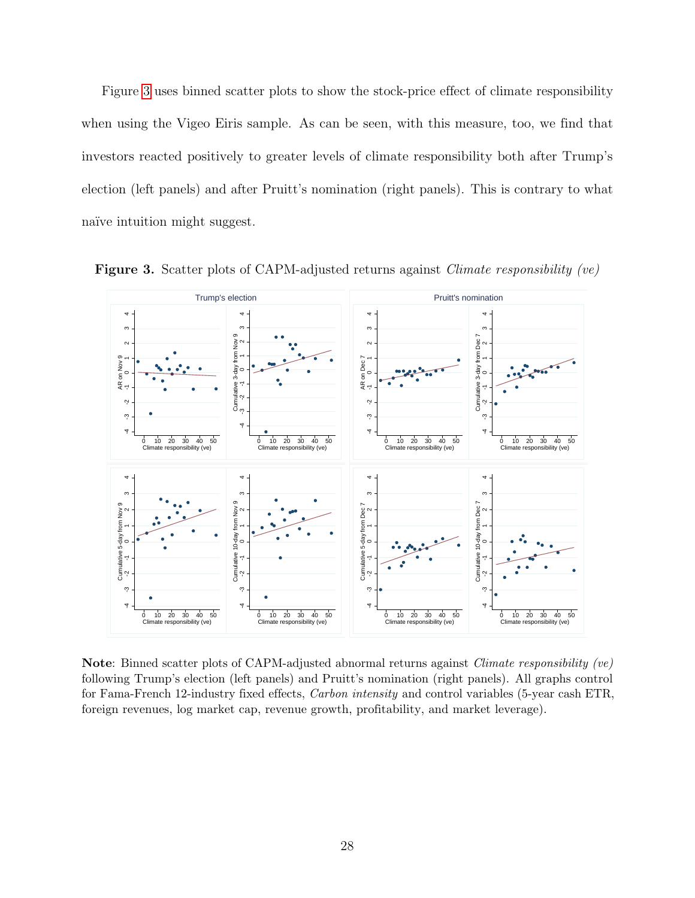Figure 3 uses binned scatter plots to show the stock-price effect of climate responsibility when using the Vigeo Eiris sample. As can be seen, with this measure, too, we find that investors reacted positively to greater levels of climate responsibility both after Trump's election (left panels) and after Pruitt's nomination (right panels). This is contrary to what naïve intuition might suggest.

**Figure 3.** Scatter plots of CAPM-adjusted returns against *Climate responsibility (ve)*

**Note**: Binned scatter plots of CAPM-adjusted abnormal returns against *Climate responsibility (ve)* following Trump's election (left panels) and Pruitt's nomination (right panels). All graphs control for Fama-French 12-industry fixed effects, *Carbon intensity* and control variables (5-year cash ETR, foreign revenues, log market cap, revenue growth, profitability, and market leverage).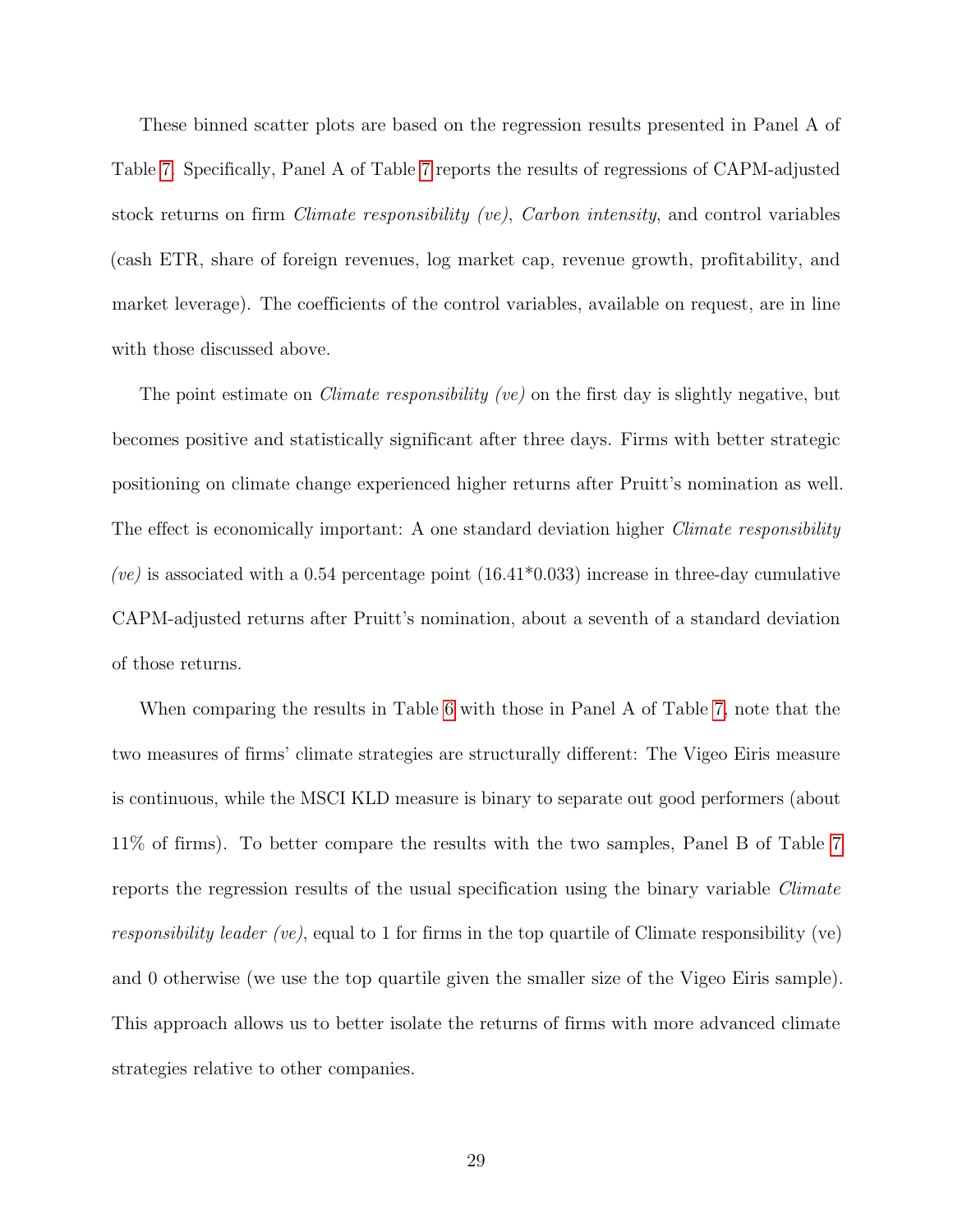These binned scatter plots are based on the regression results presented in Panel A of Table 7. Specifically, Panel A of Table 7 reports the results of regressions of CAPM-adjusted stock returns on firm *Climate responsibility (ve)*, *Carbon intensity*, and control variables (cash ETR, share of foreign revenues, log market cap, revenue growth, profitability, and market leverage). The coefficients of the control variables, available on request, are in line with those discussed above.

The point estimate on *Climate responsibility (ve)* on the first day is slightly negative, but becomes positive and statistically significant after three days. Firms with better strategic positioning on climate change experienced higher returns after Pruitt's nomination as well. The effect is economically important: A one standard deviation higher *Climate responsibility (ve)* is associated with a 0.54 percentage point (16.41*0.033) increase in three-day cumulative CAPM-adjusted returns after Pruitt's nomination, about a seventh of a standard deviation of those returns.

When comparing the results in Table 6 with those in Panel A of Table 7, note that the two measures of firms' climate strategies are structurally different: The Vigeo Eiris measure is continuous, while the MSCI KLD measure is binary to separate out good performers (about 11% of firms). To better compare the results with the two samples, Panel B of Table 7 reports the regression results of the usual specification using the binary variable *Climate responsibility leader (ve)*, equal to 1 for firms in the top quartile of Climate responsibility (ve) and 0 otherwise (we use the top quartile given the smaller size of the Vigeo Eiris sample). This approach allows us to better isolate the returns of firms with more advanced climate strategies relative to other companies.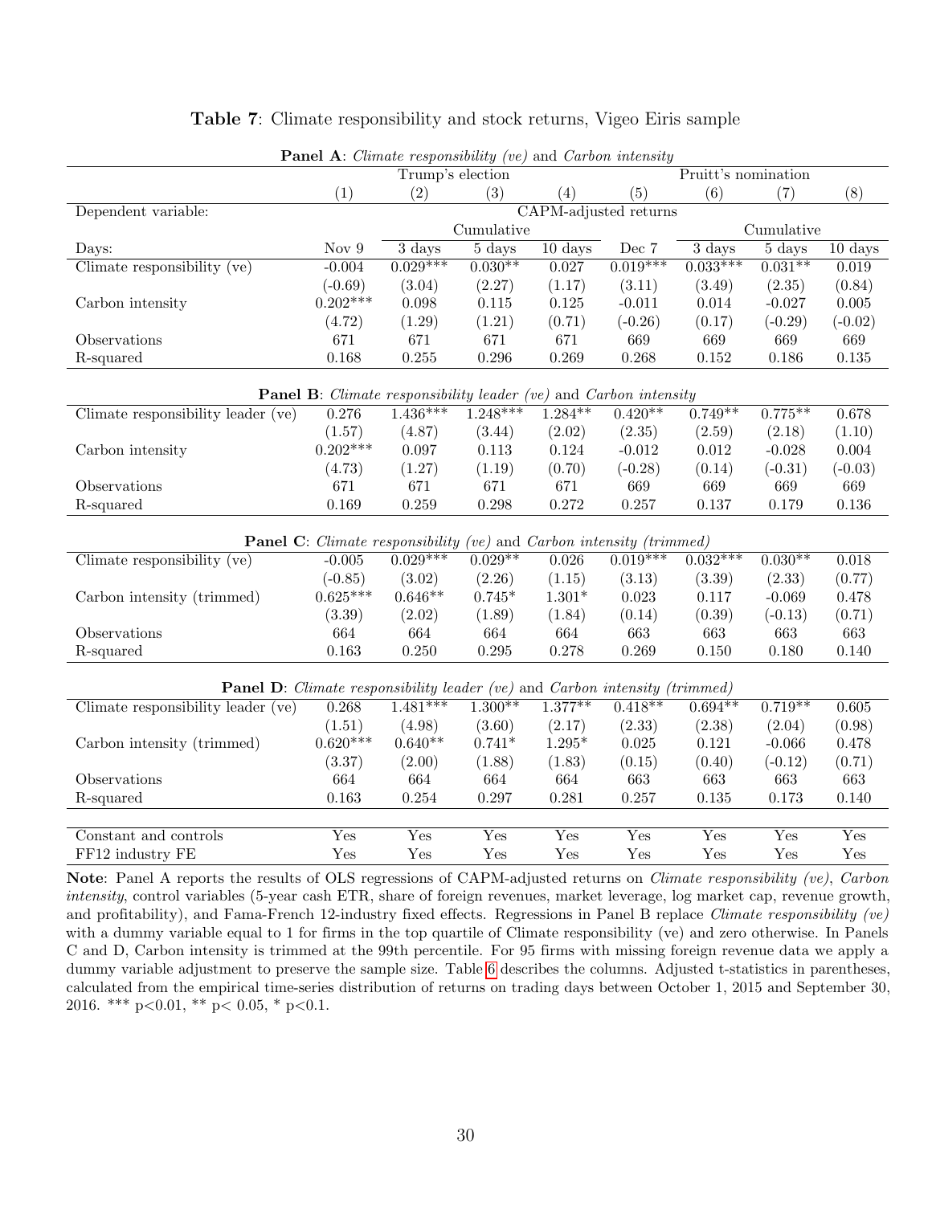**Table 7**: Climate responsibility and stock returns, Vigeo Eiris sample

| | Trump's election | | | | Pruitt's nomination | | | |
|---|---|---|---|---|---|---|---|---|
| | (1) | (2) | (3) | (4) | (5) | (6) | (7) | (8) |
| Dependent variable: | CAPM-adjusted returns | | | | | | | |
| | | Cumulative | | | | Cumulative | | |
| Days: | Nov 9 | 3 days | 5 days | 10 days | Dec 7 | 3 days | 5 days | 10 days |
| **Panel A**: *Climate responsibility (ve)* and *Carbon intensity* | | | | | | | | |
| Climate responsibility (ve) | -0.004 | 0.029*** | 0.030** | 0.027 | 0.019*** | 0.033*** | 0.031** | 0.019 |
| | (-0.69) | (3.04) | (2.27) | (1.17) | (3.11) | (3.49) | (2.35) | (0.84) |
| Carbon intensity | 0.202*** | 0.098 | 0.115 | 0.125 | -0.011 | 0.014 | -0.027 | 0.005 |
| | (4.72) | (1.29) | (1.21) | (0.71) | (-0.26) | (0.17) | (-0.29) | (-0.02) |
| Observations | 671 | 671 | 671 | 671 | 669 | 669 | 669 | 669 |
| R-squared | 0.168 | 0.255 | 0.296 | 0.269 | 0.268 | 0.152 | 0.186 | 0.135 |
| **Panel B**: *Climate responsibility leader (ve)* and *Carbon intensity* | | | | | | | | |
| Climate responsibility leader (ve) | 0.276 | 1.436*** | 1.248*** | 1.284** | 0.420** | 0.749** | 0.775** | 0.678 |
| | (1.57) | (4.87) | (3.44) | (2.02) | (2.35) | (2.59) | (2.18) | (1.10) |
| Carbon intensity | 0.202*** | 0.097 | 0.113 | 0.124 | -0.012 | 0.012 | -0.028 | 0.004 |
| | (4.73) | (1.27) | (1.19) | (0.70) | (-0.28) | (0.14) | (-0.31) | (-0.03) |
| Observations | 671 | 671 | 671 | 671 | 669 | 669 | 669 | 669 |
| R-squared | 0.169 | 0.259 | 0.298 | 0.272 | 0.257 | 0.137 | 0.179 | 0.136 |
| **Panel C**: *Climate responsibility (ve)* and *Carbon intensity (trimmed)* | | | | | | | | |
| Climate responsibility (ve) | -0.005 | 0.029*** | 0.029** | 0.026 | 0.019*** | 0.032*** | 0.030** | 0.018 |
| | (-0.85) | (3.02) | (2.26) | (1.15) | (3.13) | (3.39) | (2.33) | (0.77) |
| Carbon intensity (trimmed) | 0.625*** | 0.646** | 0.745* | 1.301* | 0.023 | 0.117 | -0.069 | 0.478 |
| | (3.39) | (2.02) | (1.89) | (1.84) | (0.14) | (0.39) | (-0.13) | (0.71) |
| Observations | 664 | 664 | 664 | 664 | 663 | 663 | 663 | 663 |
| R-squared | 0.163 | 0.250 | 0.295 | 0.278 | 0.269 | 0.150 | 0.180 | 0.140 |
| **Panel D**: *Climate responsibility leader (ve)* and *Carbon intensity (trimmed)* | | | | | | | | |
| Climate responsibility leader (ve) | 0.268 | 1.481*** | 1.300** | 1.377** | 0.418** | 0.694** | 0.719** | 0.605 |
| | (1.51) | (4.98) | (3.60) | (2.17) | (2.33) | (2.38) | (2.04) | (0.98) |
| Carbon intensity (trimmed) | 0.620*** | 0.640** | 0.741* | 1.295* | 0.025 | 0.121 | -0.066 | 0.478 |
| | (3.37) | (2.00) | (1.88) | (1.83) | (0.15) | (0.40) | (-0.12) | (0.71) |
| Observations | 664 | 664 | 664 | 664 | 663 | 663 | 663 | 663 |
| R-squared | 0.163 | 0.254 | 0.297 | 0.281 | 0.257 | 0.135 | 0.173 | 0.140 |
| Constant and controls | Yes | Yes | Yes | Yes | Yes | Yes | Yes | Yes |
| FF12 industry FE | Yes | Yes | Yes | Yes | Yes | Yes | Yes | Yes |

**Note**: Panel A reports the results of OLS regressions of CAPM-adjusted returns on *Climate responsibility (ve)*, *Carbon intensity*, control variables (5-year cash ETR, share of foreign revenues, market leverage, log market cap, revenue growth, and profitability), and Fama-French 12-industry fixed effects. Regressions in Panel B replace *Climate responsibility (ve)* with a dummy variable equal to 1 for firms in the top quartile of Climate responsibility (ve) and zero otherwise. In Panels C and D, Carbon intensity is trimmed at the 99th percentile. For 95 firms with missing foreign revenue data we apply a dummy variable adjustment to preserve the sample size. Table 6 describes the columns. Adjusted t-statistics in parentheses, calculated from the empirical time-series distribution of returns on trading days between October 1, 2015 and September 30, 2016. *** p<0.01, ** p< 0.05, * p<0.1.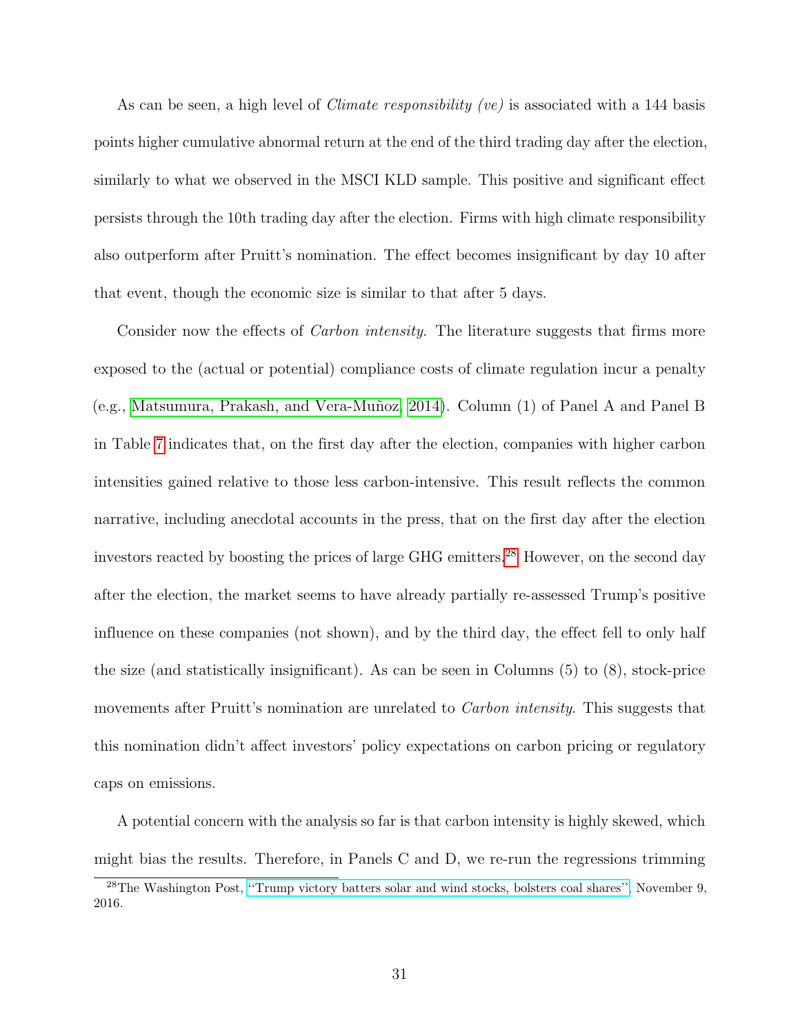As can be seen, a high level of *Climate responsibility (ve)* is associated with a 144 basis points higher cumulative abnormal return at the end of the third trading day after the election, similarly to what we observed in the MSCI KLD sample. This positive and significant effect persists through the 10th trading day after the election. Firms with high climate responsibility also outperform after Pruitt's nomination. The effect becomes insignificant by day 10 after that event, though the economic size is similar to that after 5 days.

Consider now the effects of *Carbon intensity*. The literature suggests that firms more exposed to the (actual or potential) compliance costs of climate regulation incur a penalty (e.g., Matsumura, Prakash, and Vera-Muñoz, 2014). Column (1) of Panel A and Panel B in Table 7 indicates that, on the first day after the election, companies with higher carbon intensities gained relative to those less carbon-intensive. This result reflects the common narrative, including anecdotal accounts in the press, that on the first day after the election investors reacted by boosting the prices of large GHG emitters.[28] However, on the second day after the election, the market seems to have already partially re-assessed Trump's positive influence on these companies (not shown), and by the third day, the effect fell to only half the size (and statistically insignificant). As can be seen in Columns (5) to (8), stock-price movements after Pruitt's nomination are unrelated to *Carbon intensity*. This suggests that this nomination didn't affect investors' policy expectations on carbon pricing or regulatory caps on emissions.

A potential concern with the analysis so far is that carbon intensity is highly skewed, which might bias the results. Therefore, in Panels C and D, we re-run the regressions trimming

[28] The Washington Post, "Trump victory batters solar and wind stocks, bolsters coal shares", November 9, 2016.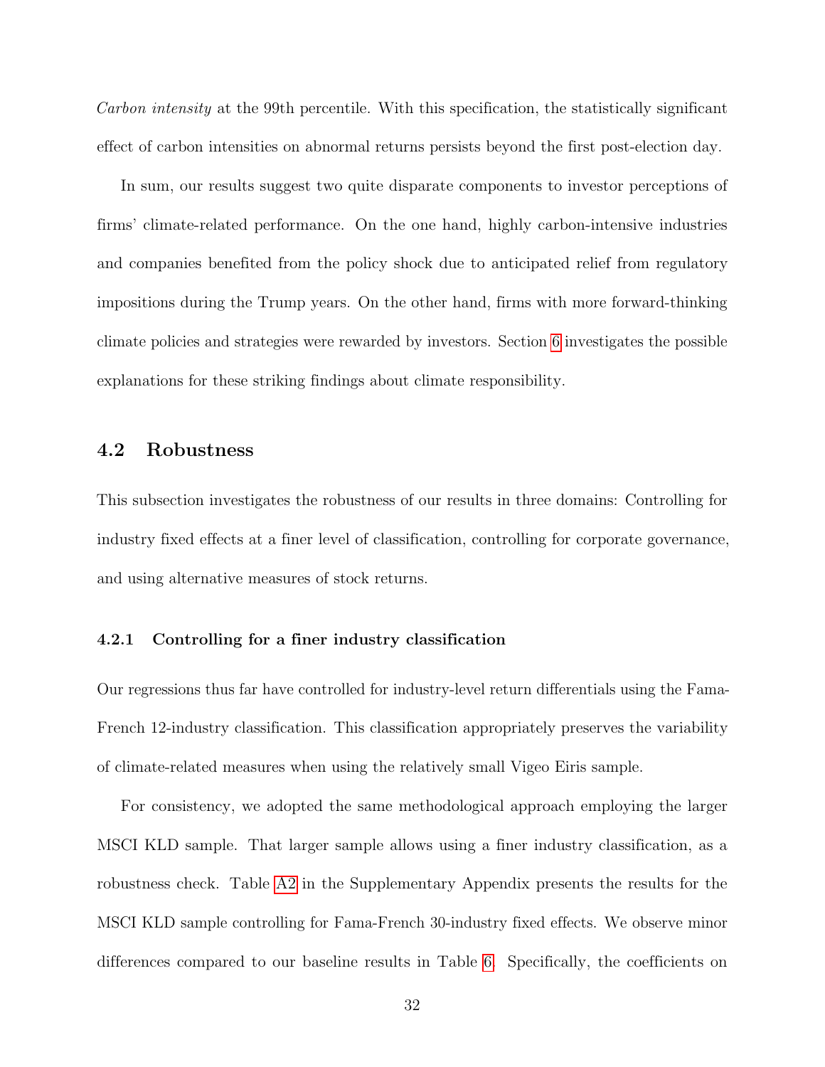*Carbon intensity* at the 99th percentile. With this specification, the statistically significant effect of carbon intensities on abnormal returns persists beyond the first post-election day.

In sum, our results suggest two quite disparate components to investor perceptions of firms' climate-related performance. On the one hand, highly carbon-intensive industries and companies benefited from the policy shock due to anticipated relief from regulatory impositions during the Trump years. On the other hand, firms with more forward-thinking climate policies and strategies were rewarded by investors. Section 6 investigates the possible explanations for these striking findings about climate responsibility.

## 4.2 Robustness

This subsection investigates the robustness of our results in three domains: Controlling for industry fixed effects at a finer level of classification, controlling for corporate governance, and using alternative measures of stock returns.

### 4.2.1 Controlling for a finer industry classification

Our regressions thus far have controlled for industry-level return differentials using the Fama-French 12-industry classification. This classification appropriately preserves the variability of climate-related measures when using the relatively small Vigeo Eiris sample.

For consistency, we adopted the same methodological approach employing the larger MSCI KLD sample. That larger sample allows using a finer industry classification, as a robustness check. Table A2 in the Supplementary Appendix presents the results for the MSCI KLD sample controlling for Fama-French 30-industry fixed effects. We observe minor differences compared to our baseline results in Table 6. Specifically, the coefficients on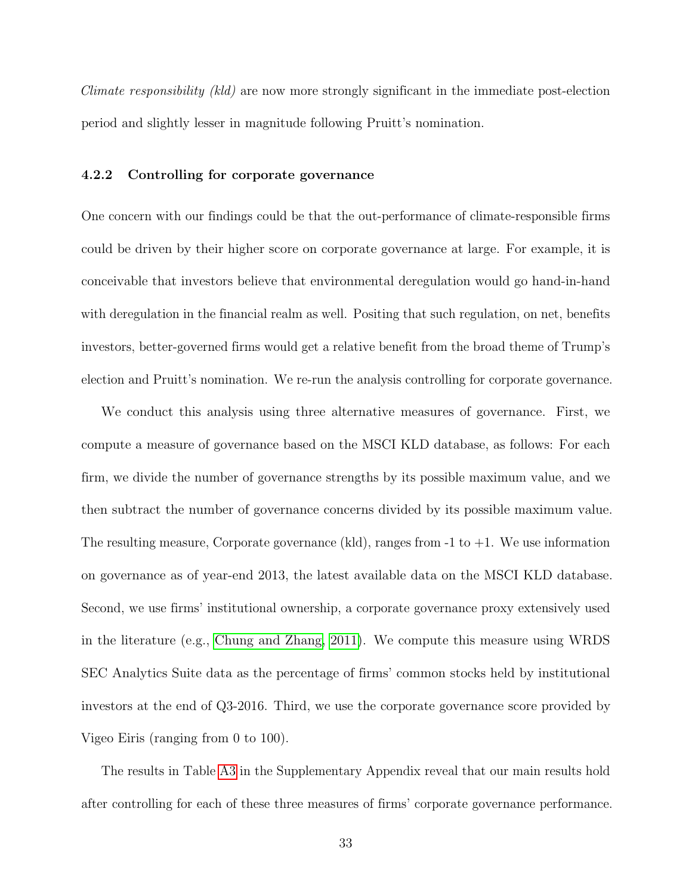*Climate responsibility (kld)* are now more strongly significant in the immediate post-election period and slightly lesser in magnitude following Pruitt's nomination.

#### 4.2.2 Controlling for corporate governance

One concern with our findings could be that the out-performance of climate-responsible firms could be driven by their higher score on corporate governance at large. For example, it is conceivable that investors believe that environmental deregulation would go hand-in-hand with deregulation in the financial realm as well. Positing that such regulation, on net, benefits investors, better-governed firms would get a relative benefit from the broad theme of Trump's election and Pruitt's nomination. We re-run the analysis controlling for corporate governance.

We conduct this analysis using three alternative measures of governance. First, we compute a measure of governance based on the MSCI KLD database, as follows: For each firm, we divide the number of governance strengths by its possible maximum value, and we then subtract the number of governance concerns divided by its possible maximum value. The resulting measure, Corporate governance (kld), ranges from -1 to +1. We use information on governance as of year-end 2013, the latest available data on the MSCI KLD database. Second, we use firms' institutional ownership, a corporate governance proxy extensively used in the literature (e.g., Chung and Zhang, 2011). We compute this measure using WRDS SEC Analytics Suite data as the percentage of firms' common stocks held by institutional investors at the end of Q3-2016. Third, we use the corporate governance score provided by Vigeo Eiris (ranging from 0 to 100).

The results in Table A3 in the Supplementary Appendix reveal that our main results hold after controlling for each of these three measures of firms' corporate governance performance.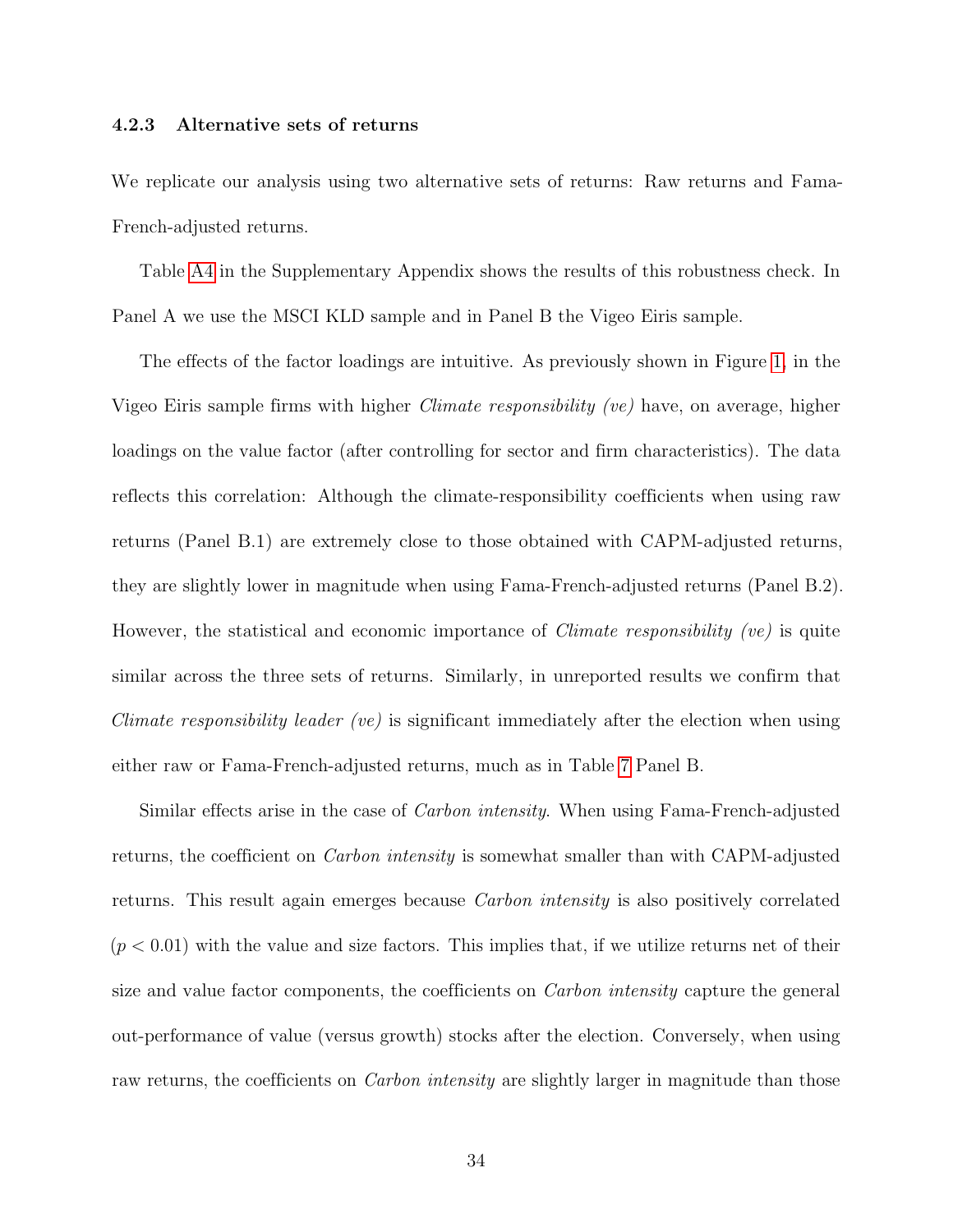#### 4.2.3 Alternative sets of returns

We replicate our analysis using two alternative sets of returns: Raw returns and Fama-French-adjusted returns.

Table A4 in the Supplementary Appendix shows the results of this robustness check. In Panel A we use the MSCI KLD sample and in Panel B the Vigeo Eiris sample.

The effects of the factor loadings are intuitive. As previously shown in Figure 1, in the Vigeo Eiris sample firms with higher *Climate responsibility (ve)* have, on average, higher loadings on the value factor (after controlling for sector and firm characteristics). The data reflects this correlation: Although the climate-responsibility coefficients when using raw returns (Panel B.1) are extremely close to those obtained with CAPM-adjusted returns, they are slightly lower in magnitude when using Fama-French-adjusted returns (Panel B.2). However, the statistical and economic importance of *Climate responsibility (ve)* is quite similar across the three sets of returns. Similarly, in unreported results we confirm that *Climate responsibility leader (ve)* is significant immediately after the election when using either raw or Fama-French-adjusted returns, much as in Table 7 Panel B.

Similar effects arise in the case of *Carbon intensity*. When using Fama-French-adjusted returns, the coefficient on *Carbon intensity* is somewhat smaller than with CAPM-adjusted returns. This result again emerges because *Carbon intensity* is also positively correlated ($p < 0.01$) with the value and size factors. This implies that, if we utilize returns net of their size and value factor components, the coefficients on *Carbon intensity* capture the general out-performance of value (versus growth) stocks after the election. Conversely, when using raw returns, the coefficients on *Carbon intensity* are slightly larger in magnitude than those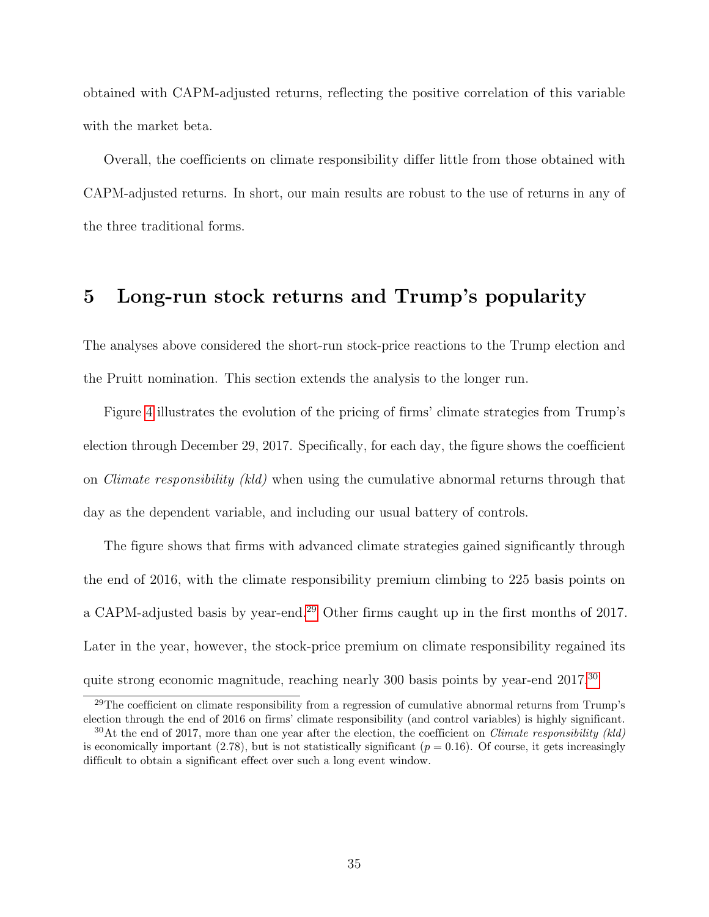obtained with CAPM-adjusted returns, reflecting the positive correlation of this variable with the market beta.

Overall, the coefficients on climate responsibility differ little from those obtained with CAPM-adjusted returns. In short, our main results are robust to the use of returns in any of the three traditional forms.

# 5 Long-run stock returns and Trump's popularity

The analyses above considered the short-run stock-price reactions to the Trump election and the Pruitt nomination. This section extends the analysis to the longer run.

Figure 4 illustrates the evolution of the pricing of firms' climate strategies from Trump's election through December 29, 2017. Specifically, for each day, the figure shows the coefficient on *Climate responsibility (kld)* when using the cumulative abnormal returns through that day as the dependent variable, and including our usual battery of controls.

The figure shows that firms with advanced climate strategies gained significantly through the end of 2016, with the climate responsibility premium climbing to 225 basis points on a CAPM-adjusted basis by year-end.[29] Other firms caught up in the first months of 2017. Later in the year, however, the stock-price premium on climate responsibility regained its quite strong economic magnitude, reaching nearly 300 basis points by year-end 2017.[30]

[29] The coefficient on climate responsibility from a regression of cumulative abnormal returns from Trump's election through the end of 2016 on firms' climate responsibility (and control variables) is highly significant.

[30] At the end of 2017, more than one year after the election, the coefficient on *Climate responsibility (kld)* is economically important (2.78), but is not statistically significant ($p = 0.16$). Of course, it gets increasingly difficult to obtain a significant effect over such a long event window.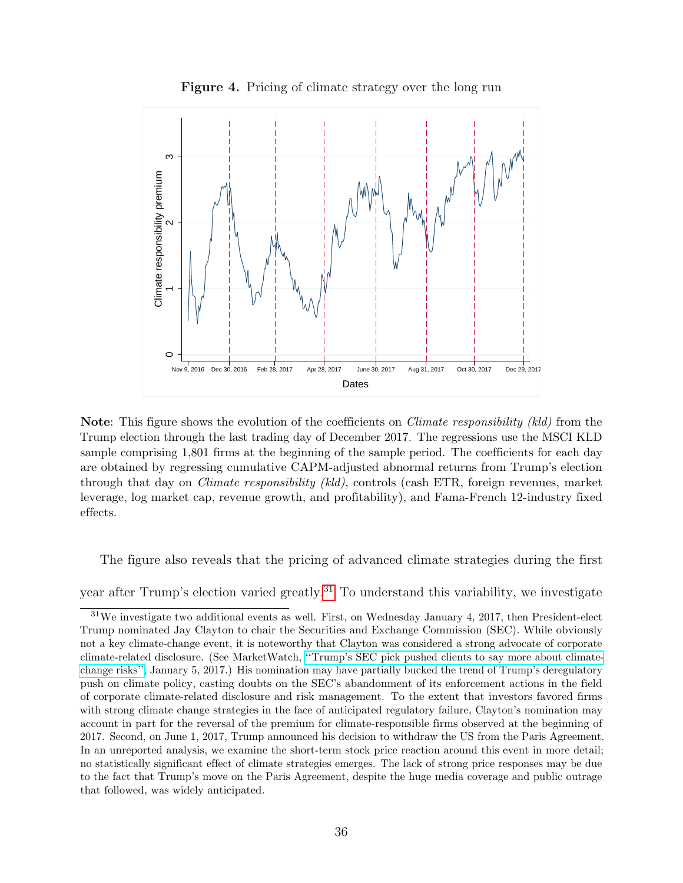**Figure 4.** Pricing of climate strategy over the long run

**Note**: This figure shows the evolution of the coefficients on *Climate responsibility (kld)* from the Trump election through the last trading day of December 2017. The regressions use the MSCI KLD sample comprising 1,801 firms at the beginning of the sample period. The coefficients for each day are obtained by regressing cumulative CAPM-adjusted abnormal returns from Trump's election through that day on *Climate responsibility (kld)*, controls (cash ETR, foreign revenues, market leverage, log market cap, revenue growth, and profitability), and Fama-French 12-industry fixed effects.

The figure also reveals that the pricing of advanced climate strategies during the first year after Trump's election varied greatly.[31] To understand this variability, we investigate

[31] We investigate two additional events as well. First, on Wednesday January 4, 2017, then President-elect Trump nominated Jay Clayton to chair the Securities and Exchange Commission (SEC). While obviously not a key climate-change event, it is noteworthy that Clayton was considered a strong advocate of corporate climate-related disclosure. (See MarketWatch, "Trump's SEC pick pushed clients to say more about climate-change risks", January 5, 2017.) His nomination may have partially bucked the trend of Trump's deregulatory push on climate policy, casting doubts on the SEC's abandonment of its enforcement actions in the field of corporate climate-related disclosure and risk management. To the extent that investors favored firms with strong climate change strategies in the face of anticipated regulatory failure, Clayton's nomination may account in part for the reversal of the premium for climate-responsible firms observed at the beginning of 2017. Second, on June 1, 2017, Trump announced his decision to withdraw the US from the Paris Agreement. In an unreported analysis, we examine the short-term stock price reaction around this event in more detail; no statistically significant effect of climate strategies emerges. The lack of strong price responses may be due to the fact that Trump's move on the Paris Agreement, despite the huge media coverage and public outrage that followed, was widely anticipated.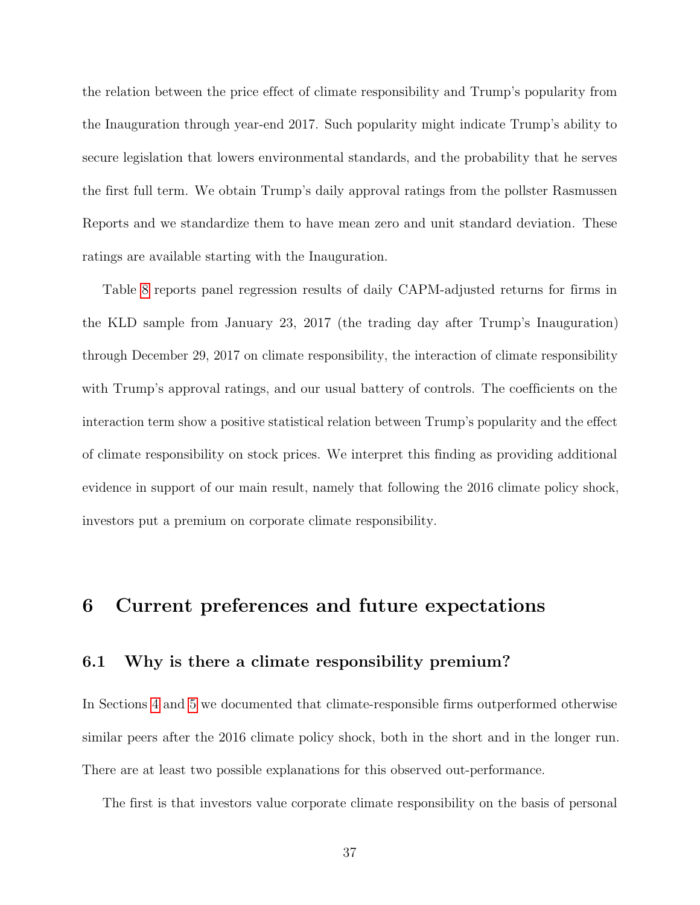the relation between the price effect of climate responsibility and Trump's popularity from the Inauguration through year-end 2017. Such popularity might indicate Trump's ability to secure legislation that lowers environmental standards, and the probability that he serves the first full term. We obtain Trump's daily approval ratings from the pollster Rasmussen Reports and we standardize them to have mean zero and unit standard deviation. These ratings are available starting with the Inauguration.

Table 8 reports panel regression results of daily CAPM-adjusted returns for firms in the KLD sample from January 23, 2017 (the trading day after Trump's Inauguration) through December 29, 2017 on climate responsibility, the interaction of climate responsibility with Trump's approval ratings, and our usual battery of controls. The coefficients on the interaction term show a positive statistical relation between Trump's popularity and the effect of climate responsibility on stock prices. We interpret this finding as providing additional evidence in support of our main result, namely that following the 2016 climate policy shock, investors put a premium on corporate climate responsibility.

# 6 Current preferences and future expectations

## 6.1 Why is there a climate responsibility premium?

In Sections 4 and 5 we documented that climate-responsible firms outperformed otherwise similar peers after the 2016 climate policy shock, both in the short and in the longer run. There are at least two possible explanations for this observed out-performance.

The first is that investors value corporate climate responsibility on the basis of personal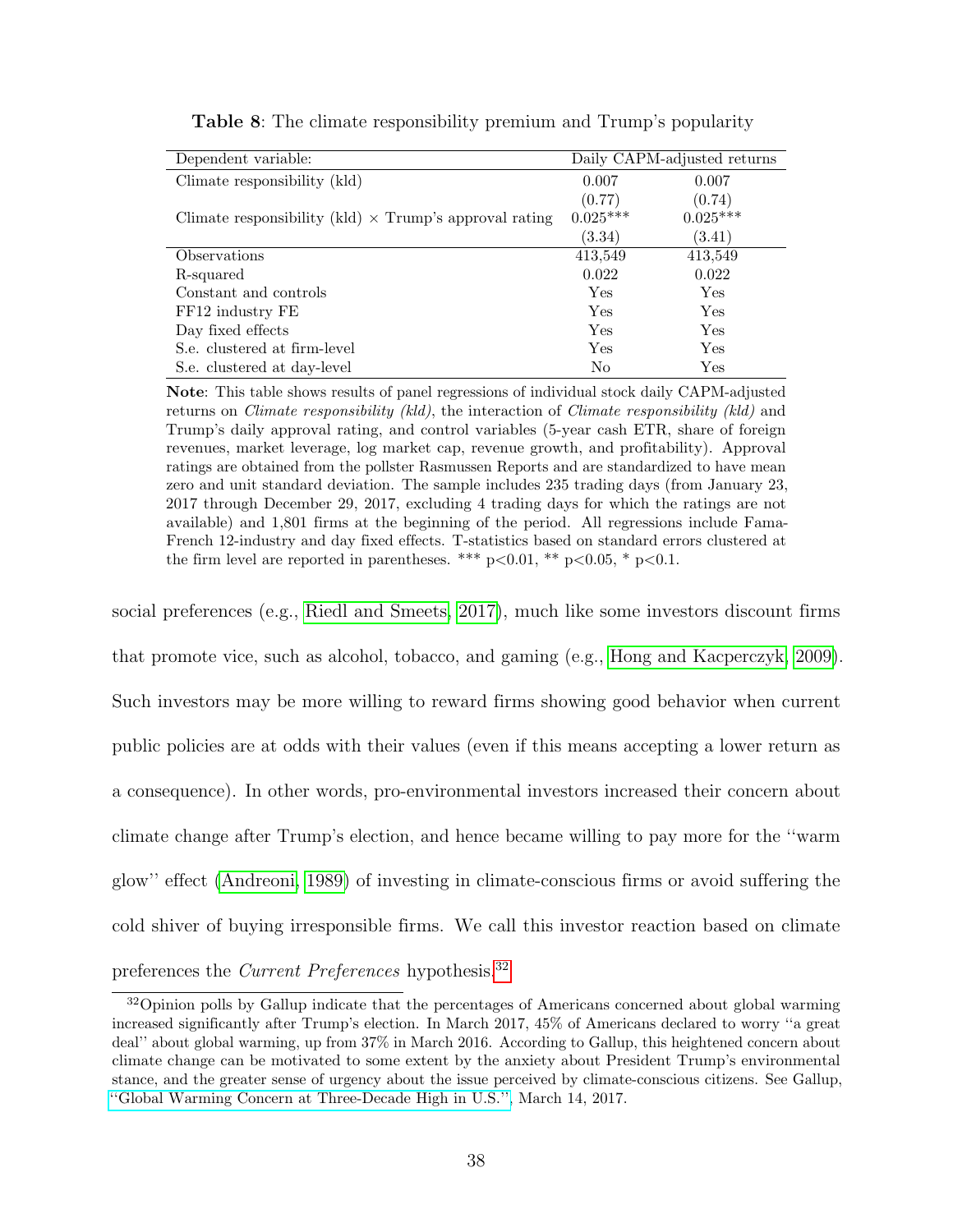**Table 8**: The climate responsibility premium and Trump's popularity

| Dependent variable: | Daily CAPM-adjusted returns | |
|---|---|---|
| Climate responsibility (kld) | 0.007 | 0.007 |
| | (0.77) | (0.74) |
| Climate responsibility (kld) × Trump's approval rating | 0.025*** | 0.025*** |
| | (3.34) | (3.41) |
| Observations | 413,549 | 413,549 |
| R-squared | 0.022 | 0.022 |
| Constant and controls | Yes | Yes |
| FF12 industry FE | Yes | Yes |
| Day fixed effects | Yes | Yes |
| S.e. clustered at firm-level | Yes | Yes |
| S.e. clustered at day-level | No | Yes |

**Note**: This table shows results of panel regressions of individual stock daily CAPM-adjusted returns on *Climate responsibility (kld)*, the interaction of *Climate responsibility (kld)* and Trump's daily approval rating, and control variables (5-year cash ETR, share of foreign revenues, market leverage, log market cap, revenue growth, and profitability). Approval ratings are obtained from the pollster Rasmussen Reports and are standardized to have mean zero and unit standard deviation. The sample includes 235 trading days (from January 23, 2017 through December 29, 2017, excluding 4 trading days for which the ratings are not available) and 1,801 firms at the beginning of the period. All regressions include Fama-French 12-industry and day fixed effects. T-statistics based on standard errors clustered at the firm level are reported in parentheses. *** p<0.01, ** p<0.05, * p<0.1.

social preferences (e.g., Riedl and Smeets, 2017), much like some investors discount firms that promote vice, such as alcohol, tobacco, and gaming (e.g., Hong and Kacperczyk, 2009). Such investors may be more willing to reward firms showing good behavior when current public policies are at odds with their values (even if this means accepting a lower return as a consequence). In other words, pro-environmental investors increased their concern about climate change after Trump's election, and hence became willing to pay more for the "warm glow" effect (Andreoni, 1989) of investing in climate-conscious firms or avoid suffering the cold shiver of buying irresponsible firms. We call this investor reaction based on climate preferences the *Current Preferences* hypothesis.[32]

[32] Opinion polls by Gallup indicate that the percentages of Americans concerned about global warming increased significantly after Trump's election. In March 2017, 45% of Americans declared to worry "a great deal" about global warming, up from 37% in March 2016. According to Gallup, this heightened concern about climate change can be motivated to some extent by the anxiety about President Trump's environmental stance, and the greater sense of urgency about the issue perceived by climate-conscious citizens. See Gallup, "Global Warming Concern at Three-Decade High in U.S.", March 14, 2017.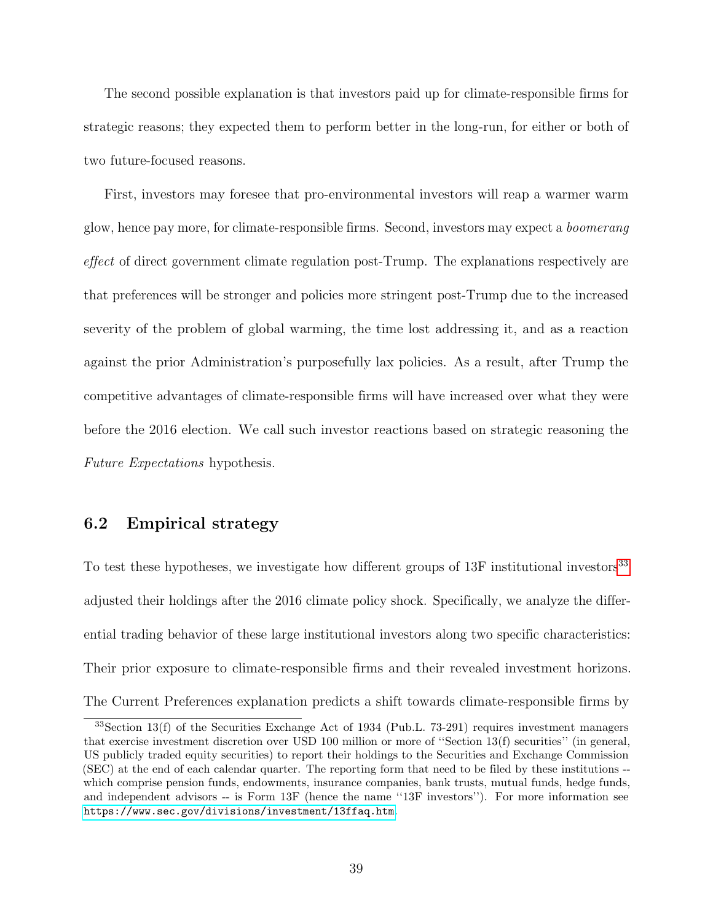The second possible explanation is that investors paid up for climate-responsible firms for strategic reasons; they expected them to perform better in the long-run, for either or both of two future-focused reasons.

First, investors may foresee that pro-environmental investors will reap a warmer warm glow, hence pay more, for climate-responsible firms. Second, investors may expect a *boomerang effect* of direct government climate regulation post-Trump. The explanations respectively are that preferences will be stronger and policies more stringent post-Trump due to the increased severity of the problem of global warming, the time lost addressing it, and as a reaction against the prior Administration's purposefully lax policies. As a result, after Trump the competitive advantages of climate-responsible firms will have increased over what they were before the 2016 election. We call such investor reactions based on strategic reasoning the *Future Expectations* hypothesis.

## 6.2 Empirical strategy

To test these hypotheses, we investigate how different groups of 13F institutional investors[33] adjusted their holdings after the 2016 climate policy shock. Specifically, we analyze the differential trading behavior of these large institutional investors along two specific characteristics: Their prior exposure to climate-responsible firms and their revealed investment horizons. The Current Preferences explanation predicts a shift towards climate-responsible firms by

[33] Section 13(f) of the Securities Exchange Act of 1934 (Pub.L. 73-291) requires investment managers that exercise investment discretion over USD 100 million or more of "Section 13(f) securities" (in general, US publicly traded equity securities) to report their holdings to the Securities and Exchange Commission (SEC) at the end of each calendar quarter. The reporting form that need to be filed by these institutions -- which comprise pension funds, endowments, insurance companies, bank trusts, mutual funds, hedge funds, and independent advisors -- is Form 13F (hence the name "13F investors"). For more information see https://www.sec.gov/divisions/investment/13ffaq.htm.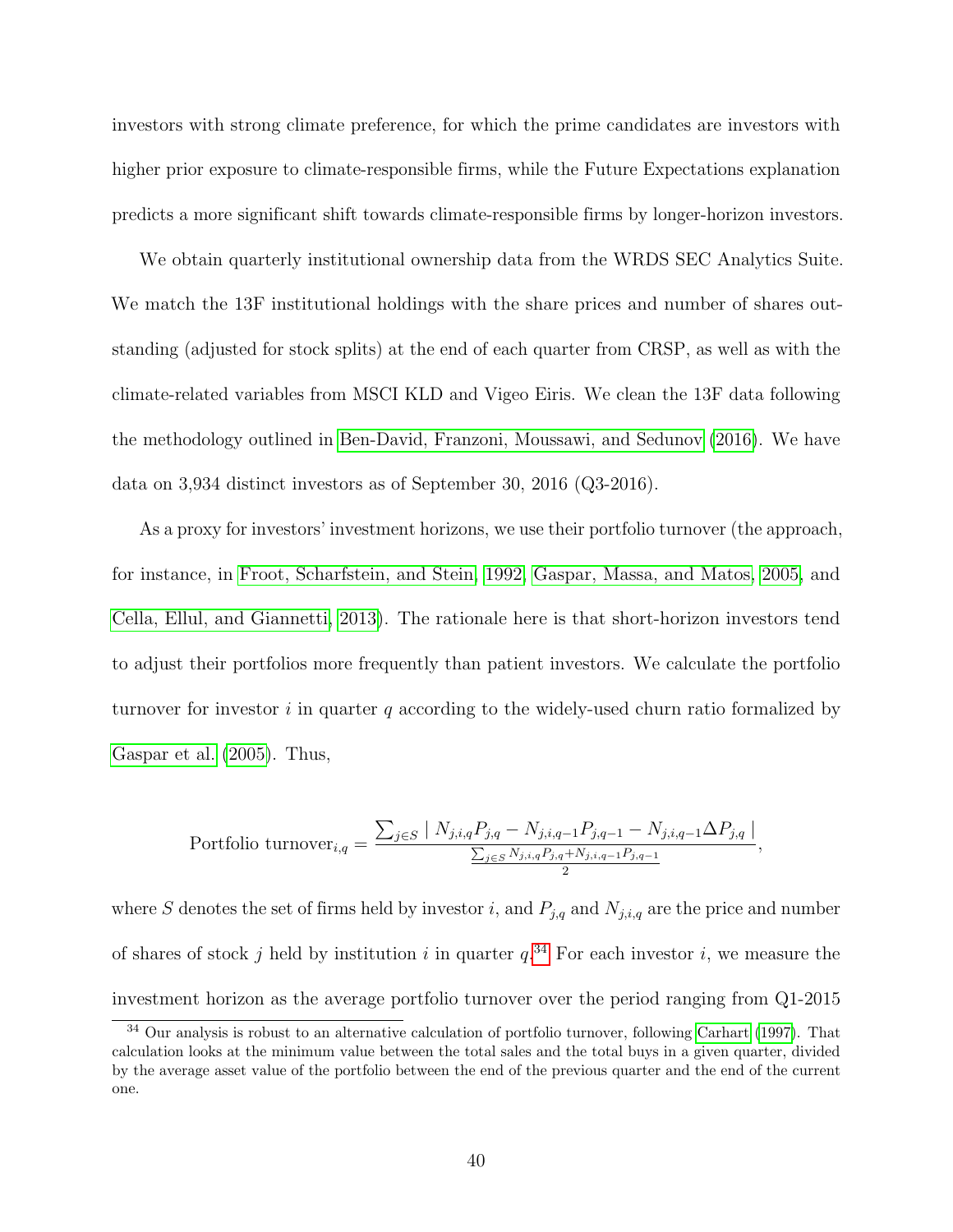investors with strong climate preference, for which the prime candidates are investors with higher prior exposure to climate-responsible firms, while the Future Expectations explanation predicts a more significant shift towards climate-responsible firms by longer-horizon investors.

We obtain quarterly institutional ownership data from the WRDS SEC Analytics Suite. We match the 13F institutional holdings with the share prices and number of shares outstanding (adjusted for stock splits) at the end of each quarter from CRSP, as well as with the climate-related variables from MSCI KLD and Vigeo Eiris. We clean the 13F data following the methodology outlined in Ben-David, Franzoni, Moussawi, and Sedunov (2016). We have data on 3,934 distinct investors as of September 30, 2016 (Q3-2016).

As a proxy for investors' investment horizons, we use their portfolio turnover (the approach, for instance, in Froot, Scharfstein, and Stein, 1992, Gaspar, Massa, and Matos, 2005, and Cella, Ellul, and Giannetti, 2013). The rationale here is that short-horizon investors tend to adjust their portfolios more frequently than patient investors. We calculate the portfolio turnover for investor $i$ in quarter $q$ according to the widely-used churn ratio formalized by Gaspar et al. (2005). Thus,

$$\text{Portfolio turnover}_{i,q} = \frac{\sum_{j \in S} \mid N_{j,i,q} P_{j,q} - N_{j,i,q-1} P_{j,q-1} - N_{j,i,q-1} \Delta P_{j,q} \mid}{\frac{\sum_{j \in S} N_{j,i,q} P_{j,q} + N_{j,i,q-1} P_{j,q-1}}{2}},$$

where $S$ denotes the set of firms held by investor $i$, and $P_{j,q}$ and $N_{j,i,q}$ are the price and number of shares of stock $j$ held by institution $i$ in quarter $q$.[34] For each investor $i$, we measure the investment horizon as the average portfolio turnover over the period ranging from Q1-2015

[34] Our analysis is robust to an alternative calculation of portfolio turnover, following Carhart (1997). That calculation looks at the minimum value between the total sales and the total buys in a given quarter, divided by the average asset value of the portfolio between the end of the previous quarter and the end of the current one.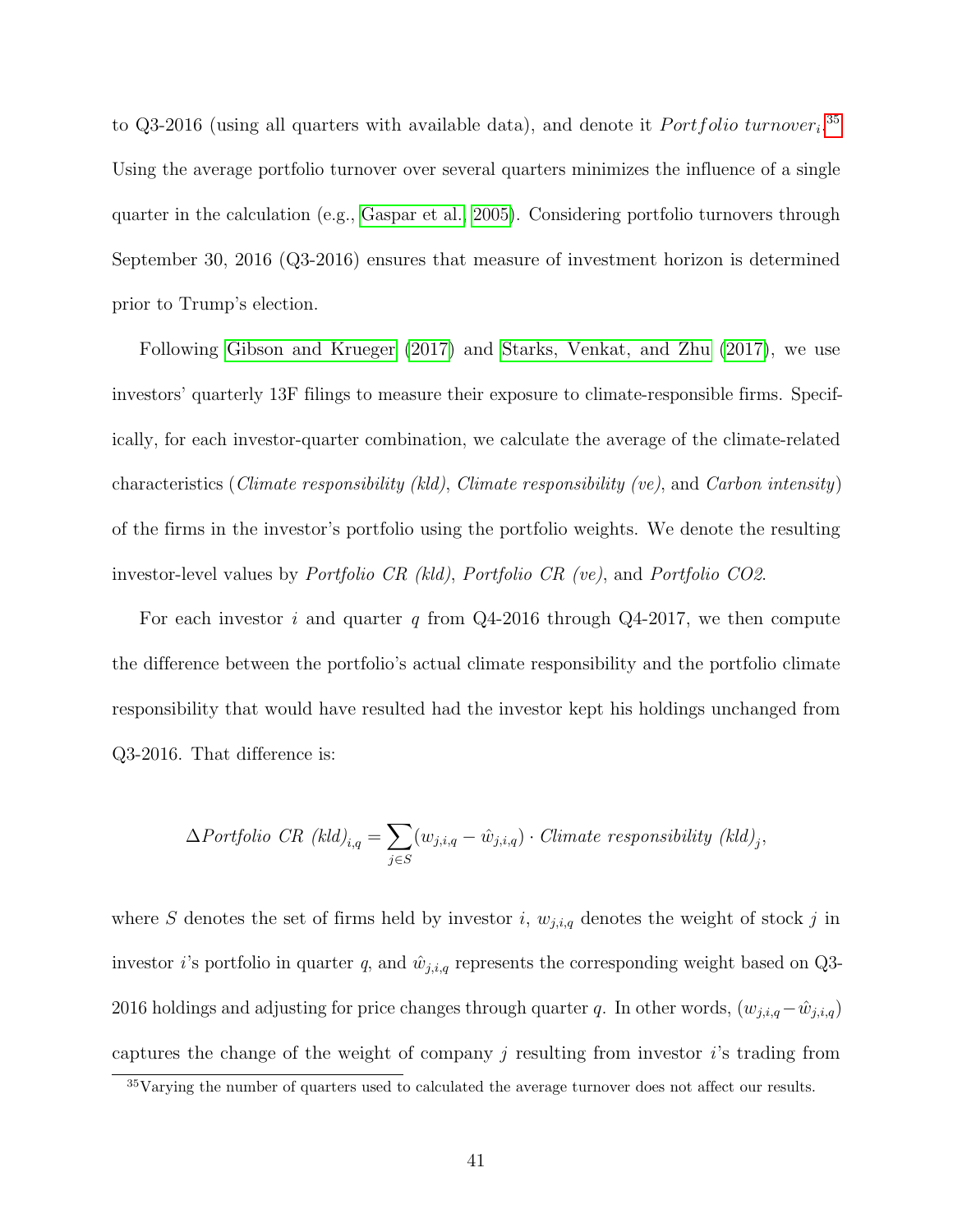to Q3-2016 (using all quarters with available data), and denote it $Portfolio\ turnover_i$.[35] Using the average portfolio turnover over several quarters minimizes the influence of a single quarter in the calculation (e.g., Gaspar et al., 2005). Considering portfolio turnovers through September 30, 2016 (Q3-2016) ensures that measure of investment horizon is determined prior to Trump's election.

Following Gibson and Krueger (2017) and Starks, Venkat, and Zhu (2017), we use investors' quarterly 13F filings to measure their exposure to climate-responsible firms. Specifically, for each investor-quarter combination, we calculate the average of the climate-related characteristics (*Climate responsibility (kld)*, *Climate responsibility (ve)*, and *Carbon intensity*) of the firms in the investor's portfolio using the portfolio weights. We denote the resulting investor-level values by *Portfolio CR (kld)*, *Portfolio CR (ve)*, and *Portfolio CO2*.

For each investor $i$ and quarter $q$ from Q4-2016 through Q4-2017, we then compute the difference between the portfolio's actual climate responsibility and the portfolio climate responsibility that would have resulted had the investor kept his holdings unchanged from Q3-2016. That difference is:

$$\Delta \mathit{Portfolio\ CR\ (kld)}_{i,q} = \sum_{j \in S} (w_{j,i,q} - \hat{w}_{j,i,q}) \cdot \mathit{Climate\ responsibility\ (kld)}_j,$$

where $S$ denotes the set of firms held by investor $i$, $w_{j,i,q}$ denotes the weight of stock $j$ in investor $i$'s portfolio in quarter $q$, and $\hat{w}_{j,i,q}$ represents the corresponding weight based on Q3-2016 holdings and adjusting for price changes through quarter $q$. In other words, $(w_{j,i,q} - \hat{w}_{j,i,q})$ captures the change of the weight of company $j$ resulting from investor $i$'s trading from

[35] Varying the number of quarters used to calculated the average turnover does not affect our results.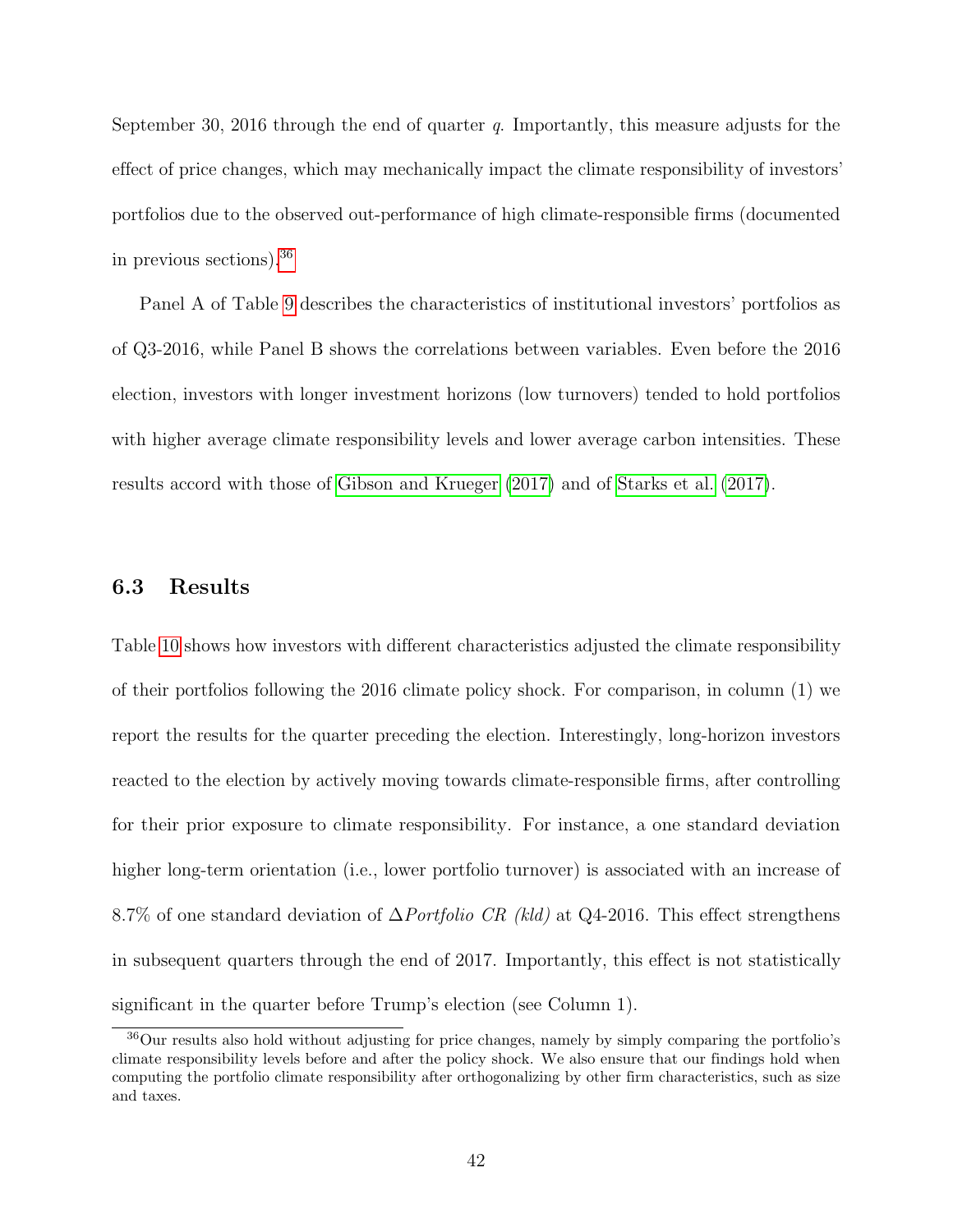September 30, 2016 through the end of quarter $q$. Importantly, this measure adjusts for the effect of price changes, which may mechanically impact the climate responsibility of investors' portfolios due to the observed out-performance of high climate-responsible firms (documented in previous sections).[36]

Panel A of Table 9 describes the characteristics of institutional investors' portfolios as of Q3-2016, while Panel B shows the correlations between variables. Even before the 2016 election, investors with longer investment horizons (low turnovers) tended to hold portfolios with higher average climate responsibility levels and lower average carbon intensities. These results accord with those of Gibson and Krueger (2017) and of Starks et al. (2017).

### 6.3 Results

Table 10 shows how investors with different characteristics adjusted the climate responsibility of their portfolios following the 2016 climate policy shock. For comparison, in column (1) we report the results for the quarter preceding the election. Interestingly, long-horizon investors reacted to the election by actively moving towards climate-responsible firms, after controlling for their prior exposure to climate responsibility. For instance, a one standard deviation higher long-term orientation (i.e., lower portfolio turnover) is associated with an increase of 8.7% of one standard deviation of $\Delta$*Portfolio CR (kld)* at Q4-2016. This effect strengthens in subsequent quarters through the end of 2017. Importantly, this effect is not statistically significant in the quarter before Trump's election (see Column 1).

[36] Our results also hold without adjusting for price changes, namely by simply comparing the portfolio's climate responsibility levels before and after the policy shock. We also ensure that our findings hold when computing the portfolio climate responsibility after orthogonalizing by other firm characteristics, such as size and taxes.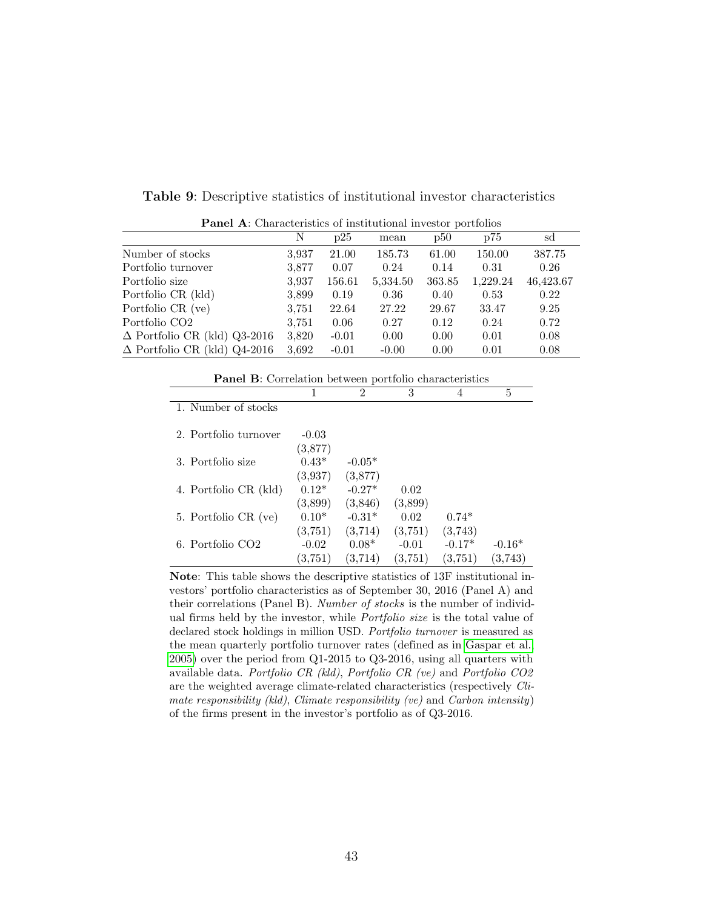**Table 9**: Descriptive statistics of institutional investor characteristics

**Panel A**: Characteristics of institutional investor portfolios

| | N | p25 | mean | p50 | p75 | sd |
|---|---|---|---|---|---|---|
| Number of stocks | 3,937 | 21.00 | 185.73 | 61.00 | 150.00 | 387.75 |
| Portfolio turnover | 3,877 | 0.07 | 0.24 | 0.14 | 0.31 | 0.26 |
| Portfolio size | 3,937 | 156.61 | 5,334.50 | 363.85 | 1,229.24 | 46,423.67 |
| Portfolio CR (kld) | 3,899 | 0.19 | 0.36 | 0.40 | 0.53 | 0.22 |
| Portfolio CR (ve) | 3,751 | 22.64 | 27.22 | 29.67 | 33.47 | 9.25 |
| Portfolio CO2 | 3,751 | 0.06 | 0.27 | 0.12 | 0.24 | 0.72 |
| $\Delta$ Portfolio CR (kld) Q3-2016 | 3,820 | -0.01 | 0.00 | 0.00 | 0.01 | 0.08 |
| $\Delta$ Portfolio CR (kld) Q4-2016 | 3,692 | -0.01 | -0.00 | 0.00 | 0.01 | 0.08 |

**Panel B**: Correlation between portfolio characteristics

| | 1 | 2 | 3 | 4 | 5 |
|---|---|---|---|---|---|
| 1. Number of stocks | | | | | |
| 2. Portfolio turnover | -0.03 | | | | |
| | (3,877) | | | | |
| 3. Portfolio size | 0.43* | -0.05* | | | |
| | (3,937) | (3,877) | | | |
| 4. Portfolio CR (kld) | 0.12* | -0.27* | 0.02 | | |
| | (3,899) | (3,846) | (3,899) | | |
| 5. Portfolio CR (ve) | 0.10* | -0.31* | 0.02 | 0.74* | |
| | (3,751) | (3,714) | (3,751) | (3,743) | |
| 6. Portfolio CO2 | -0.02 | 0.08* | -0.01 | -0.17* | -0.16* |
| | (3,751) | (3,714) | (3,751) | (3,751) | (3,743) |

**Note**: This table shows the descriptive statistics of 13F institutional investors' portfolio characteristics as of September 30, 2016 (Panel A) and their correlations (Panel B). *Number of stocks* is the number of individual firms held by the investor, while *Portfolio size* is the total value of declared stock holdings in million USD. *Portfolio turnover* is measured as the mean quarterly portfolio turnover rates (defined as in Gaspar et al. 2005) over the period from Q1-2015 to Q3-2016, using all quarters with available data. *Portfolio CR (kld)*, *Portfolio CR (ve)* and *Portfolio CO2* are the weighted average climate-related characteristics (respectively *Climate responsibility (kld)*, *Climate responsibility (ve)* and *Carbon intensity*) of the firms present in the investor's portfolio as of Q3-2016.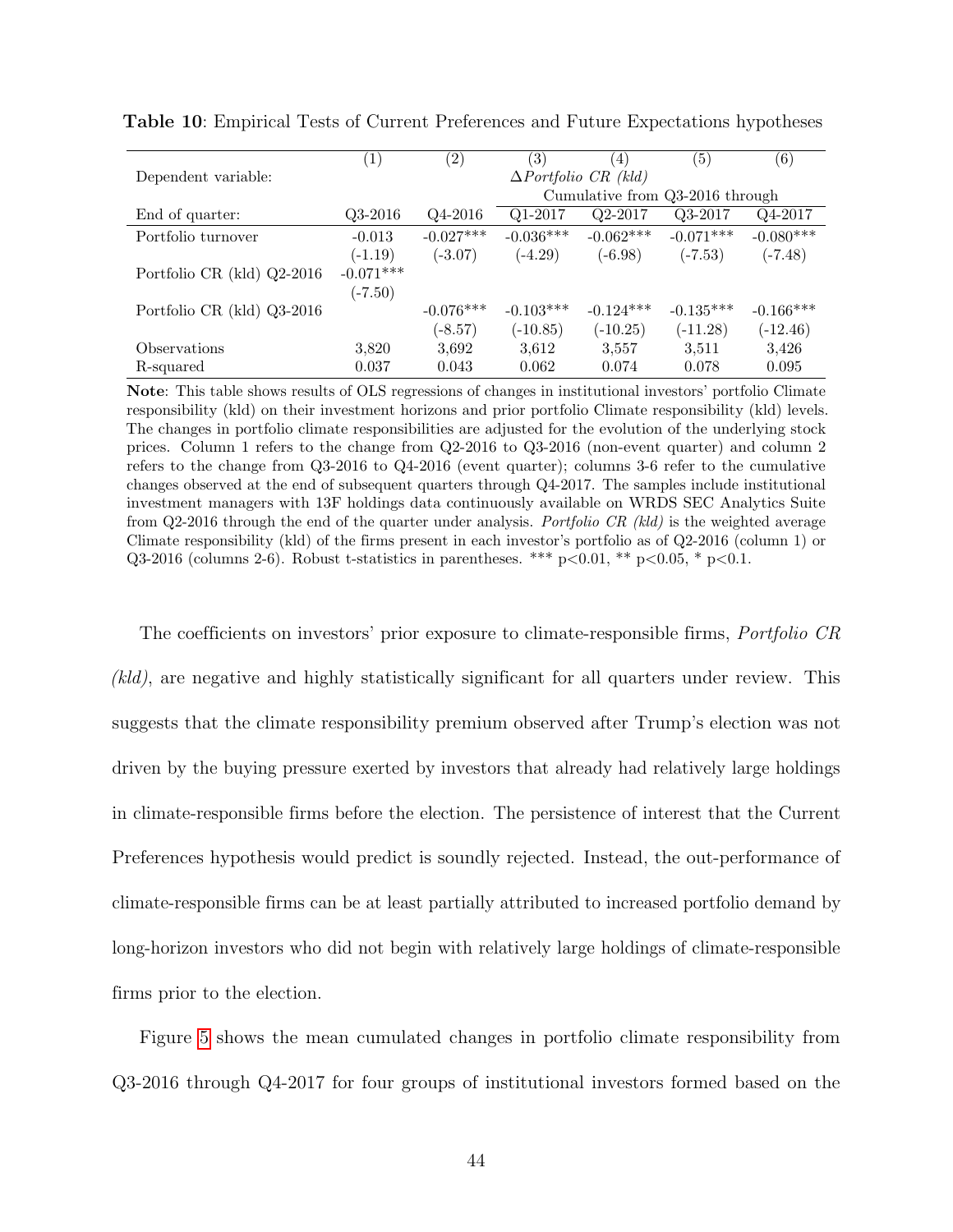**Table 10**: Empirical Tests of Current Preferences and Future Expectations hypotheses

| | (1) | (2) | (3) | (4) | (5) | (6) |
|---|---|---|---|---|---|---|
| Dependent variable: | | | $\Delta$*Portfolio CR (kld)* | | | |
| | | | Cumulative from Q3-2016 through | | | |
| End of quarter: | Q3-2016 | Q4-2016 | Q1-2017 | Q2-2017 | Q3-2017 | Q4-2017 |
| Portfolio turnover | -0.013 | -0.027*** | -0.036*** | -0.062*** | -0.071*** | -0.080*** |
| | (-1.19) | (-3.07) | (-4.29) | (-6.98) | (-7.53) | (-7.48) |
| Portfolio CR (kld) Q2-2016 | -0.071*** | | | | | |
| | (-7.50) | | | | | |
| Portfolio CR (kld) Q3-2016 | | -0.076*** | -0.103*** | -0.124*** | -0.135*** | -0.166*** |
| | | (-8.57) | (-10.85) | (-10.25) | (-11.28) | (-12.46) |
| Observations | 3,820 | 3,692 | 3,612 | 3,557 | 3,511 | 3,426 |
| R-squared | 0.037 | 0.043 | 0.062 | 0.074 | 0.078 | 0.095 |

**Note**: This table shows results of OLS regressions of changes in institutional investors' portfolio Climate responsibility (kld) on their investment horizons and prior portfolio Climate responsibility (kld) levels. The changes in portfolio climate responsibilities are adjusted for the evolution of the underlying stock prices. Column 1 refers to the change from Q2-2016 to Q3-2016 (non-event quarter) and column 2 refers to the change from Q3-2016 to Q4-2016 (event quarter); columns 3-6 refer to the cumulative changes observed at the end of subsequent quarters through Q4-2017. The samples include institutional investment managers with 13F holdings data continuously available on WRDS SEC Analytics Suite from Q2-2016 through the end of the quarter under analysis. *Portfolio CR (kld)* is the weighted average Climate responsibility (kld) of the firms present in each investor's portfolio as of Q2-2016 (column 1) or Q3-2016 (columns 2-6). Robust t-statistics in parentheses. *** $p<0.01$, ** $p<0.05$, * $p<0.1$.

The coefficients on investors' prior exposure to climate-responsible firms, *Portfolio CR (kld)*, are negative and highly statistically significant for all quarters under review. This suggests that the climate responsibility premium observed after Trump's election was not driven by the buying pressure exerted by investors that already had relatively large holdings in climate-responsible firms before the election. The persistence of interest that the Current Preferences hypothesis would predict is soundly rejected. Instead, the out-performance of climate-responsible firms can be at least partially attributed to increased portfolio demand by long-horizon investors who did not begin with relatively large holdings of climate-responsible firms prior to the election.

Figure 5 shows the mean cumulated changes in portfolio climate responsibility from Q3-2016 through Q4-2017 for four groups of institutional investors formed based on the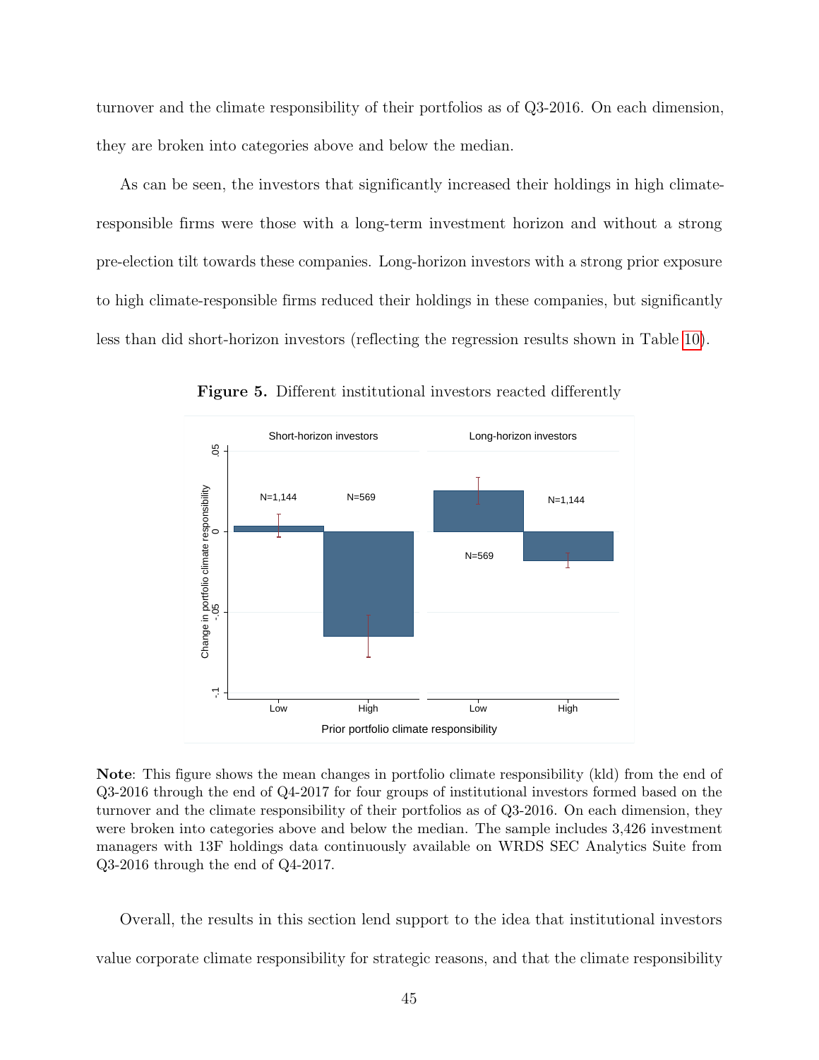turnover and the climate responsibility of their portfolios as of Q3-2016. On each dimension, they are broken into categories above and below the median.

As can be seen, the investors that significantly increased their holdings in high climate-responsible firms were those with a long-term investment horizon and without a strong pre-election tilt towards these companies. Long-horizon investors with a strong prior exposure to high climate-responsible firms reduced their holdings in these companies, but significantly less than did short-horizon investors (reflecting the regression results shown in Table 10).

**Figure 5.** Different institutional investors reacted differently

**Note**: This figure shows the mean changes in portfolio climate responsibility (kld) from the end of Q3-2016 through the end of Q4-2017 for four groups of institutional investors formed based on the turnover and the climate responsibility of their portfolios as of Q3-2016. On each dimension, they were broken into categories above and below the median. The sample includes 3,426 investment managers with 13F holdings data continuously available on WRDS SEC Analytics Suite from Q3-2016 through the end of Q4-2017.

Overall, the results in this section lend support to the idea that institutional investors value corporate climate responsibility for strategic reasons, and that the climate responsibility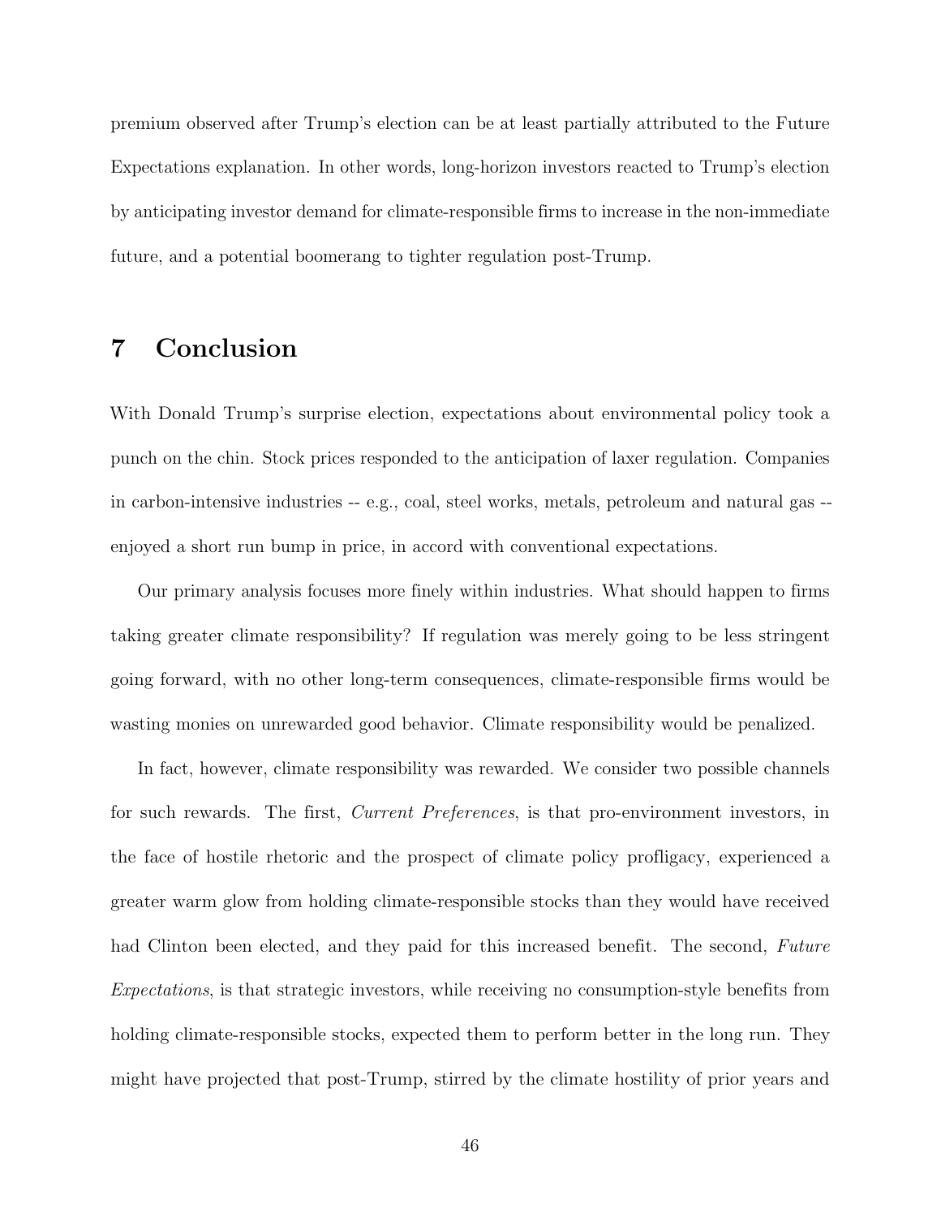premium observed after Trump's election can be at least partially attributed to the Future Expectations explanation. In other words, long-horizon investors reacted to Trump's election by anticipating investor demand for climate-responsible firms to increase in the non-immediate future, and a potential boomerang to tighter regulation post-Trump.

# 7 Conclusion

With Donald Trump's surprise election, expectations about environmental policy took a punch on the chin. Stock prices responded to the anticipation of laxer regulation. Companies in carbon-intensive industries -- e.g., coal, steel works, metals, petroleum and natural gas -- enjoyed a short run bump in price, in accord with conventional expectations.

Our primary analysis focuses more finely within industries. What should happen to firms taking greater climate responsibility? If regulation was merely going to be less stringent going forward, with no other long-term consequences, climate-responsible firms would be wasting monies on unrewarded good behavior. Climate responsibility would be penalized.

In fact, however, climate responsibility was rewarded. We consider two possible channels for such rewards. The first, *Current Preferences*, is that pro-environment investors, in the face of hostile rhetoric and the prospect of climate policy profligacy, experienced a greater warm glow from holding climate-responsible stocks than they would have received had Clinton been elected, and they paid for this increased benefit. The second, *Future Expectations*, is that strategic investors, while receiving no consumption-style benefits from holding climate-responsible stocks, expected them to perform better in the long run. They might have projected that post-Trump, stirred by the climate hostility of prior years and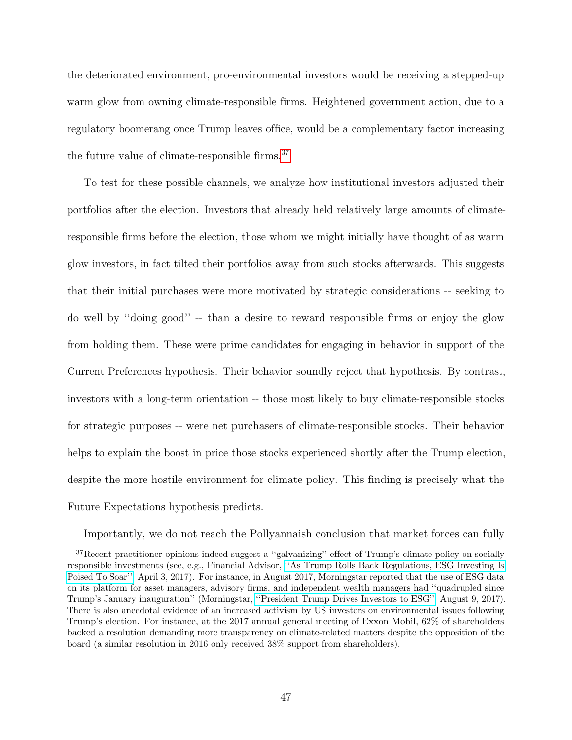the deteriorated environment, pro-environmental investors would be receiving a stepped-up warm glow from owning climate-responsible firms. Heightened government action, due to a regulatory boomerang once Trump leaves office, would be a complementary factor increasing the future value of climate-responsible firms.[37]

To test for these possible channels, we analyze how institutional investors adjusted their portfolios after the election. Investors that already held relatively large amounts of climate-responsible firms before the election, those whom we might initially have thought of as warm glow investors, in fact tilted their portfolios away from such stocks afterwards. This suggests that their initial purchases were more motivated by strategic considerations -- seeking to do well by "doing good" -- than a desire to reward responsible firms or enjoy the glow from holding them. These were prime candidates for engaging in behavior in support of the Current Preferences hypothesis. Their behavior soundly reject that hypothesis. By contrast, investors with a long-term orientation -- those most likely to buy climate-responsible stocks for strategic purposes -- were net purchasers of climate-responsible stocks. Their behavior helps to explain the boost in price those stocks experienced shortly after the Trump election, despite the more hostile environment for climate policy. This finding is precisely what the Future Expectations hypothesis predicts.

Importantly, we do not reach the Pollyannaish conclusion that market forces can fully

[37] Recent practitioner opinions indeed suggest a "galvanizing" effect of Trump's climate policy on socially responsible investments (see, e.g., Financial Advisor, "As Trump Rolls Back Regulations, ESG Investing Is Poised To Soar", April 3, 2017). For instance, in August 2017, Morningstar reported that the use of ESG data on its platform for asset managers, advisory firms, and independent wealth managers had "quadrupled since Trump's January inauguration" (Morningstar, "President Trump Drives Investors to ESG", August 9, 2017). There is also anecdotal evidence of an increased activism by US investors on environmental issues following Trump's election. For instance, at the 2017 annual general meeting of Exxon Mobil, 62% of shareholders backed a resolution demanding more transparency on climate-related matters despite the opposition of the board (a similar resolution in 2016 only received 38% support from shareholders).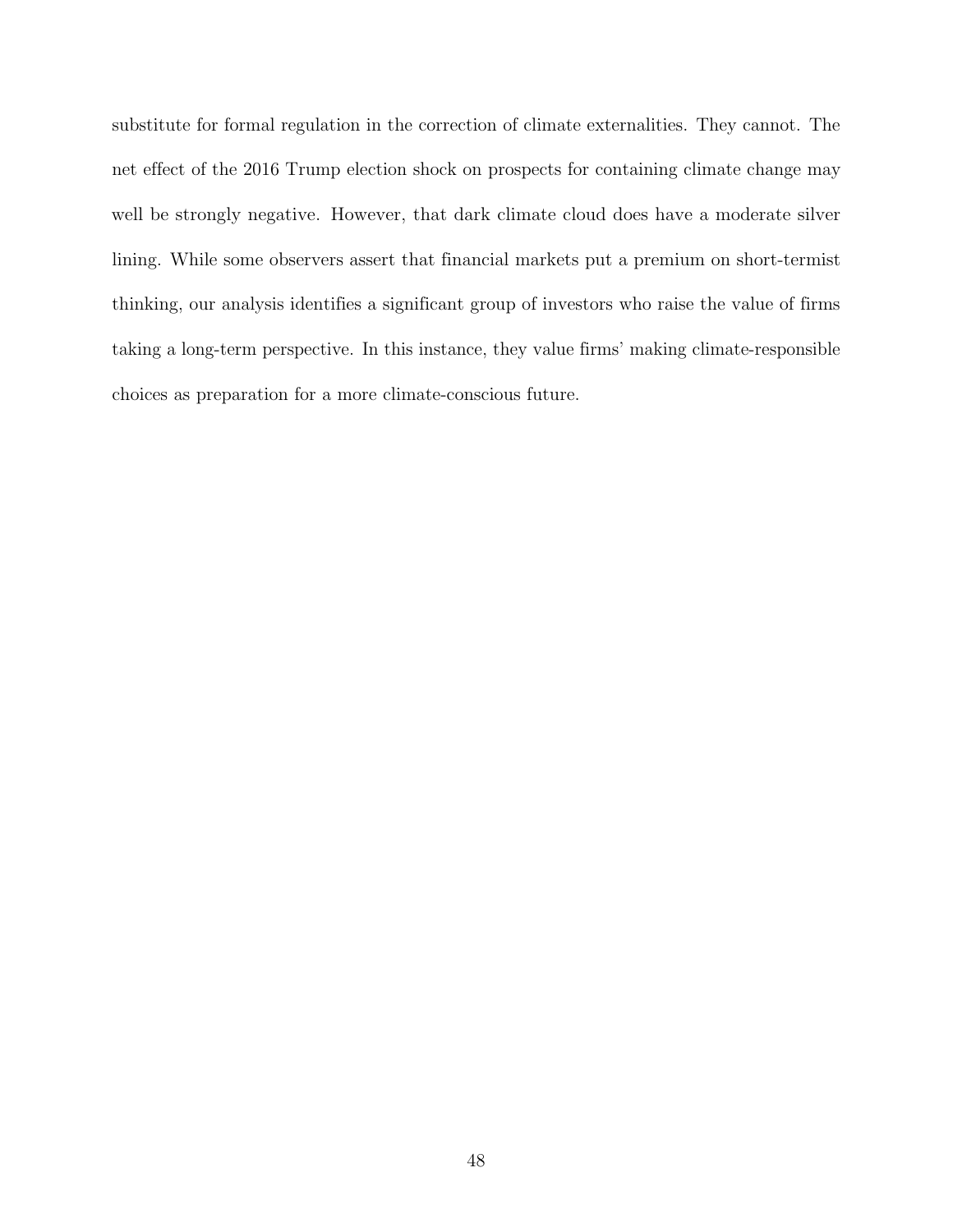substitute for formal regulation in the correction of climate externalities. They cannot. The net effect of the 2016 Trump election shock on prospects for containing climate change may well be strongly negative. However, that dark climate cloud does have a moderate silver lining. While some observers assert that financial markets put a premium on short-termist thinking, our analysis identifies a significant group of investors who raise the value of firms taking a long-term perspective. In this instance, they value firms' making climate-responsible choices as preparation for a more climate-conscious future.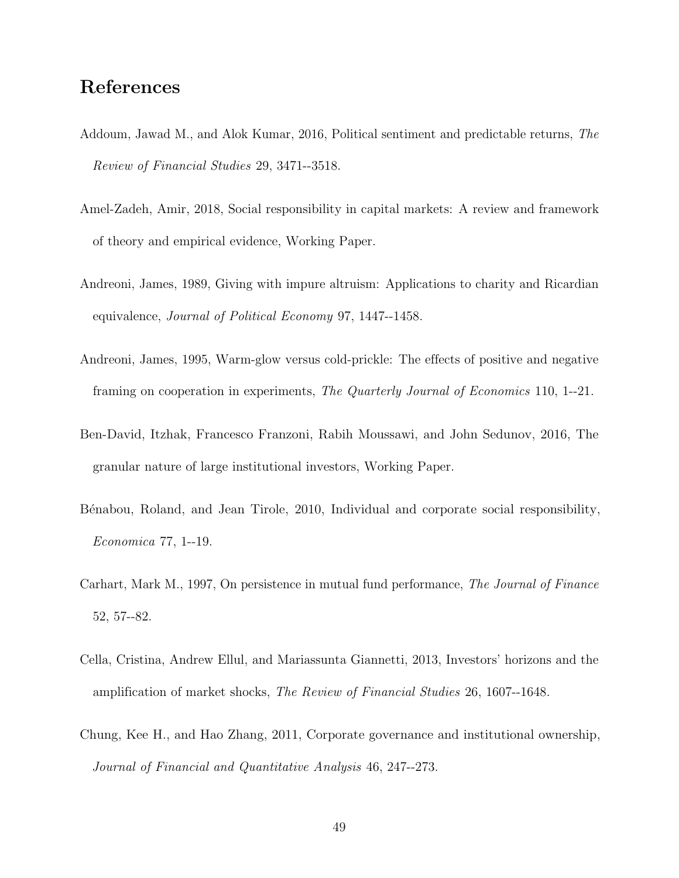# References

Addoum, Jawad M., and Alok Kumar, 2016, Political sentiment and predictable returns, *The Review of Financial Studies* 29, 3471--3518.

Amel-Zadeh, Amir, 2018, Social responsibility in capital markets: A review and framework of theory and empirical evidence, Working Paper.

Andreoni, James, 1989, Giving with impure altruism: Applications to charity and Ricardian equivalence, *Journal of Political Economy* 97, 1447--1458.

Andreoni, James, 1995, Warm-glow versus cold-prickle: The effects of positive and negative framing on cooperation in experiments, *The Quarterly Journal of Economics* 110, 1--21.

Ben-David, Itzhak, Francesco Franzoni, Rabih Moussawi, and John Sedunov, 2016, The granular nature of large institutional investors, Working Paper.

Bénabou, Roland, and Jean Tirole, 2010, Individual and corporate social responsibility, *Economica* 77, 1--19.

Carhart, Mark M., 1997, On persistence in mutual fund performance, *The Journal of Finance* 52, 57--82.

Cella, Cristina, Andrew Ellul, and Mariassunta Giannetti, 2013, Investors' horizons and the amplification of market shocks, *The Review of Financial Studies* 26, 1607--1648.

Chung, Kee H., and Hao Zhang, 2011, Corporate governance and institutional ownership, *Journal of Financial and Quantitative Analysis* 46, 247--273.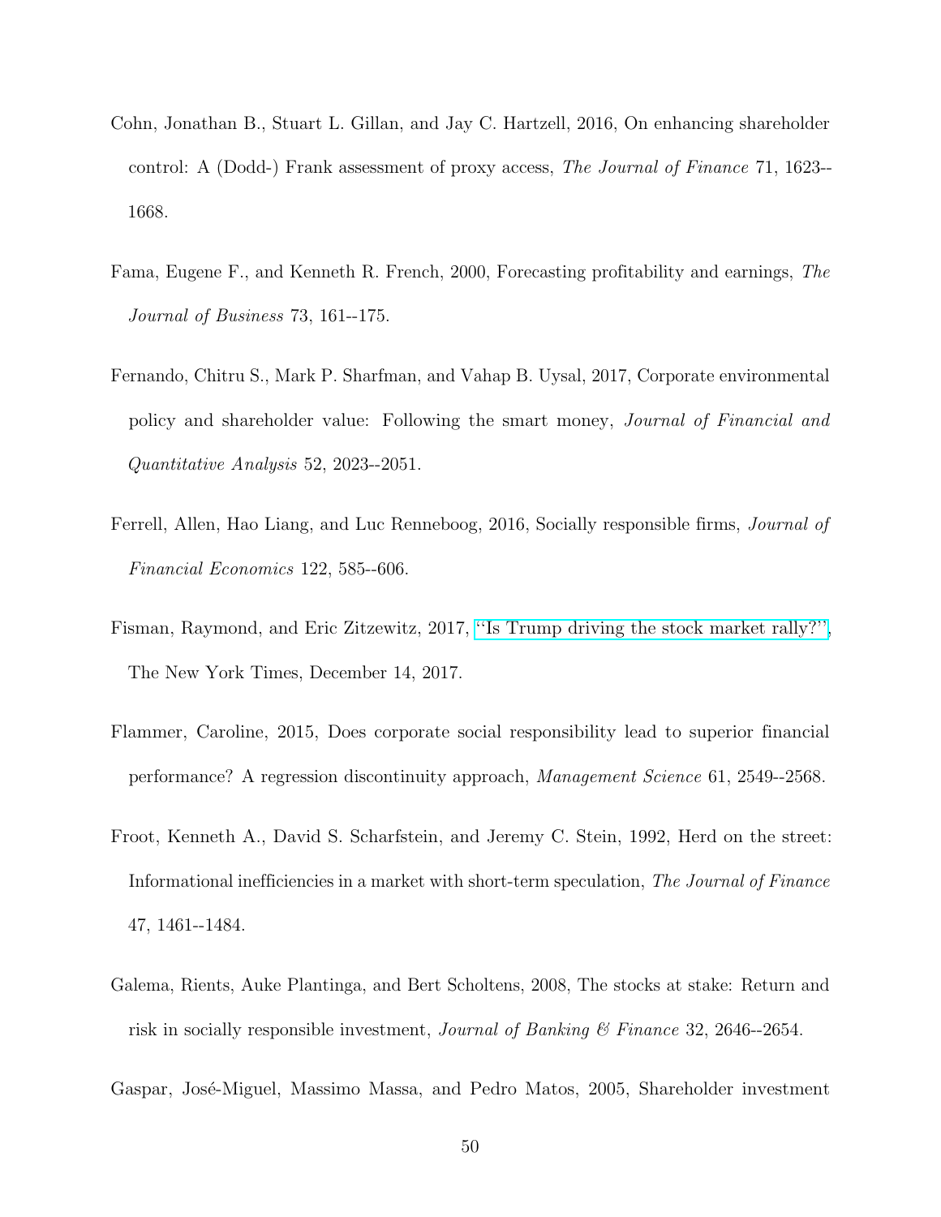Cohn, Jonathan B., Stuart L. Gillan, and Jay C. Hartzell, 2016, On enhancing shareholder control: A (Dodd-) Frank assessment of proxy access, *The Journal of Finance* 71, 1623--1668.

Fama, Eugene F., and Kenneth R. French, 2000, Forecasting profitability and earnings, *The Journal of Business* 73, 161--175.

Fernando, Chitru S., Mark P. Sharfman, and Vahap B. Uysal, 2017, Corporate environmental policy and shareholder value: Following the smart money, *Journal of Financial and Quantitative Analysis* 52, 2023--2051.

Ferrell, Allen, Hao Liang, and Luc Renneboog, 2016, Socially responsible firms, *Journal of Financial Economics* 122, 585--606.

Fisman, Raymond, and Eric Zitzewitz, 2017, "Is Trump driving the stock market rally?", The New York Times, December 14, 2017.

Flammer, Caroline, 2015, Does corporate social responsibility lead to superior financial performance? A regression discontinuity approach, *Management Science* 61, 2549--2568.

Froot, Kenneth A., David S. Scharfstein, and Jeremy C. Stein, 1992, Herd on the street: Informational inefficiencies in a market with short-term speculation, *The Journal of Finance* 47, 1461--1484.

Galema, Rients, Auke Plantinga, and Bert Scholtens, 2008, The stocks at stake: Return and risk in socially responsible investment, *Journal of Banking & Finance* 32, 2646--2654.

Gaspar, José-Miguel, Massimo Massa, and Pedro Matos, 2005, Shareholder investment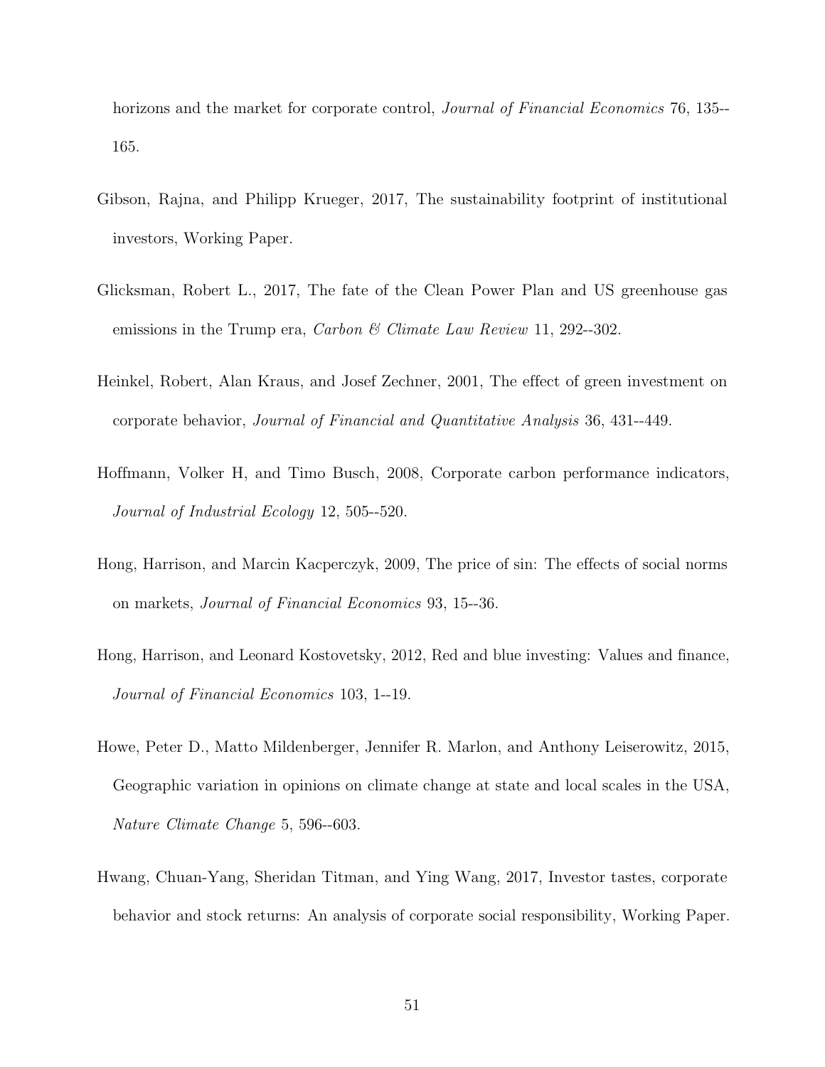horizons and the market for corporate control, *Journal of Financial Economics* 76, 135--165.

Gibson, Rajna, and Philipp Krueger, 2017, The sustainability footprint of institutional investors, Working Paper.

Glicksman, Robert L., 2017, The fate of the Clean Power Plan and US greenhouse gas emissions in the Trump era, *Carbon & Climate Law Review* 11, 292--302.

Heinkel, Robert, Alan Kraus, and Josef Zechner, 2001, The effect of green investment on corporate behavior, *Journal of Financial and Quantitative Analysis* 36, 431--449.

Hoffmann, Volker H, and Timo Busch, 2008, Corporate carbon performance indicators, *Journal of Industrial Ecology* 12, 505--520.

Hong, Harrison, and Marcin Kacperczyk, 2009, The price of sin: The effects of social norms on markets, *Journal of Financial Economics* 93, 15--36.

Hong, Harrison, and Leonard Kostovetsky, 2012, Red and blue investing: Values and finance, *Journal of Financial Economics* 103, 1--19.

Howe, Peter D., Matto Mildenberger, Jennifer R. Marlon, and Anthony Leiserowitz, 2015, Geographic variation in opinions on climate change at state and local scales in the USA, *Nature Climate Change* 5, 596--603.

Hwang, Chuan-Yang, Sheridan Titman, and Ying Wang, 2017, Investor tastes, corporate behavior and stock returns: An analysis of corporate social responsibility, Working Paper.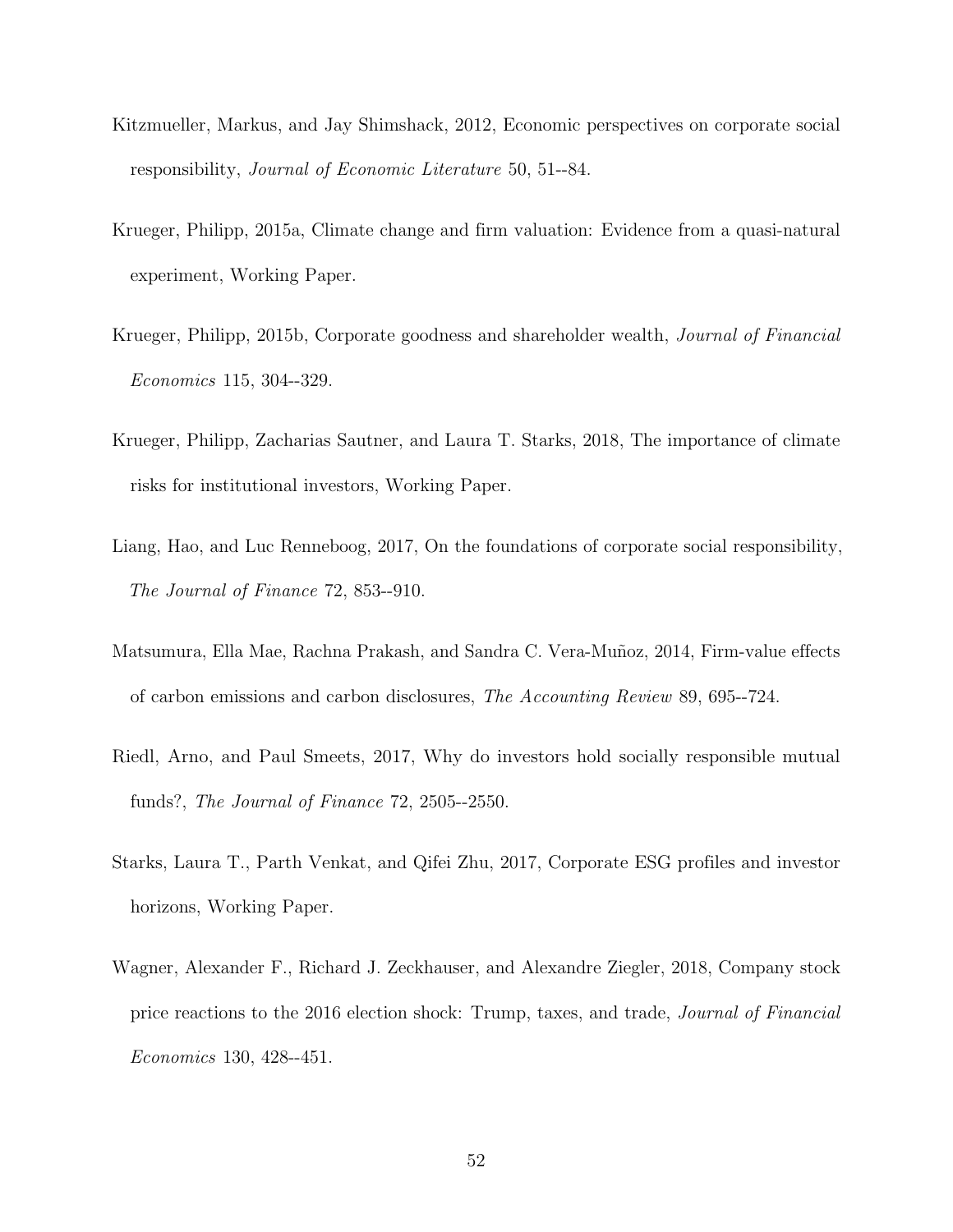Kitzmueller, Markus, and Jay Shimshack, 2012, Economic perspectives on corporate social responsibility, *Journal of Economic Literature* 50, 51--84.

Krueger, Philipp, 2015a, Climate change and firm valuation: Evidence from a quasi-natural experiment, Working Paper.

Krueger, Philipp, 2015b, Corporate goodness and shareholder wealth, *Journal of Financial Economics* 115, 304--329.

Krueger, Philipp, Zacharias Sautner, and Laura T. Starks, 2018, The importance of climate risks for institutional investors, Working Paper.

Liang, Hao, and Luc Renneboog, 2017, On the foundations of corporate social responsibility, *The Journal of Finance* 72, 853--910.

Matsumura, Ella Mae, Rachna Prakash, and Sandra C. Vera-Muñoz, 2014, Firm-value effects of carbon emissions and carbon disclosures, *The Accounting Review* 89, 695--724.

Riedl, Arno, and Paul Smeets, 2017, Why do investors hold socially responsible mutual funds?, *The Journal of Finance* 72, 2505--2550.

Starks, Laura T., Parth Venkat, and Qifei Zhu, 2017, Corporate ESG profiles and investor horizons, Working Paper.

Wagner, Alexander F., Richard J. Zeckhauser, and Alexandre Ziegler, 2018, Company stock price reactions to the 2016 election shock: Trump, taxes, and trade, *Journal of Financial Economics* 130, 428--451.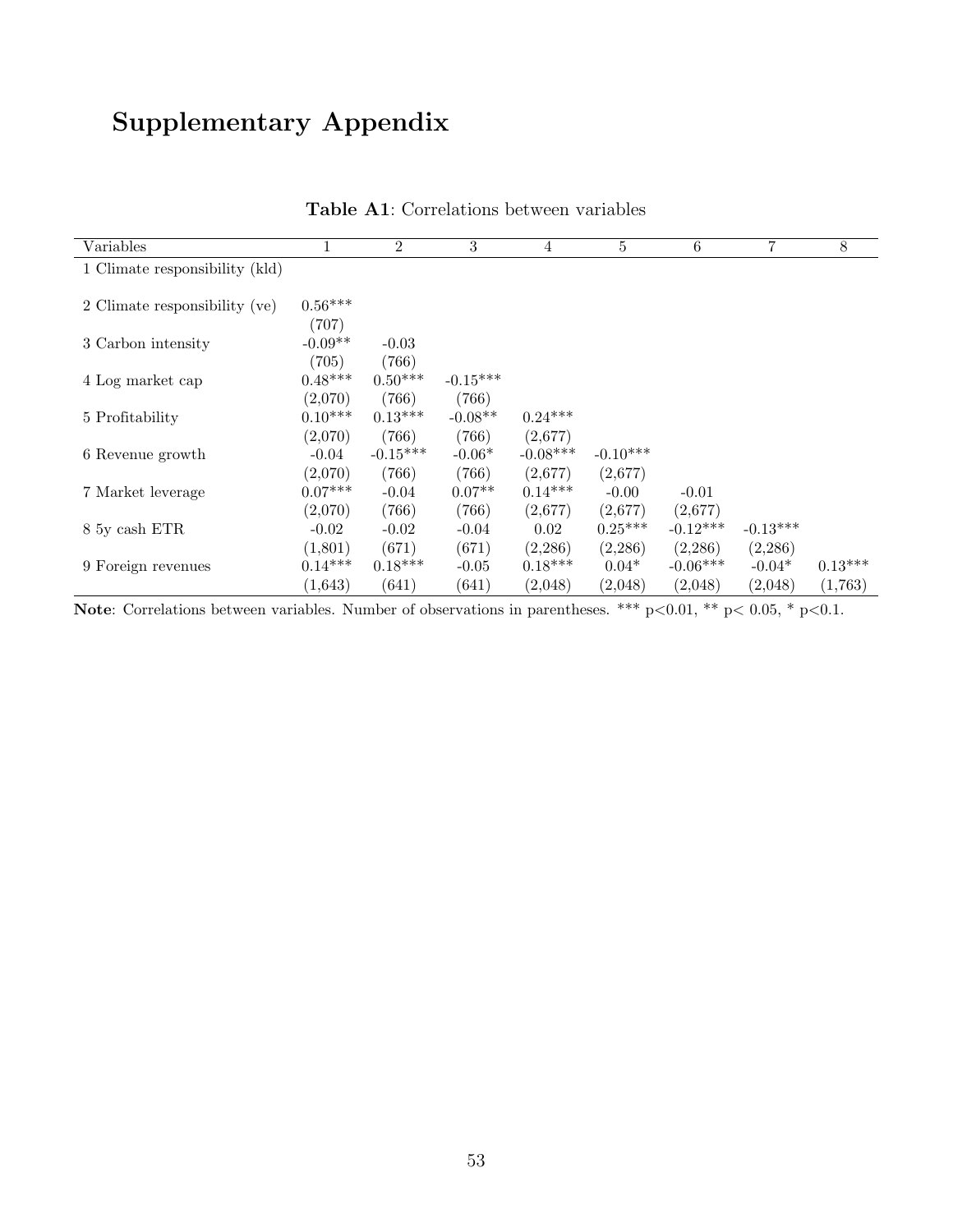# Supplementary Appendix

**Table A1**: Correlations between variables

| Variables | 1 | 2 | 3 | 4 | 5 | 6 | 7 | 8 |
|---|---|---|---|---|---|---|---|---|
| 1 Climate responsibility (kld) | | | | | | | | |
| 2 Climate responsibility (ve) | 0.56*** | | | | | | | |
| | (707) | | | | | | | |
| 3 Carbon intensity | -0.09** | -0.03 | | | | | | |
| | (705) | (766) | | | | | | |
| 4 Log market cap | 0.48*** | 0.50*** | -0.15*** | | | | | |
| | (2,070) | (766) | (766) | | | | | |
| 5 Profitability | 0.10*** | 0.13*** | -0.08** | 0.24*** | | | | |
| | (2,070) | (766) | (766) | (2,677) | | | | |
| 6 Revenue growth | -0.04 | -0.15*** | -0.06* | -0.08*** | -0.10*** | | | |
| | (2,070) | (766) | (766) | (2,677) | (2,677) | | | |
| 7 Market leverage | 0.07*** | -0.04 | 0.07** | 0.14*** | -0.00 | -0.01 | | |
| | (2,070) | (766) | (766) | (2,677) | (2,677) | (2,677) | | |
| 8 5y cash ETR | -0.02 | -0.02 | -0.04 | 0.02 | 0.25*** | -0.12*** | -0.13*** | |
| | (1,801) | (671) | (671) | (2,286) | (2,286) | (2,286) | (2,286) | |
| 9 Foreign revenues | 0.14*** | 0.18*** | -0.05 | 0.18*** | 0.04* | -0.06*** | -0.04* | 0.13*** |
| | (1,643) | (641) | (641) | (2,048) | (2,048) | (2,048) | (2,048) | (1,763) |

**Note**: Correlations between variables. Number of observations in parentheses. *** $p<0.01$, ** $p< 0.05$, * $p<0.1$.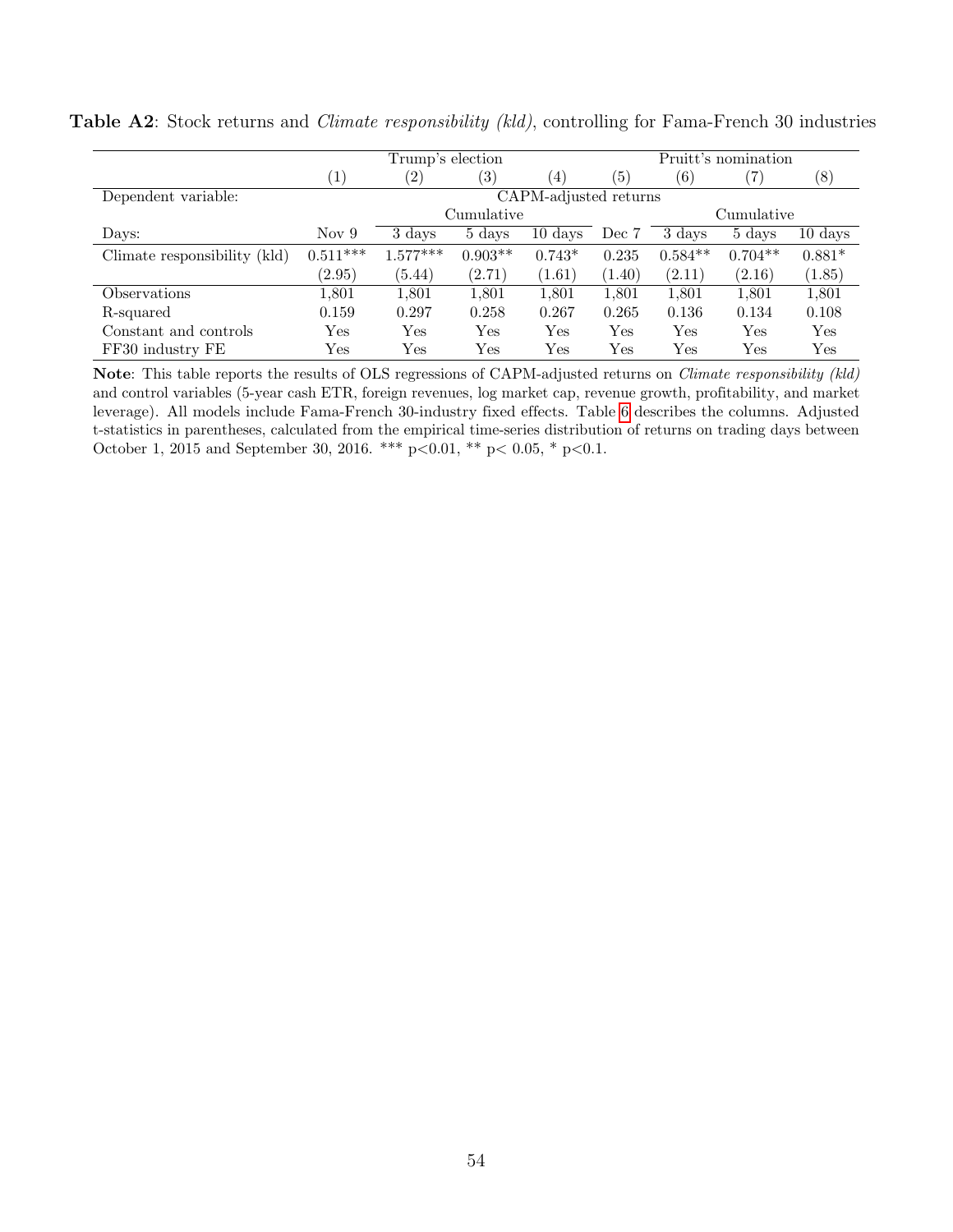**Table A2**: Stock returns and *Climate responsibility (kld)*, controlling for Fama-French 30 industries

| | Trump's election | | | | Pruitt's nomination | | | |
|---|---|---|---|---|---|---|---|---|
| | (1) | (2) | (3) | (4) | (5) | (6) | (7) | (8) |
| Dependent variable: | CAPM-adjusted returns | | | | | | | |
| | | Cumulative | | | | Cumulative | | |
| Days: | Nov 9 | 3 days | 5 days | 10 days | Dec 7 | 3 days | 5 days | 10 days |
| Climate responsibility (kld) | 0.511*** | 1.577*** | 0.903** | 0.743* | 0.235 | 0.584** | 0.704** | 0.881* |
| | (2.95) | (5.44) | (2.71) | (1.61) | (1.40) | (2.11) | (2.16) | (1.85) |
| Observations | 1,801 | 1,801 | 1,801 | 1,801 | 1,801 | 1,801 | 1,801 | 1,801 |
| R-squared | 0.159 | 0.297 | 0.258 | 0.267 | 0.265 | 0.136 | 0.134 | 0.108 |
| Constant and controls | Yes | Yes | Yes | Yes | Yes | Yes | Yes | Yes |
| FF30 industry FE | Yes | Yes | Yes | Yes | Yes | Yes | Yes | Yes |

**Note**: This table reports the results of OLS regressions of CAPM-adjusted returns on *Climate responsibility (kld)* and control variables (5-year cash ETR, foreign revenues, log market cap, revenue growth, profitability, and market leverage). All models include Fama-French 30-industry fixed effects. Table 6 describes the columns. Adjusted t-statistics in parentheses, calculated from the empirical time-series distribution of returns on trading days between October 1, 2015 and September 30, 2016. *** p<0.01, ** p< 0.05, * p<0.1.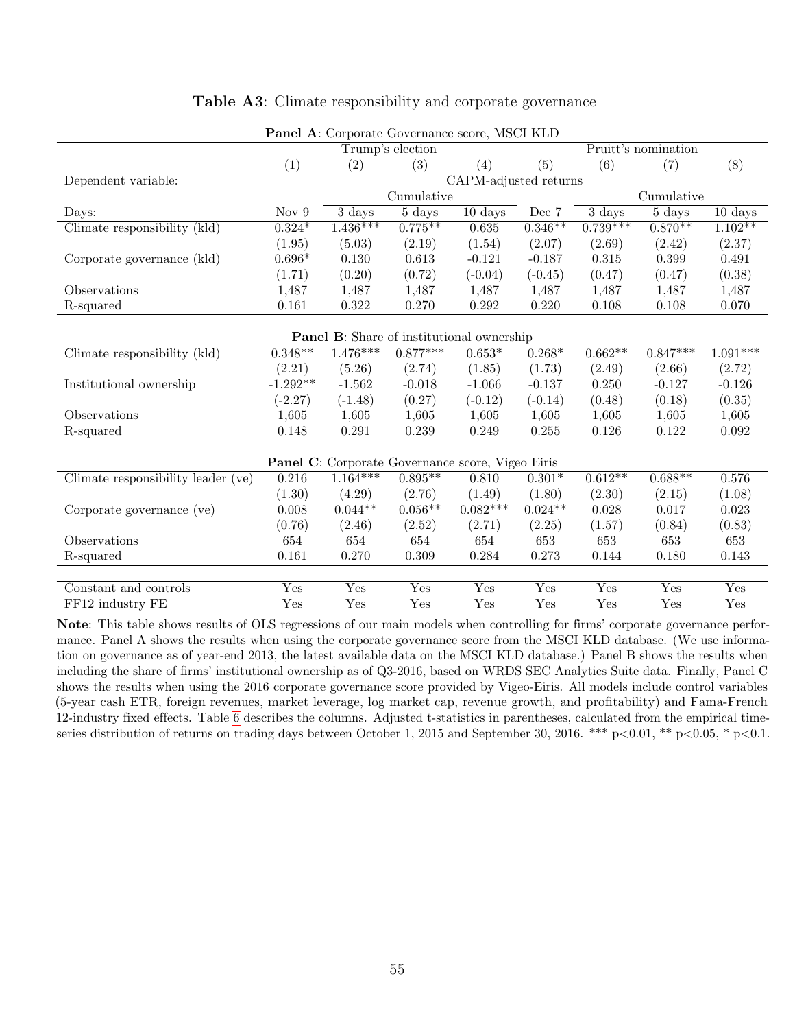**Table A3**: Climate responsibility and corporate governance

| | Trump's election | | | | Pruitt's nomination | | | |
|---|---|---|---|---|---|---|---|---|
| | (1) | (2) | (3) | (4) | (5) | (6) | (7) | (8) |
| Dependent variable: | CAPM-adjusted returns | | | | | | | |
| | | Cumulative | | | | Cumulative | | |
| Days: | Nov 9 | 3 days | 5 days | 10 days | Dec 7 | 3 days | 5 days | 10 days |
| **Panel A**: Corporate Governance score, MSCI KLD | | | | | | | | |
| Climate responsibility (kld) | 0.324* | 1.436*** | 0.775** | 0.635 | 0.346** | 0.739*** | 0.870** | 1.102** |
| | (1.95) | (5.03) | (2.19) | (1.54) | (2.07) | (2.69) | (2.42) | (2.37) |
| Corporate governance (kld) | 0.696* | 0.130 | 0.613 | -0.121 | -0.187 | 0.315 | 0.399 | 0.491 |
| | (1.71) | (0.20) | (0.72) | (-0.04) | (-0.45) | (0.47) | (0.47) | (0.38) |
| Observations | 1,487 | 1,487 | 1,487 | 1,487 | 1,487 | 1,487 | 1,487 | 1,487 |
| R-squared | 0.161 | 0.322 | 0.270 | 0.292 | 0.220 | 0.108 | 0.108 | 0.070 |
| **Panel B**: Share of institutional ownership | | | | | | | | |
| Climate responsibility (kld) | 0.348** | 1.476*** | 0.877*** | 0.653* | 0.268* | 0.662** | 0.847*** | 1.091*** |
| | (2.21) | (5.26) | (2.74) | (1.85) | (1.73) | (2.49) | (2.66) | (2.72) |
| Institutional ownership | -1.292** | -1.562 | -0.018 | -1.066 | -0.137 | 0.250 | -0.127 | -0.126 |
| | (-2.27) | (-1.48) | (0.27) | (-0.12) | (-0.14) | (0.48) | (0.18) | (0.35) |
| Observations | 1,605 | 1,605 | 1,605 | 1,605 | 1,605 | 1,605 | 1,605 | 1,605 |
| R-squared | 0.148 | 0.291 | 0.239 | 0.249 | 0.255 | 0.126 | 0.122 | 0.092 |
| **Panel C**: Corporate Governance score, Vigeo Eiris | | | | | | | | |
| Climate responsibility leader (ve) | 0.216 | 1.164*** | 0.895** | 0.810 | 0.301* | 0.612** | 0.688** | 0.576 |
| | (1.30) | (4.29) | (2.76) | (1.49) | (1.80) | (2.30) | (2.15) | (1.08) |
| Corporate governance (ve) | 0.008 | 0.044** | 0.056** | 0.082*** | 0.024** | 0.028 | 0.017 | 0.023 |
| | (0.76) | (2.46) | (2.52) | (2.71) | (2.25) | (1.57) | (0.84) | (0.83) |
| Observations | 654 | 654 | 654 | 654 | 653 | 653 | 653 | 653 |
| R-squared | 0.161 | 0.270 | 0.309 | 0.284 | 0.273 | 0.144 | 0.180 | 0.143 |
| Constant and controls | Yes | Yes | Yes | Yes | Yes | Yes | Yes | Yes |
| FF12 industry FE | Yes | Yes | Yes | Yes | Yes | Yes | Yes | Yes |

**Note**: This table shows results of OLS regressions of our main models when controlling for firms' corporate governance performance. Panel A shows the results when using the corporate governance score from the MSCI KLD database. (We use information on governance as of year-end 2013, the latest available data on the MSCI KLD database.) Panel B shows the results when including the share of firms' institutional ownership as of Q3-2016, based on WRDS SEC Analytics Suite data. Finally, Panel C shows the results when using the 2016 corporate governance score provided by Vigeo-Eiris. All models include control variables (5-year cash ETR, foreign revenues, market leverage, log market cap, revenue growth, and profitability) and Fama-French 12-industry fixed effects. Table 6 describes the columns. Adjusted t-statistics in parentheses, calculated from the empirical time-series distribution of returns on trading days between October 1, 2015 and September 30, 2016. *** p<0.01, ** p<0.05, * p<0.1.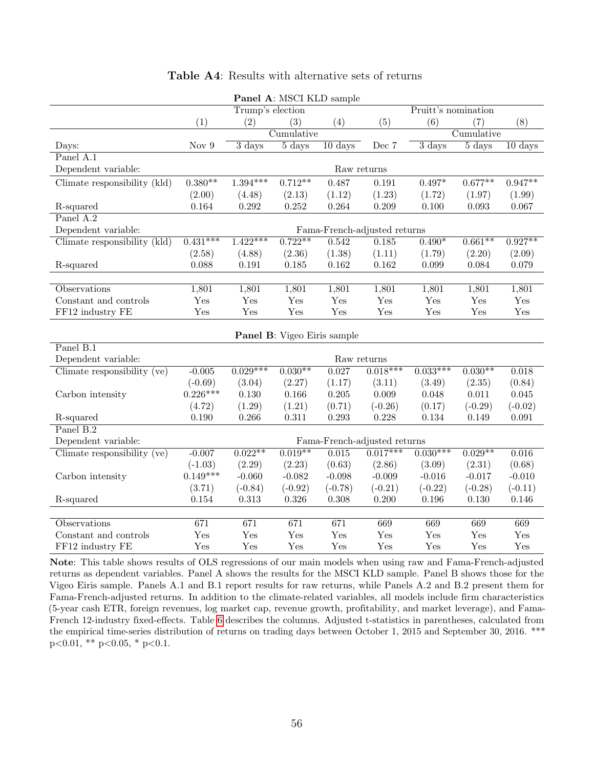**Table A4**: Results with alternative sets of returns

**Panel A**: MSCI KLD sample

| | Trump's election | | | | Pruitt's nomination | | | |
|---|---|---|---|---|---|---|---|---|
| | (1) | (2) | (3) | (4) | (5) | (6) | (7) | (8) |
| | | Cumulative | | | | Cumulative | | |
| Days: | Nov 9 | 3 days | 5 days | 10 days | Dec 7 | 3 days | 5 days | 10 days |
| Panel A.1 | | | | | | | | |
| Dependent variable: | Raw returns | | | | | | | |
| Climate responsibility (kld) | 0.380** | 1.394*** | 0.712** | 0.487 | 0.191 | 0.497* | 0.677** | 0.947** |
| | (2.00) | (4.48) | (2.13) | (1.12) | (1.23) | (1.72) | (1.97) | (1.99) |
| R-squared | 0.164 | 0.292 | 0.252 | 0.264 | 0.209 | 0.100 | 0.093 | 0.067 |
| Panel A.2 | | | | | | | | |
| Dependent variable: | Fama-French-adjusted returns | | | | | | | |
| Climate responsibility (kld) | 0.431*** | 1.422*** | 0.722** | 0.542 | 0.185 | 0.490* | 0.661** | 0.927** |
| | (2.58) | (4.88) | (2.36) | (1.38) | (1.11) | (1.79) | (2.20) | (2.09) |
| R-squared | 0.088 | 0.191 | 0.185 | 0.162 | 0.162 | 0.099 | 0.084 | 0.079 |
| Observations | 1,801 | 1,801 | 1,801 | 1,801 | 1,801 | 1,801 | 1,801 | 1,801 |
| Constant and controls | Yes | Yes | Yes | Yes | Yes | Yes | Yes | Yes |
| FF12 industry FE | Yes | Yes | Yes | Yes | Yes | Yes | Yes | Yes |

**Panel B**: Vigeo Eiris sample

| | (1) | (2) | (3) | (4) | (5) | (6) | (7) | (8) |
|---|---|---|---|---|---|---|---|---|
| Panel B.1 | | | | | | | | |
| Dependent variable: | Raw returns | | | | | | | |
| Climate responsibility (ve) | -0.005 | 0.029*** | 0.030** | 0.027 | 0.018*** | 0.033*** | 0.030** | 0.018 |
| | (-0.69) | (3.04) | (2.27) | (1.17) | (3.11) | (3.49) | (2.35) | (0.84) |
| Carbon intensity | 0.226*** | 0.130 | 0.166 | 0.205 | 0.009 | 0.048 | 0.011 | 0.045 |
| | (4.72) | (1.29) | (1.21) | (0.71) | (-0.26) | (0.17) | (-0.29) | (-0.02) |
| R-squared | 0.190 | 0.266 | 0.311 | 0.293 | 0.228 | 0.134 | 0.149 | 0.091 |
| Panel B.2 | | | | | | | | |
| Dependent variable: | Fama-French-adjusted returns | | | | | | | |
| Climate responsibility (ve) | -0.007 | 0.022** | 0.019** | 0.015 | 0.017*** | 0.030*** | 0.029** | 0.016 |
| | (-1.03) | (2.29) | (2.23) | (0.63) | (2.86) | (3.09) | (2.31) | (0.68) |
| Carbon intensity | 0.149*** | -0.060 | -0.082 | -0.098 | -0.009 | -0.016 | -0.017 | -0.010 |
| | (3.71) | (-0.84) | (-0.92) | (-0.78) | (-0.21) | (-0.22) | (-0.28) | (-0.11) |
| R-squared | 0.154 | 0.313 | 0.326 | 0.308 | 0.200 | 0.196 | 0.130 | 0.146 |
| Observations | 671 | 671 | 671 | 671 | 669 | 669 | 669 | 669 |
| Constant and controls | Yes | Yes | Yes | Yes | Yes | Yes | Yes | Yes |
| FF12 industry FE | Yes | Yes | Yes | Yes | Yes | Yes | Yes | Yes |

**Note**: This table shows results of OLS regressions of our main models when using raw and Fama-French-adjusted returns as dependent variables. Panel A shows the results for the MSCI KLD sample. Panel B shows those for the Vigeo Eiris sample. Panels A.1 and B.1 report results for raw returns, while Panels A.2 and B.2 present them for Fama-French-adjusted returns. In addition to the climate-related variables, all models include firm characteristics (5-year cash ETR, foreign revenues, log market cap, revenue growth, profitability, and market leverage), and Fama-French 12-industry fixed-effects. Table 6 describes the columns. Adjusted t-statistics in parentheses, calculated from the empirical time-series distribution of returns on trading days between October 1, 2015 and September 30, 2016. *** p<0.01, ** p<0.05, * p<0.1.